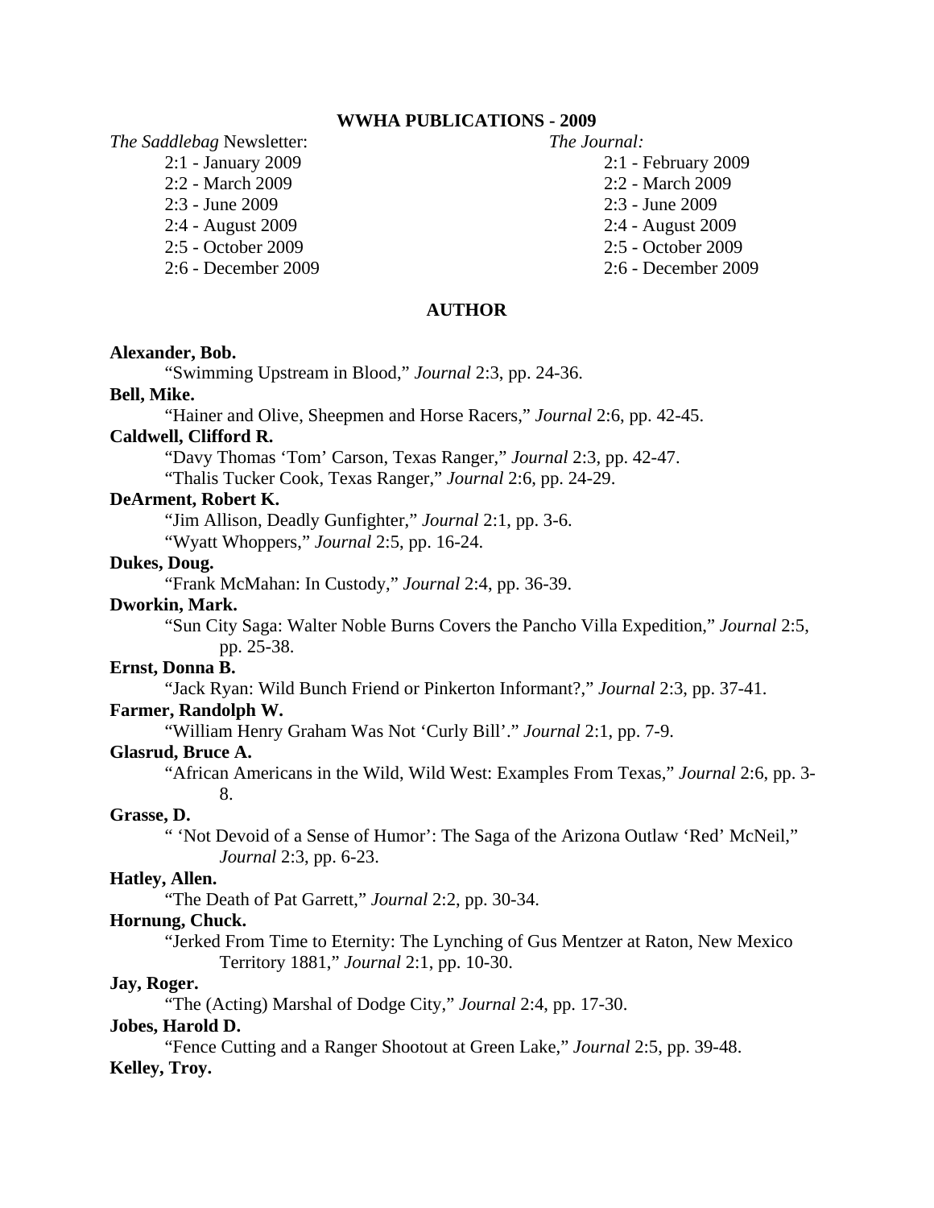## WWHA PUBLICATIONS - 2009

*The Saddlebag* Newsletter:

- 2:1 - January 2009
- 2:2 - March 2009
- 2:3 - June 2009
- 2:4 - August 2009
- 2:5 - October 2009
- 2:6 - December 2009

*The Journal:*

- 2:1 - February 2009
- 2:2 - March 2009
- 2:3 - June 2009
- 2:4 - August 2009
- 2:5 - October 2009
- 2:6 - December 2009

## AUTHOR

**Alexander, Bob.**
"Swimming Upstream in Blood," *Journal* 2:3, pp. 24-36.

**Bell, Mike.**
"Hainer and Olive, Sheepmen and Horse Racers," *Journal* 2:6, pp. 42-45.

**Caldwell, Clifford R.**
"Davy Thomas 'Tom' Carson, Texas Ranger," *Journal* 2:3, pp. 42-47.
"Thalis Tucker Cook, Texas Ranger," *Journal* 2:6, pp. 24-29.

**DeArment, Robert K.**
"Jim Allison, Deadly Gunfighter," *Journal* 2:1, pp. 3-6.
"Wyatt Whoppers," *Journal* 2:5, pp. 16-24.

**Dukes, Doug.**
"Frank McMahan: In Custody," *Journal* 2:4, pp. 36-39.

**Dworkin, Mark.**
"Sun City Saga: Walter Noble Burns Covers the Pancho Villa Expedition," *Journal* 2:5, pp. 25-38.

**Ernst, Donna B.**
"Jack Ryan: Wild Bunch Friend or Pinkerton Informant?," *Journal* 2:3, pp. 37-41.

**Farmer, Randolph W.**
"William Henry Graham Was Not 'Curly Bill'." *Journal* 2:1, pp. 7-9.

**Glasrud, Bruce A.**
"African Americans in the Wild, Wild West: Examples From Texas," *Journal* 2:6, pp. 3-8.

**Grasse, D.**
" 'Not Devoid of a Sense of Humor': The Saga of the Arizona Outlaw 'Red' McNeil," *Journal* 2:3, pp. 6-23.

**Hatley, Allen.**
"The Death of Pat Garrett," *Journal* 2:2, pp. 30-34.

**Hornung, Chuck.**
"Jerked From Time to Eternity: The Lynching of Gus Mentzer at Raton, New Mexico Territory 1881," *Journal* 2:1, pp. 10-30.

**Jay, Roger.**
"The (Acting) Marshal of Dodge City," *Journal* 2:4, pp. 17-30.

**Jobes, Harold D.**
"Fence Cutting and a Ranger Shootout at Green Lake," *Journal* 2:5, pp. 39-48.

**Kelley, Troy.**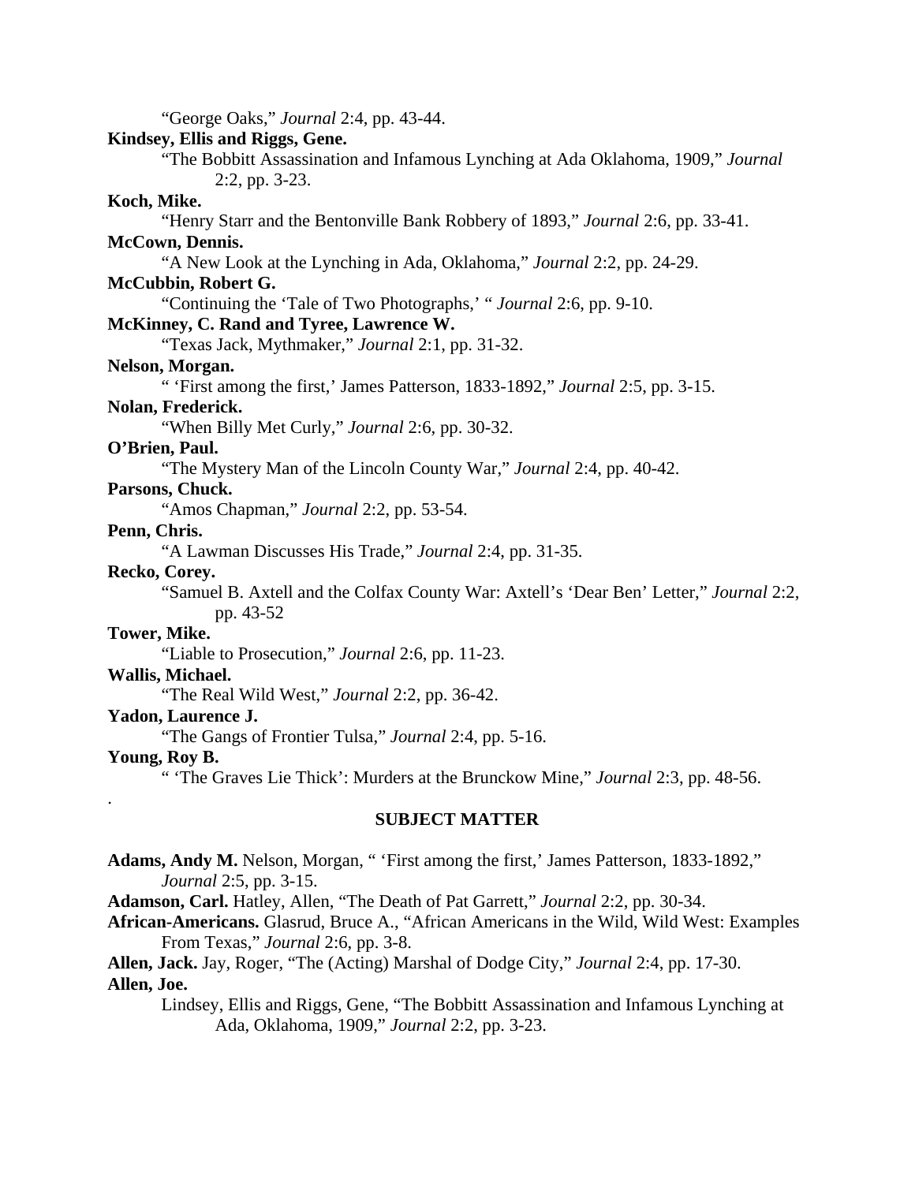"George Oaks," *Journal* 2:4, pp. 43-44.

**Kindsey, Ellis and Riggs, Gene.**
"The Bobbitt Assassination and Infamous Lynching at Ada Oklahoma, 1909," *Journal* 2:2, pp. 3-23.

**Koch, Mike.**
"Henry Starr and the Bentonville Bank Robbery of 1893," *Journal* 2:6, pp. 33-41.

**McCown, Dennis.**
"A New Look at the Lynching in Ada, Oklahoma," *Journal* 2:2, pp. 24-29.

**McCubbin, Robert G.**
"Continuing the 'Tale of Two Photographs,' " *Journal* 2:6, pp. 9-10.

**McKinney, C. Rand and Tyree, Lawrence W.**
"Texas Jack, Mythmaker," *Journal* 2:1, pp. 31-32.

**Nelson, Morgan.**
" 'First among the first,' James Patterson, 1833-1892," *Journal* 2:5, pp. 3-15.

**Nolan, Frederick.**
"When Billy Met Curly," *Journal* 2:6, pp. 30-32.

**O'Brien, Paul.**
"The Mystery Man of the Lincoln County War," *Journal* 2:4, pp. 40-42.

**Parsons, Chuck.**
"Amos Chapman," *Journal* 2:2, pp. 53-54.

**Penn, Chris.**
"A Lawman Discusses His Trade," *Journal* 2:4, pp. 31-35.

**Recko, Corey.**
"Samuel B. Axtell and the Colfax County War: Axtell's 'Dear Ben' Letter," *Journal* 2:2, pp. 43-52

**Tower, Mike.**
"Liable to Prosecution," *Journal* 2:6, pp. 11-23.

**Wallis, Michael.**
"The Real Wild West," *Journal* 2:2, pp. 36-42.

**Yadon, Laurence J.**
"The Gangs of Frontier Tulsa," *Journal* 2:4, pp. 5-16.

**Young, Roy B.**
" 'The Graves Lie Thick': Murders at the Brunckow Mine," *Journal* 2:3, pp. 48-56.

.

## SUBJECT MATTER

**Adams, Andy M.** Nelson, Morgan, " 'First among the first,' James Patterson, 1833-1892," *Journal* 2:5, pp. 3-15.

**Adamson, Carl.** Hatley, Allen, "The Death of Pat Garrett," *Journal* 2:2, pp. 30-34.

**African-Americans.** Glasrud, Bruce A., "African Americans in the Wild, Wild West: Examples From Texas," *Journal* 2:6, pp. 3-8.

**Allen, Jack.** Jay, Roger, "The (Acting) Marshal of Dodge City," *Journal* 2:4, pp. 17-30.

**Allen, Joe.**
Lindsey, Ellis and Riggs, Gene, "The Bobbitt Assassination and Infamous Lynching at Ada, Oklahoma, 1909," *Journal* 2:2, pp. 3-23.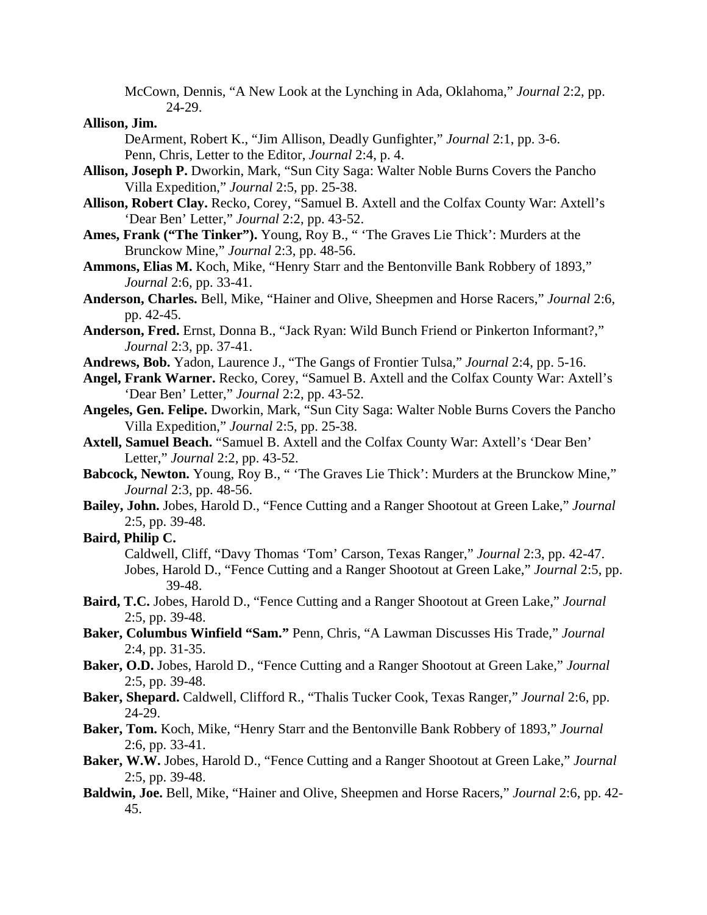McCown, Dennis, "A New Look at the Lynching in Ada, Oklahoma," *Journal* 2:2, pp. 24-29.

**Allison, Jim.**
DeArment, Robert K., "Jim Allison, Deadly Gunfighter," *Journal* 2:1, pp. 3-6.
Penn, Chris, Letter to the Editor, *Journal* 2:4, p. 4.

**Allison, Joseph P.** Dworkin, Mark, "Sun City Saga: Walter Noble Burns Covers the Pancho Villa Expedition," *Journal* 2:5, pp. 25-38.

**Allison, Robert Clay.** Recko, Corey, "Samuel B. Axtell and the Colfax County War: Axtell's 'Dear Ben' Letter," *Journal* 2:2, pp. 43-52.

**Ames, Frank ("The Tinker").** Young, Roy B., " 'The Graves Lie Thick': Murders at the Brunckow Mine," *Journal* 2:3, pp. 48-56.

**Ammons, Elias M.** Koch, Mike, "Henry Starr and the Bentonville Bank Robbery of 1893," *Journal* 2:6, pp. 33-41.

**Anderson, Charles.** Bell, Mike, "Hainer and Olive, Sheepmen and Horse Racers," *Journal* 2:6, pp. 42-45.

**Anderson, Fred.** Ernst, Donna B., "Jack Ryan: Wild Bunch Friend or Pinkerton Informant?," *Journal* 2:3, pp. 37-41.

**Andrews, Bob.** Yadon, Laurence J., "The Gangs of Frontier Tulsa," *Journal* 2:4, pp. 5-16.

**Angel, Frank Warner.** Recko, Corey, "Samuel B. Axtell and the Colfax County War: Axtell's 'Dear Ben' Letter," *Journal* 2:2, pp. 43-52.

**Angeles, Gen. Felipe.** Dworkin, Mark, "Sun City Saga: Walter Noble Burns Covers the Pancho Villa Expedition," *Journal* 2:5, pp. 25-38.

**Axtell, Samuel Beach.** "Samuel B. Axtell and the Colfax County War: Axtell's 'Dear Ben' Letter," *Journal* 2:2, pp. 43-52.

**Babcock, Newton.** Young, Roy B., " 'The Graves Lie Thick': Murders at the Brunckow Mine," *Journal* 2:3, pp. 48-56.

**Bailey, John.** Jobes, Harold D., "Fence Cutting and a Ranger Shootout at Green Lake," *Journal* 2:5, pp. 39-48.

**Baird, Philip C.**
Caldwell, Cliff, "Davy Thomas 'Tom' Carson, Texas Ranger," *Journal* 2:3, pp. 42-47.
Jobes, Harold D., "Fence Cutting and a Ranger Shootout at Green Lake," *Journal* 2:5, pp. 39-48.

**Baird, T.C.** Jobes, Harold D., "Fence Cutting and a Ranger Shootout at Green Lake," *Journal* 2:5, pp. 39-48.

**Baker, Columbus Winfield "Sam."** Penn, Chris, "A Lawman Discusses His Trade," *Journal* 2:4, pp. 31-35.

**Baker, O.D.** Jobes, Harold D., "Fence Cutting and a Ranger Shootout at Green Lake," *Journal* 2:5, pp. 39-48.

**Baker, Shepard.** Caldwell, Clifford R., "Thalis Tucker Cook, Texas Ranger," *Journal* 2:6, pp. 24-29.

**Baker, Tom.** Koch, Mike, "Henry Starr and the Bentonville Bank Robbery of 1893," *Journal* 2:6, pp. 33-41.

**Baker, W.W.** Jobes, Harold D., "Fence Cutting and a Ranger Shootout at Green Lake," *Journal* 2:5, pp. 39-48.

**Baldwin, Joe.** Bell, Mike, "Hainer and Olive, Sheepmen and Horse Racers," *Journal* 2:6, pp. 42-45.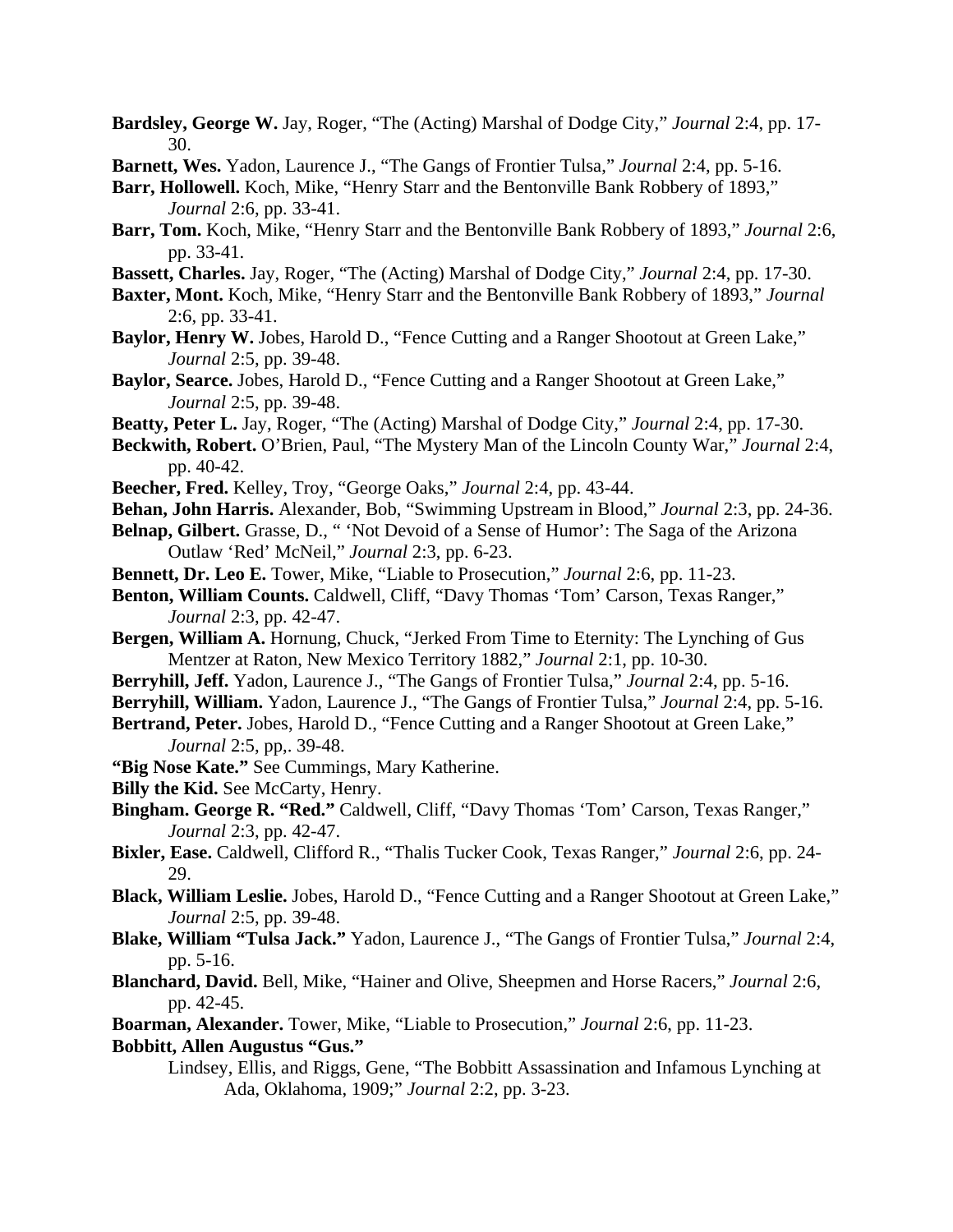**Bardsley, George W.** Jay, Roger, "The (Acting) Marshal of Dodge City," *Journal* 2:4, pp. 17-30.

**Barnett, Wes.** Yadon, Laurence J., "The Gangs of Frontier Tulsa," *Journal* 2:4, pp. 5-16.

**Barr, Hollowell.** Koch, Mike, "Henry Starr and the Bentonville Bank Robbery of 1893," *Journal* 2:6, pp. 33-41.

**Barr, Tom.** Koch, Mike, "Henry Starr and the Bentonville Bank Robbery of 1893," *Journal* 2:6, pp. 33-41.

**Bassett, Charles.** Jay, Roger, "The (Acting) Marshal of Dodge City," *Journal* 2:4, pp. 17-30.

**Baxter, Mont.** Koch, Mike, "Henry Starr and the Bentonville Bank Robbery of 1893," *Journal* 2:6, pp. 33-41.

**Baylor, Henry W.** Jobes, Harold D., "Fence Cutting and a Ranger Shootout at Green Lake," *Journal* 2:5, pp. 39-48.

**Baylor, Searce.** Jobes, Harold D., "Fence Cutting and a Ranger Shootout at Green Lake," *Journal* 2:5, pp. 39-48.

**Beatty, Peter L.** Jay, Roger, "The (Acting) Marshal of Dodge City," *Journal* 2:4, pp. 17-30.

**Beckwith, Robert.** O'Brien, Paul, "The Mystery Man of the Lincoln County War," *Journal* 2:4, pp. 40-42.

**Beecher, Fred.** Kelley, Troy, "George Oaks," *Journal* 2:4, pp. 43-44.

**Behan, John Harris.** Alexander, Bob, "Swimming Upstream in Blood," *Journal* 2:3, pp. 24-36.

**Belnap, Gilbert.** Grasse, D., " 'Not Devoid of a Sense of Humor': The Saga of the Arizona Outlaw 'Red' McNeil," *Journal* 2:3, pp. 6-23.

**Bennett, Dr. Leo E.** Tower, Mike, "Liable to Prosecution," *Journal* 2:6, pp. 11-23.

**Benton, William Counts.** Caldwell, Cliff, "Davy Thomas 'Tom' Carson, Texas Ranger," *Journal* 2:3, pp. 42-47.

**Bergen, William A.** Hornung, Chuck, "Jerked From Time to Eternity: The Lynching of Gus Mentzer at Raton, New Mexico Territory 1882," *Journal* 2:1, pp. 10-30.

**Berryhill, Jeff.** Yadon, Laurence J., "The Gangs of Frontier Tulsa," *Journal* 2:4, pp. 5-16.

**Berryhill, William.** Yadon, Laurence J., "The Gangs of Frontier Tulsa," *Journal* 2:4, pp. 5-16.

**Bertrand, Peter.** Jobes, Harold D., "Fence Cutting and a Ranger Shootout at Green Lake," *Journal* 2:5, pp,. 39-48.

**"Big Nose Kate."** See Cummings, Mary Katherine.

**Billy the Kid.** See McCarty, Henry.

**Bingham. George R. "Red."** Caldwell, Cliff, "Davy Thomas 'Tom' Carson, Texas Ranger," *Journal* 2:3, pp. 42-47.

**Bixler, Ease.** Caldwell, Clifford R., "Thalis Tucker Cook, Texas Ranger," *Journal* 2:6, pp. 24-29.

**Black, William Leslie.** Jobes, Harold D., "Fence Cutting and a Ranger Shootout at Green Lake," *Journal* 2:5, pp. 39-48.

**Blake, William "Tulsa Jack."** Yadon, Laurence J., "The Gangs of Frontier Tulsa," *Journal* 2:4, pp. 5-16.

**Blanchard, David.** Bell, Mike, "Hainer and Olive, Sheepmen and Horse Racers," *Journal* 2:6, pp. 42-45.

**Boarman, Alexander.** Tower, Mike, "Liable to Prosecution," *Journal* 2:6, pp. 11-23.

**Bobbitt, Allen Augustus "Gus."**

Lindsey, Ellis, and Riggs, Gene, "The Bobbitt Assassination and Infamous Lynching at Ada, Oklahoma, 1909;" *Journal* 2:2, pp. 3-23.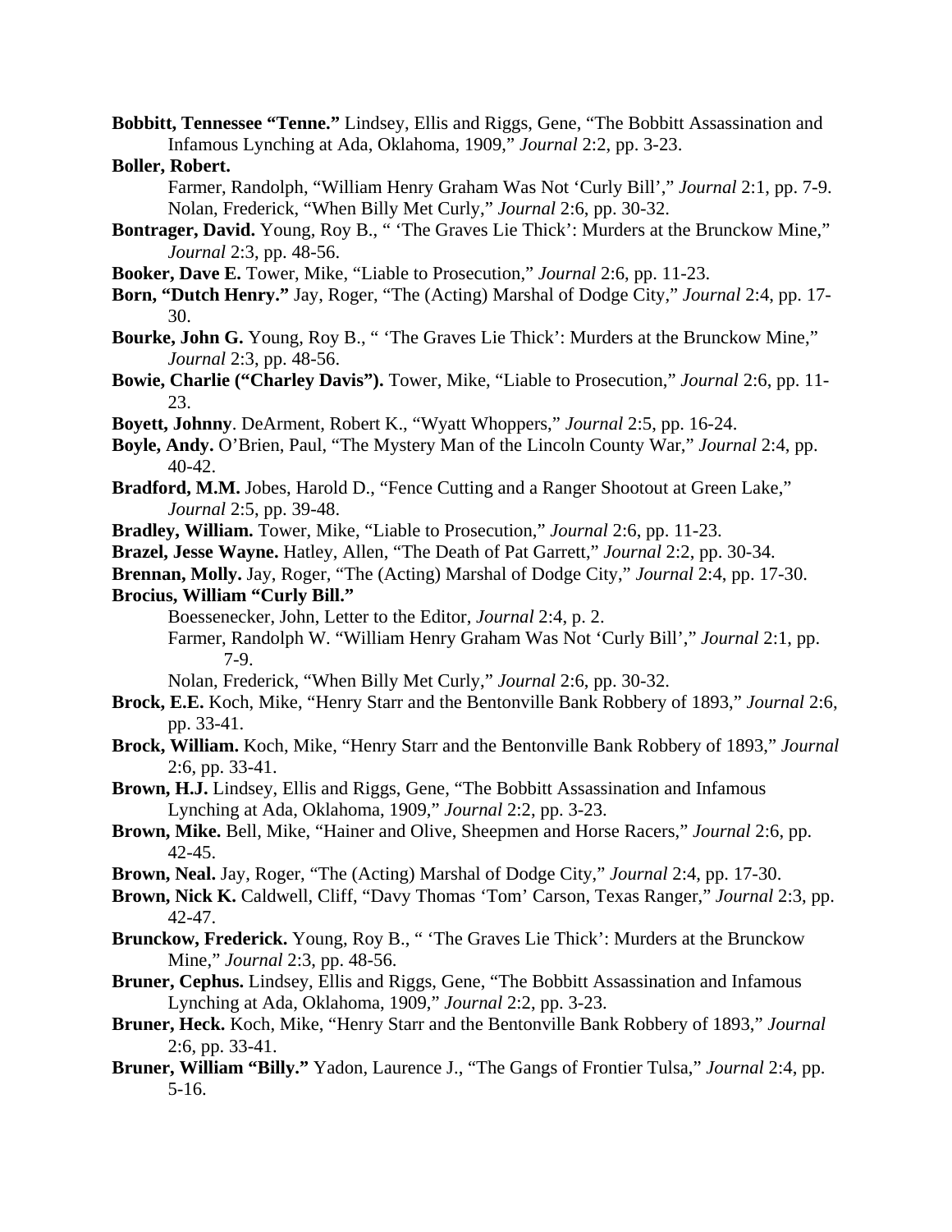**Bobbitt, Tennessee "Tenne."** Lindsey, Ellis and Riggs, Gene, "The Bobbitt Assassination and Infamous Lynching at Ada, Oklahoma, 1909," *Journal* 2:2, pp. 3-23.

**Boller, Robert.**
Farmer, Randolph, "William Henry Graham Was Not 'Curly Bill'," *Journal* 2:1, pp. 7-9.
Nolan, Frederick, "When Billy Met Curly," *Journal* 2:6, pp. 30-32.

**Bontrager, David.** Young, Roy B., " 'The Graves Lie Thick': Murders at the Brunckow Mine," *Journal* 2:3, pp. 48-56.

**Booker, Dave E.** Tower, Mike, "Liable to Prosecution," *Journal* 2:6, pp. 11-23.

**Born, "Dutch Henry."** Jay, Roger, "The (Acting) Marshal of Dodge City," *Journal* 2:4, pp. 17-30.

**Bourke, John G.** Young, Roy B., " 'The Graves Lie Thick': Murders at the Brunckow Mine," *Journal* 2:3, pp. 48-56.

**Bowie, Charlie ("Charley Davis").** Tower, Mike, "Liable to Prosecution," *Journal* 2:6, pp. 11-23.

**Boyett, Johnny**. DeArment, Robert K., "Wyatt Whoppers," *Journal* 2:5, pp. 16-24.

**Boyle, Andy.** O'Brien, Paul, "The Mystery Man of the Lincoln County War," *Journal* 2:4, pp. 40-42.

**Bradford, M.M.** Jobes, Harold D., "Fence Cutting and a Ranger Shootout at Green Lake," *Journal* 2:5, pp. 39-48.

**Bradley, William.** Tower, Mike, "Liable to Prosecution," *Journal* 2:6, pp. 11-23.

**Brazel, Jesse Wayne.** Hatley, Allen, "The Death of Pat Garrett," *Journal* 2:2, pp. 30-34.

**Brennan, Molly.** Jay, Roger, "The (Acting) Marshal of Dodge City," *Journal* 2:4, pp. 17-30.

**Brocius, William "Curly Bill."**
Boessenecker, John, Letter to the Editor, *Journal* 2:4, p. 2.
Farmer, Randolph W. "William Henry Graham Was Not 'Curly Bill'," *Journal* 2:1, pp. 7-9.
Nolan, Frederick, "When Billy Met Curly," *Journal* 2:6, pp. 30-32.

**Brock, E.E.** Koch, Mike, "Henry Starr and the Bentonville Bank Robbery of 1893," *Journal* 2:6, pp. 33-41.

**Brock, William.** Koch, Mike, "Henry Starr and the Bentonville Bank Robbery of 1893," *Journal* 2:6, pp. 33-41.

**Brown, H.J.** Lindsey, Ellis and Riggs, Gene, "The Bobbitt Assassination and Infamous Lynching at Ada, Oklahoma, 1909," *Journal* 2:2, pp. 3-23.

**Brown, Mike.** Bell, Mike, "Hainer and Olive, Sheepmen and Horse Racers," *Journal* 2:6, pp. 42-45.

**Brown, Neal.** Jay, Roger, "The (Acting) Marshal of Dodge City," *Journal* 2:4, pp. 17-30.

**Brown, Nick K.** Caldwell, Cliff, "Davy Thomas 'Tom' Carson, Texas Ranger," *Journal* 2:3, pp. 42-47.

**Brunckow, Frederick.** Young, Roy B., " 'The Graves Lie Thick': Murders at the Brunckow Mine," *Journal* 2:3, pp. 48-56.

**Bruner, Cephus.** Lindsey, Ellis and Riggs, Gene, "The Bobbitt Assassination and Infamous Lynching at Ada, Oklahoma, 1909," *Journal* 2:2, pp. 3-23.

**Bruner, Heck.** Koch, Mike, "Henry Starr and the Bentonville Bank Robbery of 1893," *Journal* 2:6, pp. 33-41.

**Bruner, William "Billy."** Yadon, Laurence J., "The Gangs of Frontier Tulsa," *Journal* 2:4, pp. 5-16.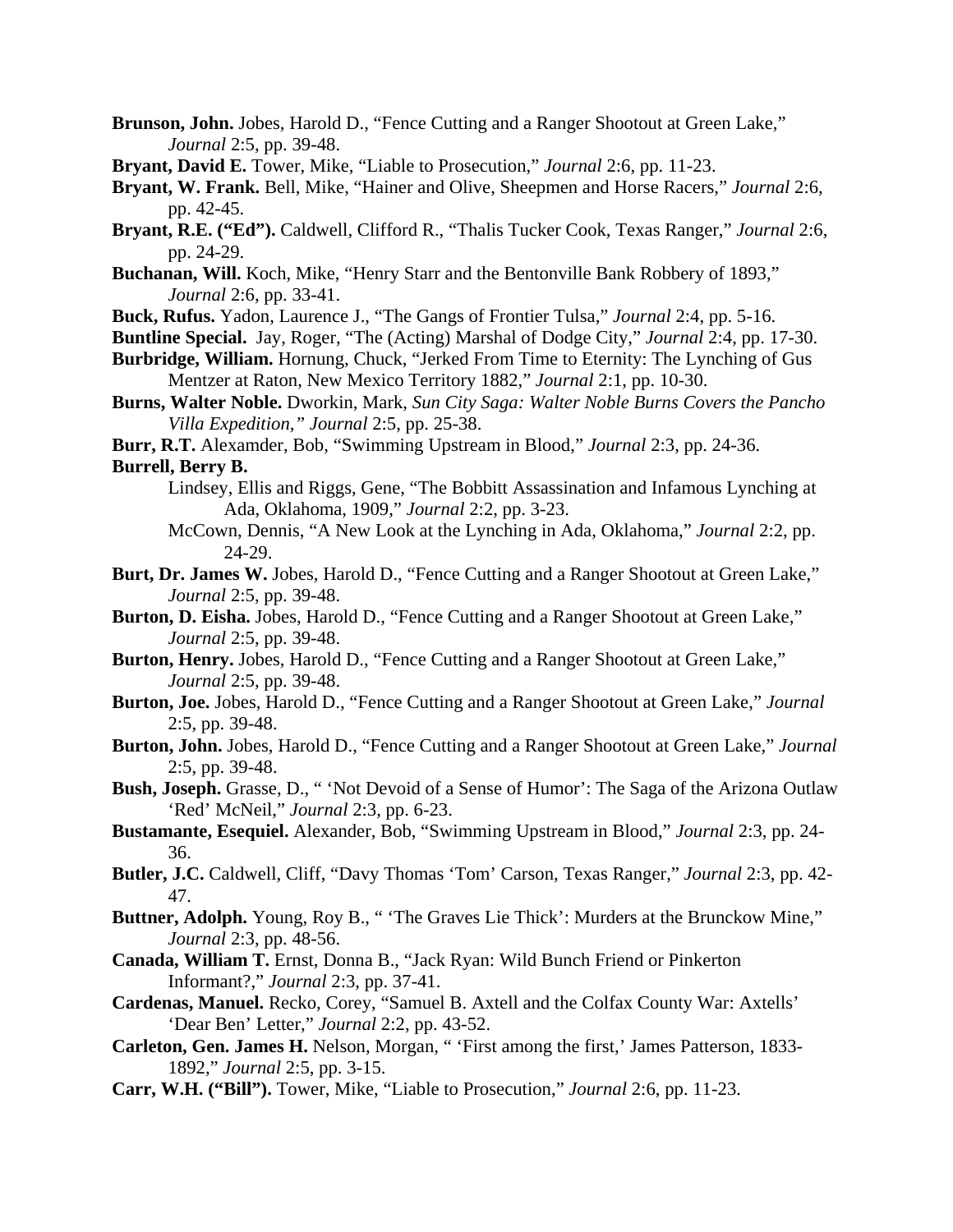**Brunson, John.** Jobes, Harold D., "Fence Cutting and a Ranger Shootout at Green Lake," *Journal* 2:5, pp. 39-48.

**Bryant, David E.** Tower, Mike, "Liable to Prosecution," *Journal* 2:6, pp. 11-23.

**Bryant, W. Frank.** Bell, Mike, "Hainer and Olive, Sheepmen and Horse Racers," *Journal* 2:6, pp. 42-45.

**Bryant, R.E. ("Ed").** Caldwell, Clifford R., "Thalis Tucker Cook, Texas Ranger," *Journal* 2:6, pp. 24-29.

**Buchanan, Will.** Koch, Mike, "Henry Starr and the Bentonville Bank Robbery of 1893," *Journal* 2:6, pp. 33-41.

**Buck, Rufus.** Yadon, Laurence J., "The Gangs of Frontier Tulsa," *Journal* 2:4, pp. 5-16.

**Buntline Special.** Jay, Roger, "The (Acting) Marshal of Dodge City," *Journal* 2:4, pp. 17-30.

**Burbridge, William.** Hornung, Chuck, "Jerked From Time to Eternity: The Lynching of Gus Mentzer at Raton, New Mexico Territory 1882," *Journal* 2:1, pp. 10-30.

**Burns, Walter Noble.** Dworkin, Mark, *Sun City Saga: Walter Noble Burns Covers the Pancho Villa Expedition," Journal* 2:5, pp. 25-38.

**Burr, R.T.** Alexamder, Bob, "Swimming Upstream in Blood," *Journal* 2:3, pp. 24-36.

**Burrell, Berry B.**

Lindsey, Ellis and Riggs, Gene, "The Bobbitt Assassination and Infamous Lynching at Ada, Oklahoma, 1909," *Journal* 2:2, pp. 3-23.

McCown, Dennis, "A New Look at the Lynching in Ada, Oklahoma," *Journal* 2:2, pp. 24-29.

**Burt, Dr. James W.** Jobes, Harold D., "Fence Cutting and a Ranger Shootout at Green Lake," *Journal* 2:5, pp. 39-48.

**Burton, D. Eisha.** Jobes, Harold D., "Fence Cutting and a Ranger Shootout at Green Lake," *Journal* 2:5, pp. 39-48.

**Burton, Henry.** Jobes, Harold D., "Fence Cutting and a Ranger Shootout at Green Lake," *Journal* 2:5, pp. 39-48.

**Burton, Joe.** Jobes, Harold D., "Fence Cutting and a Ranger Shootout at Green Lake," *Journal* 2:5, pp. 39-48.

**Burton, John.** Jobes, Harold D., "Fence Cutting and a Ranger Shootout at Green Lake," *Journal* 2:5, pp. 39-48.

**Bush, Joseph.** Grasse, D., " 'Not Devoid of a Sense of Humor': The Saga of the Arizona Outlaw 'Red' McNeil," *Journal* 2:3, pp. 6-23.

**Bustamante, Esequiel.** Alexander, Bob, "Swimming Upstream in Blood," *Journal* 2:3, pp. 24-36.

**Butler, J.C.** Caldwell, Cliff, "Davy Thomas 'Tom' Carson, Texas Ranger," *Journal* 2:3, pp. 42-47.

**Buttner, Adolph.** Young, Roy B., " 'The Graves Lie Thick': Murders at the Brunckow Mine," *Journal* 2:3, pp. 48-56.

**Canada, William T.** Ernst, Donna B., "Jack Ryan: Wild Bunch Friend or Pinkerton Informant?," *Journal* 2:3, pp. 37-41.

**Cardenas, Manuel.** Recko, Corey, "Samuel B. Axtell and the Colfax County War: Axtells' 'Dear Ben' Letter," *Journal* 2:2, pp. 43-52.

**Carleton, Gen. James H.** Nelson, Morgan, " 'First among the first,' James Patterson, 1833-1892," *Journal* 2:5, pp. 3-15.

**Carr, W.H. ("Bill").** Tower, Mike, "Liable to Prosecution," *Journal* 2:6, pp. 11-23.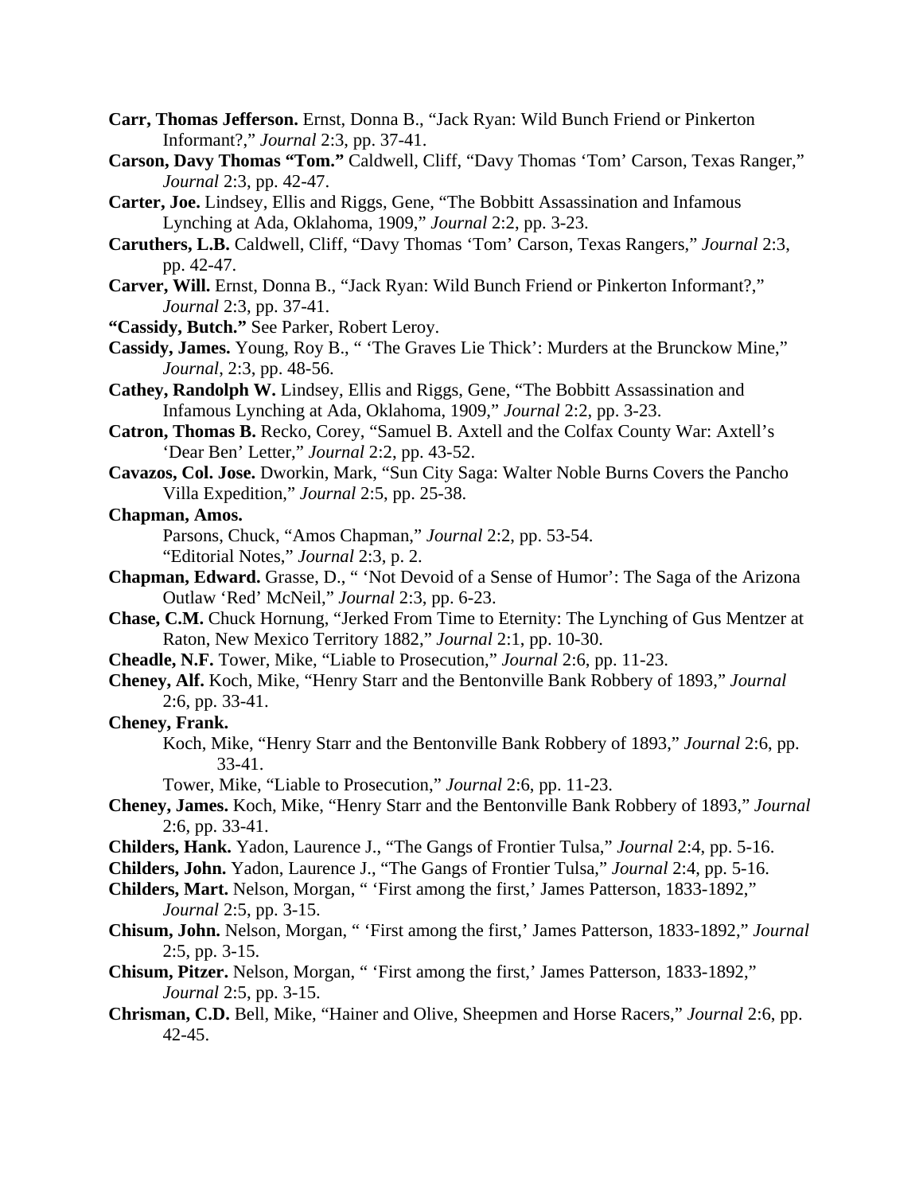**Carr, Thomas Jefferson.** Ernst, Donna B., "Jack Ryan: Wild Bunch Friend or Pinkerton Informant?," *Journal* 2:3, pp. 37-41.

**Carson, Davy Thomas "Tom."** Caldwell, Cliff, "Davy Thomas 'Tom' Carson, Texas Ranger," *Journal* 2:3, pp. 42-47.

**Carter, Joe.** Lindsey, Ellis and Riggs, Gene, "The Bobbitt Assassination and Infamous Lynching at Ada, Oklahoma, 1909," *Journal* 2:2, pp. 3-23.

**Caruthers, L.B.** Caldwell, Cliff, "Davy Thomas 'Tom' Carson, Texas Rangers," *Journal* 2:3, pp. 42-47.

**Carver, Will.** Ernst, Donna B., "Jack Ryan: Wild Bunch Friend or Pinkerton Informant?," *Journal* 2:3, pp. 37-41.

**"Cassidy, Butch."** See Parker, Robert Leroy.

**Cassidy, James.** Young, Roy B., " 'The Graves Lie Thick': Murders at the Brunckow Mine," *Journal*, 2:3, pp. 48-56.

**Cathey, Randolph W.** Lindsey, Ellis and Riggs, Gene, "The Bobbitt Assassination and Infamous Lynching at Ada, Oklahoma, 1909," *Journal* 2:2, pp. 3-23.

**Catron, Thomas B.** Recko, Corey, "Samuel B. Axtell and the Colfax County War: Axtell's 'Dear Ben' Letter," *Journal* 2:2, pp. 43-52.

**Cavazos, Col. Jose.** Dworkin, Mark, "Sun City Saga: Walter Noble Burns Covers the Pancho Villa Expedition," *Journal* 2:5, pp. 25-38.

**Chapman, Amos.**

Parsons, Chuck, "Amos Chapman," *Journal* 2:2, pp. 53-54.

"Editorial Notes," *Journal* 2:3, p. 2.

**Chapman, Edward.** Grasse, D., " 'Not Devoid of a Sense of Humor': The Saga of the Arizona Outlaw 'Red' McNeil," *Journal* 2:3, pp. 6-23.

**Chase, C.M.** Chuck Hornung, "Jerked From Time to Eternity: The Lynching of Gus Mentzer at Raton, New Mexico Territory 1882," *Journal* 2:1, pp. 10-30.

**Cheadle, N.F.** Tower, Mike, "Liable to Prosecution," *Journal* 2:6, pp. 11-23.

**Cheney, Alf.** Koch, Mike, "Henry Starr and the Bentonville Bank Robbery of 1893," *Journal* 2:6, pp. 33-41.

**Cheney, Frank.**

Koch, Mike, "Henry Starr and the Bentonville Bank Robbery of 1893," *Journal* 2:6, pp. 33-41.

Tower, Mike, "Liable to Prosecution," *Journal* 2:6, pp. 11-23.

**Cheney, James.** Koch, Mike, "Henry Starr and the Bentonville Bank Robbery of 1893," *Journal* 2:6, pp. 33-41.

**Childers, Hank.** Yadon, Laurence J., "The Gangs of Frontier Tulsa," *Journal* 2:4, pp. 5-16.

**Childers, John.** Yadon, Laurence J., "The Gangs of Frontier Tulsa," *Journal* 2:4, pp. 5-16.

**Childers, Mart.** Nelson, Morgan, " 'First among the first,' James Patterson, 1833-1892," *Journal* 2:5, pp. 3-15.

**Chisum, John.** Nelson, Morgan, " 'First among the first,' James Patterson, 1833-1892," *Journal* 2:5, pp. 3-15.

**Chisum, Pitzer.** Nelson, Morgan, " 'First among the first,' James Patterson, 1833-1892," *Journal* 2:5, pp. 3-15.

**Chrisman, C.D.** Bell, Mike, "Hainer and Olive, Sheepmen and Horse Racers," *Journal* 2:6, pp. 42-45.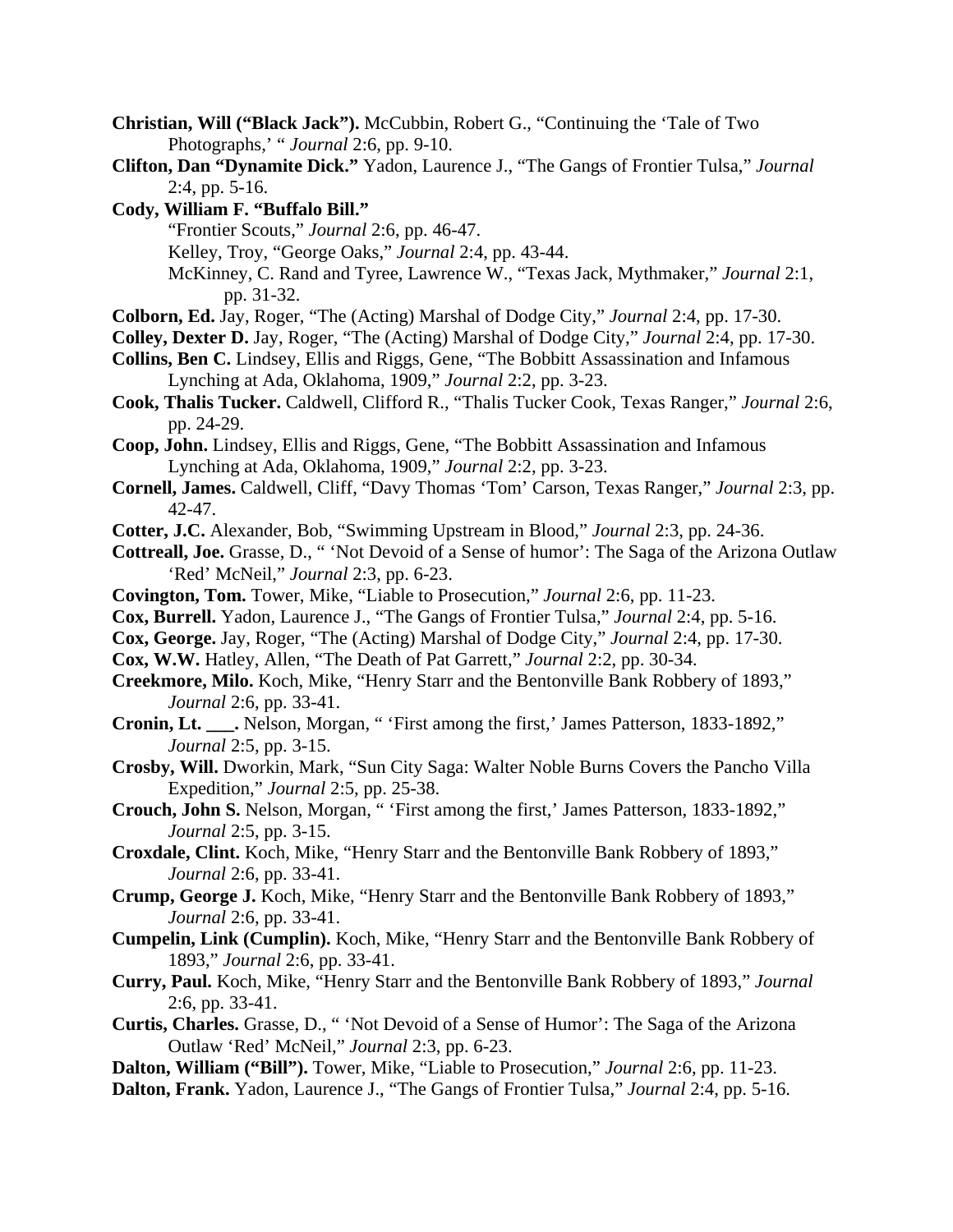**Christian, Will ("Black Jack").** McCubbin, Robert G., "Continuing the 'Tale of Two Photographs,' " *Journal* 2:6, pp. 9-10.

**Clifton, Dan "Dynamite Dick."** Yadon, Laurence J., "The Gangs of Frontier Tulsa," *Journal* 2:4, pp. 5-16.

**Cody, William F. "Buffalo Bill."**
"Frontier Scouts," *Journal* 2:6, pp. 46-47.
Kelley, Troy, "George Oaks," *Journal* 2:4, pp. 43-44.
McKinney, C. Rand and Tyree, Lawrence W., "Texas Jack, Mythmaker," *Journal* 2:1, pp. 31-32.

**Colborn, Ed.** Jay, Roger, "The (Acting) Marshal of Dodge City," *Journal* 2:4, pp. 17-30.

**Colley, Dexter D.** Jay, Roger, "The (Acting) Marshal of Dodge City," *Journal* 2:4, pp. 17-30.

**Collins, Ben C.** Lindsey, Ellis and Riggs, Gene, "The Bobbitt Assassination and Infamous Lynching at Ada, Oklahoma, 1909," *Journal* 2:2, pp. 3-23.

**Cook, Thalis Tucker.** Caldwell, Clifford R., "Thalis Tucker Cook, Texas Ranger," *Journal* 2:6, pp. 24-29.

**Coop, John.** Lindsey, Ellis and Riggs, Gene, "The Bobbitt Assassination and Infamous Lynching at Ada, Oklahoma, 1909," *Journal* 2:2, pp. 3-23.

**Cornell, James.** Caldwell, Cliff, "Davy Thomas 'Tom' Carson, Texas Ranger," *Journal* 2:3, pp. 42-47.

**Cotter, J.C.** Alexander, Bob, "Swimming Upstream in Blood," *Journal* 2:3, pp. 24-36.

**Cottreall, Joe.** Grasse, D., " 'Not Devoid of a Sense of humor': The Saga of the Arizona Outlaw 'Red' McNeil," *Journal* 2:3, pp. 6-23.

**Covington, Tom.** Tower, Mike, "Liable to Prosecution," *Journal* 2:6, pp. 11-23.

**Cox, Burrell.** Yadon, Laurence J., "The Gangs of Frontier Tulsa," *Journal* 2:4, pp. 5-16.

**Cox, George.** Jay, Roger, "The (Acting) Marshal of Dodge City," *Journal* 2:4, pp. 17-30.

**Cox, W.W.** Hatley, Allen, "The Death of Pat Garrett," *Journal* 2:2, pp. 30-34.

**Creekmore, Milo.** Koch, Mike, "Henry Starr and the Bentonville Bank Robbery of 1893," *Journal* 2:6, pp. 33-41.

**Cronin, Lt. \_\_\_.** Nelson, Morgan, " 'First among the first,' James Patterson, 1833-1892," *Journal* 2:5, pp. 3-15.

**Crosby, Will.** Dworkin, Mark, "Sun City Saga: Walter Noble Burns Covers the Pancho Villa Expedition," *Journal* 2:5, pp. 25-38.

**Crouch, John S.** Nelson, Morgan, " 'First among the first,' James Patterson, 1833-1892," *Journal* 2:5, pp. 3-15.

**Croxdale, Clint.** Koch, Mike, "Henry Starr and the Bentonville Bank Robbery of 1893," *Journal* 2:6, pp. 33-41.

**Crump, George J.** Koch, Mike, "Henry Starr and the Bentonville Bank Robbery of 1893," *Journal* 2:6, pp. 33-41.

**Cumpelin, Link (Cumplin).** Koch, Mike, "Henry Starr and the Bentonville Bank Robbery of 1893," *Journal* 2:6, pp. 33-41.

**Curry, Paul.** Koch, Mike, "Henry Starr and the Bentonville Bank Robbery of 1893," *Journal* 2:6, pp. 33-41.

**Curtis, Charles.** Grasse, D., " 'Not Devoid of a Sense of Humor': The Saga of the Arizona Outlaw 'Red' McNeil," *Journal* 2:3, pp. 6-23.

**Dalton, William ("Bill").** Tower, Mike, "Liable to Prosecution," *Journal* 2:6, pp. 11-23.

**Dalton, Frank.** Yadon, Laurence J., "The Gangs of Frontier Tulsa," *Journal* 2:4, pp. 5-16.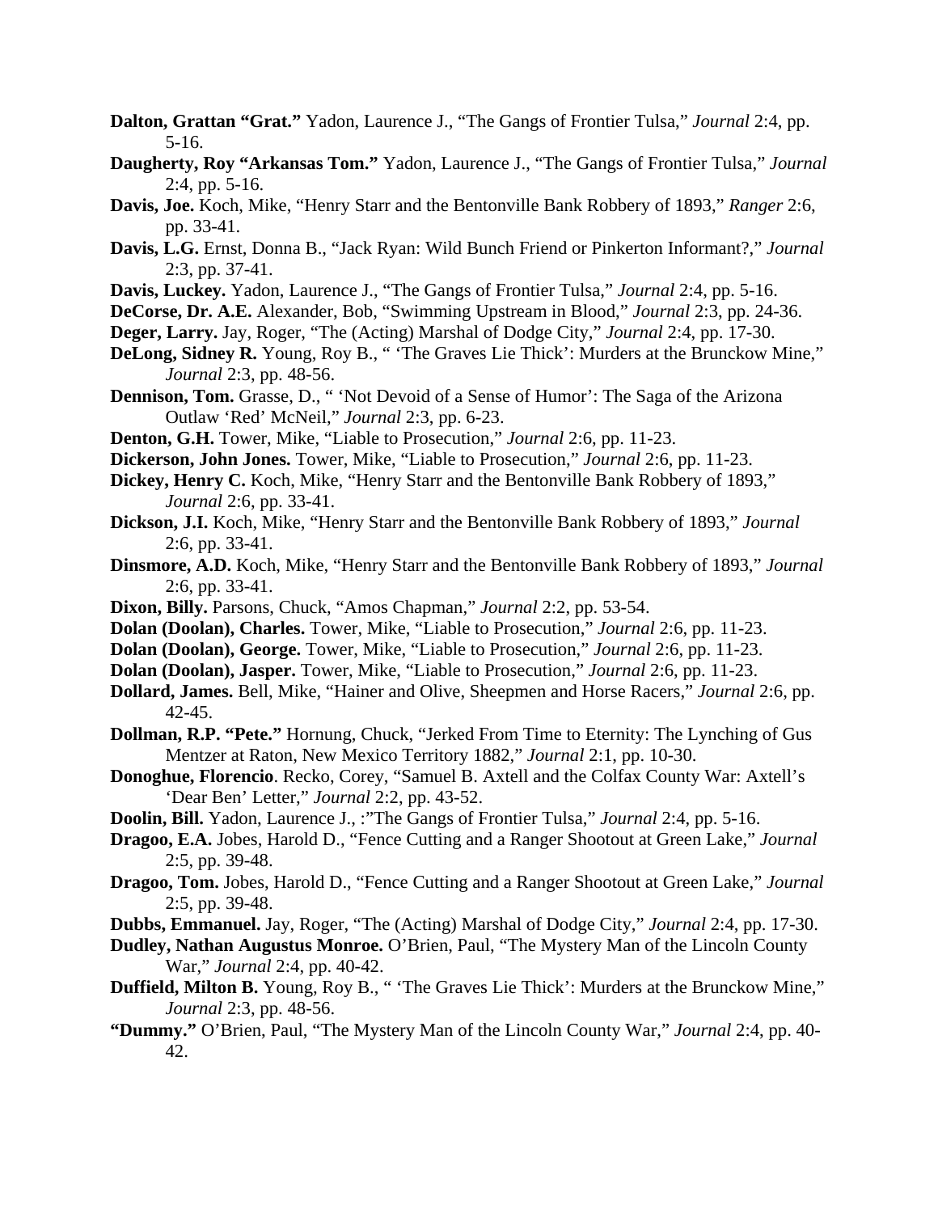**Dalton, Grattan "Grat."** Yadon, Laurence J., "The Gangs of Frontier Tulsa," *Journal* 2:4, pp. 5-16.

**Daugherty, Roy "Arkansas Tom."** Yadon, Laurence J., "The Gangs of Frontier Tulsa," *Journal* 2:4, pp. 5-16.

**Davis, Joe.** Koch, Mike, "Henry Starr and the Bentonville Bank Robbery of 1893," *Ranger* 2:6, pp. 33-41.

**Davis, L.G.** Ernst, Donna B., "Jack Ryan: Wild Bunch Friend or Pinkerton Informant?," *Journal* 2:3, pp. 37-41.

**Davis, Luckey.** Yadon, Laurence J., "The Gangs of Frontier Tulsa," *Journal* 2:4, pp. 5-16.

**DeCorse, Dr. A.E.** Alexander, Bob, "Swimming Upstream in Blood," *Journal* 2:3, pp. 24-36.

**Deger, Larry.** Jay, Roger, "The (Acting) Marshal of Dodge City," *Journal* 2:4, pp. 17-30.

**DeLong, Sidney R.** Young, Roy B., " 'The Graves Lie Thick': Murders at the Brunckow Mine," *Journal* 2:3, pp. 48-56.

**Dennison, Tom.** Grasse, D., " 'Not Devoid of a Sense of Humor': The Saga of the Arizona Outlaw 'Red' McNeil," *Journal* 2:3, pp. 6-23.

**Denton, G.H.** Tower, Mike, "Liable to Prosecution," *Journal* 2:6, pp. 11-23.

**Dickerson, John Jones.** Tower, Mike, "Liable to Prosecution," *Journal* 2:6, pp. 11-23.

**Dickey, Henry C.** Koch, Mike, "Henry Starr and the Bentonville Bank Robbery of 1893," *Journal* 2:6, pp. 33-41.

**Dickson, J.I.** Koch, Mike, "Henry Starr and the Bentonville Bank Robbery of 1893," *Journal* 2:6, pp. 33-41.

**Dinsmore, A.D.** Koch, Mike, "Henry Starr and the Bentonville Bank Robbery of 1893," *Journal* 2:6, pp. 33-41.

**Dixon, Billy.** Parsons, Chuck, "Amos Chapman," *Journal* 2:2, pp. 53-54.

**Dolan (Doolan), Charles.** Tower, Mike, "Liable to Prosecution," *Journal* 2:6, pp. 11-23.

**Dolan (Doolan), George.** Tower, Mike, "Liable to Prosecution," *Journal* 2:6, pp. 11-23.

**Dolan (Doolan), Jasper.** Tower, Mike, "Liable to Prosecution," *Journal* 2:6, pp. 11-23.

**Dollard, James.** Bell, Mike, "Hainer and Olive, Sheepmen and Horse Racers," *Journal* 2:6, pp. 42-45.

**Dollman, R.P. "Pete."** Hornung, Chuck, "Jerked From Time to Eternity: The Lynching of Gus Mentzer at Raton, New Mexico Territory 1882," *Journal* 2:1, pp. 10-30.

**Donoghue, Florencio**. Recko, Corey, "Samuel B. Axtell and the Colfax County War: Axtell's 'Dear Ben' Letter," *Journal* 2:2, pp. 43-52.

**Doolin, Bill.** Yadon, Laurence J., :"The Gangs of Frontier Tulsa," *Journal* 2:4, pp. 5-16.

**Dragoo, E.A.** Jobes, Harold D., "Fence Cutting and a Ranger Shootout at Green Lake," *Journal* 2:5, pp. 39-48.

**Dragoo, Tom.** Jobes, Harold D., "Fence Cutting and a Ranger Shootout at Green Lake," *Journal* 2:5, pp. 39-48.

**Dubbs, Emmanuel.** Jay, Roger, "The (Acting) Marshal of Dodge City," *Journal* 2:4, pp. 17-30.

**Dudley, Nathan Augustus Monroe.** O'Brien, Paul, "The Mystery Man of the Lincoln County War," *Journal* 2:4, pp. 40-42.

**Duffield, Milton B.** Young, Roy B., " 'The Graves Lie Thick': Murders at the Brunckow Mine," *Journal* 2:3, pp. 48-56.

**"Dummy."** O'Brien, Paul, "The Mystery Man of the Lincoln County War," *Journal* 2:4, pp. 40-42.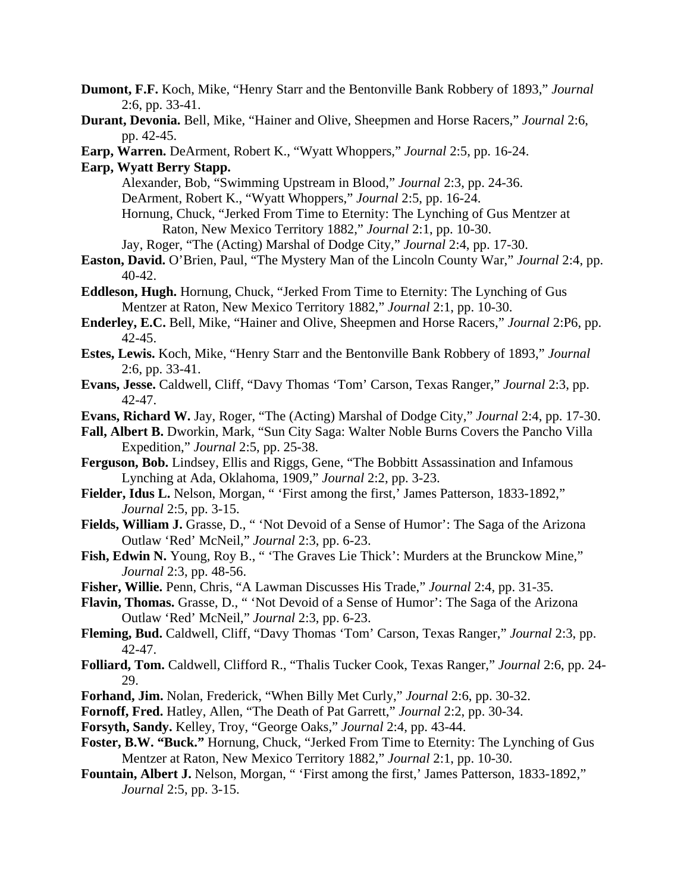**Dumont, F.F.** Koch, Mike, "Henry Starr and the Bentonville Bank Robbery of 1893," *Journal* 2:6, pp. 33-41.

**Durant, Devonia.** Bell, Mike, "Hainer and Olive, Sheepmen and Horse Racers," *Journal* 2:6, pp. 42-45.

**Earp, Warren.** DeArment, Robert K., "Wyatt Whoppers," *Journal* 2:5, pp. 16-24.

**Earp, Wyatt Berry Stapp.**

Alexander, Bob, "Swimming Upstream in Blood," *Journal* 2:3, pp. 24-36.

DeArment, Robert K., "Wyatt Whoppers," *Journal* 2:5, pp. 16-24.

Hornung, Chuck, "Jerked From Time to Eternity: The Lynching of Gus Mentzer at Raton, New Mexico Territory 1882," *Journal* 2:1, pp. 10-30.

Jay, Roger, "The (Acting) Marshal of Dodge City," *Journal* 2:4, pp. 17-30.

**Easton, David.** O'Brien, Paul, "The Mystery Man of the Lincoln County War," *Journal* 2:4, pp. 40-42.

**Eddleson, Hugh.** Hornung, Chuck, "Jerked From Time to Eternity: The Lynching of Gus Mentzer at Raton, New Mexico Territory 1882," *Journal* 2:1, pp. 10-30.

**Enderley, E.C.** Bell, Mike, "Hainer and Olive, Sheepmen and Horse Racers," *Journal* 2:P6, pp. 42-45.

**Estes, Lewis.** Koch, Mike, "Henry Starr and the Bentonville Bank Robbery of 1893," *Journal* 2:6, pp. 33-41.

**Evans, Jesse.** Caldwell, Cliff, "Davy Thomas 'Tom' Carson, Texas Ranger," *Journal* 2:3, pp. 42-47.

**Evans, Richard W.** Jay, Roger, "The (Acting) Marshal of Dodge City," *Journal* 2:4, pp. 17-30.

**Fall, Albert B.** Dworkin, Mark, "Sun City Saga: Walter Noble Burns Covers the Pancho Villa Expedition," *Journal* 2:5, pp. 25-38.

**Ferguson, Bob.** Lindsey, Ellis and Riggs, Gene, "The Bobbitt Assassination and Infamous Lynching at Ada, Oklahoma, 1909," *Journal* 2:2, pp. 3-23.

**Fielder, Idus L.** Nelson, Morgan, " 'First among the first,' James Patterson, 1833-1892," *Journal* 2:5, pp. 3-15.

**Fields, William J.** Grasse, D., " 'Not Devoid of a Sense of Humor': The Saga of the Arizona Outlaw 'Red' McNeil," *Journal* 2:3, pp. 6-23.

**Fish, Edwin N.** Young, Roy B., " 'The Graves Lie Thick': Murders at the Brunckow Mine," *Journal* 2:3, pp. 48-56.

**Fisher, Willie.** Penn, Chris, "A Lawman Discusses His Trade," *Journal* 2:4, pp. 31-35.

**Flavin, Thomas.** Grasse, D., " 'Not Devoid of a Sense of Humor': The Saga of the Arizona Outlaw 'Red' McNeil," *Journal* 2:3, pp. 6-23.

**Fleming, Bud.** Caldwell, Cliff, "Davy Thomas 'Tom' Carson, Texas Ranger," *Journal* 2:3, pp. 42-47.

**Folliard, Tom.** Caldwell, Clifford R., "Thalis Tucker Cook, Texas Ranger," *Journal* 2:6, pp. 24-29.

**Forhand, Jim.** Nolan, Frederick, "When Billy Met Curly," *Journal* 2:6, pp. 30-32.

**Fornoff, Fred.** Hatley, Allen, "The Death of Pat Garrett," *Journal* 2:2, pp. 30-34.

**Forsyth, Sandy.** Kelley, Troy, "George Oaks," *Journal* 2:4, pp. 43-44.

**Foster, B.W. "Buck."** Hornung, Chuck, "Jerked From Time to Eternity: The Lynching of Gus Mentzer at Raton, New Mexico Territory 1882," *Journal* 2:1, pp. 10-30.

**Fountain, Albert J.** Nelson, Morgan, " 'First among the first,' James Patterson, 1833-1892," *Journal* 2:5, pp. 3-15.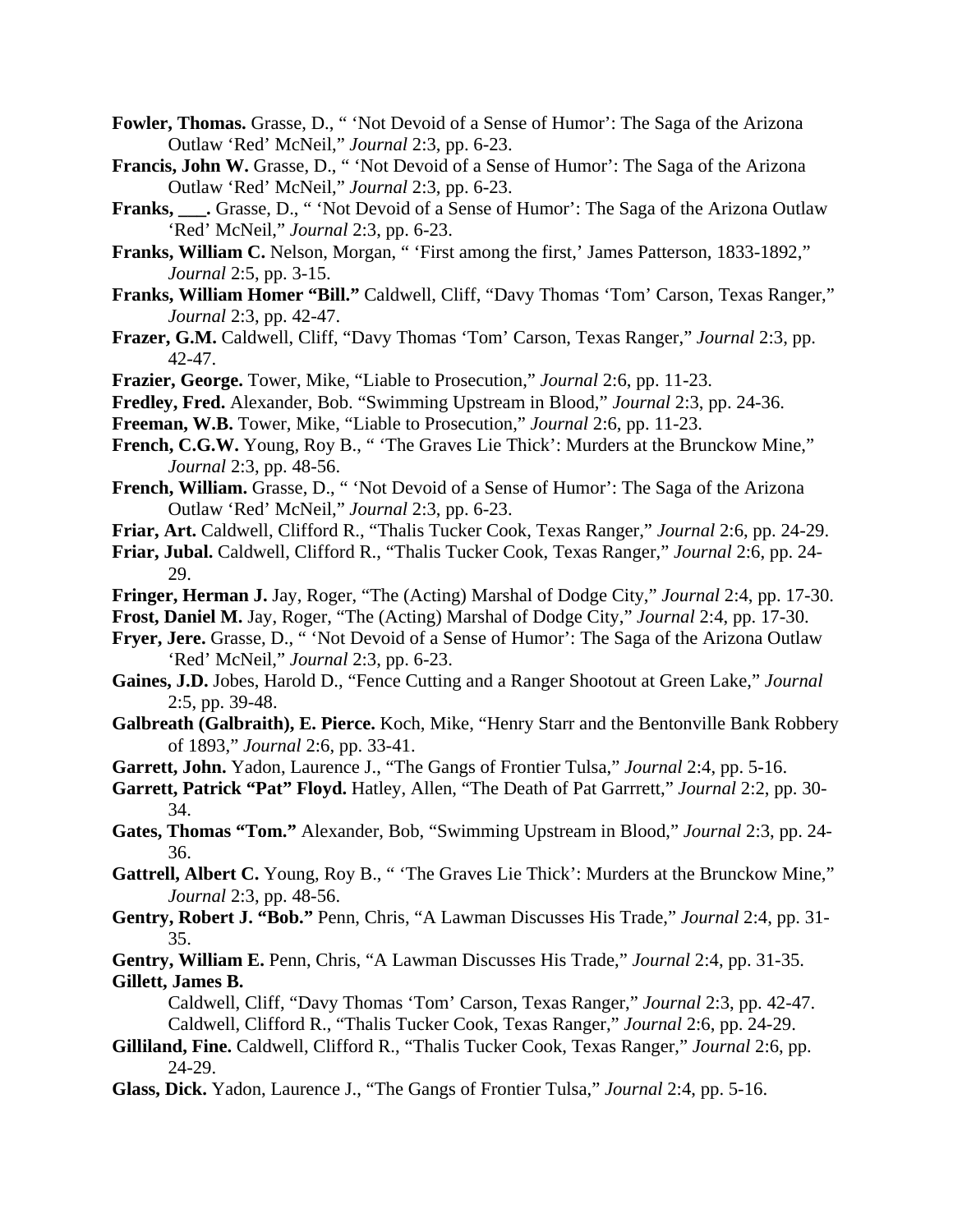**Fowler, Thomas.** Grasse, D., " 'Not Devoid of a Sense of Humor': The Saga of the Arizona Outlaw 'Red' McNeil," *Journal* 2:3, pp. 6-23.

**Francis, John W.** Grasse, D., " 'Not Devoid of a Sense of Humor': The Saga of the Arizona Outlaw 'Red' McNeil," *Journal* 2:3, pp. 6-23.

**Franks, \_\_\_.** Grasse, D., " 'Not Devoid of a Sense of Humor': The Saga of the Arizona Outlaw 'Red' McNeil," *Journal* 2:3, pp. 6-23.

**Franks, William C.** Nelson, Morgan, " 'First among the first,' James Patterson, 1833-1892," *Journal* 2:5, pp. 3-15.

**Franks, William Homer "Bill."** Caldwell, Cliff, "Davy Thomas 'Tom' Carson, Texas Ranger," *Journal* 2:3, pp. 42-47.

**Frazer, G.M.** Caldwell, Cliff, "Davy Thomas 'Tom' Carson, Texas Ranger," *Journal* 2:3, pp. 42-47.

**Frazier, George.** Tower, Mike, "Liable to Prosecution," *Journal* 2:6, pp. 11-23.

**Fredley, Fred.** Alexander, Bob. "Swimming Upstream in Blood," *Journal* 2:3, pp. 24-36.

**Freeman, W.B.** Tower, Mike, "Liable to Prosecution," *Journal* 2:6, pp. 11-23.

**French, C.G.W.** Young, Roy B., " 'The Graves Lie Thick': Murders at the Brunckow Mine," *Journal* 2:3, pp. 48-56.

**French, William.** Grasse, D., " 'Not Devoid of a Sense of Humor': The Saga of the Arizona Outlaw 'Red' McNeil," *Journal* 2:3, pp. 6-23.

**Friar, Art.** Caldwell, Clifford R., "Thalis Tucker Cook, Texas Ranger," *Journal* 2:6, pp. 24-29.

**Friar, Jubal.** Caldwell, Clifford R., "Thalis Tucker Cook, Texas Ranger," *Journal* 2:6, pp. 24-29.

**Fringer, Herman J.** Jay, Roger, "The (Acting) Marshal of Dodge City," *Journal* 2:4, pp. 17-30.

**Frost, Daniel M.** Jay, Roger, "The (Acting) Marshal of Dodge City," *Journal* 2:4, pp. 17-30.

**Fryer, Jere.** Grasse, D., " 'Not Devoid of a Sense of Humor': The Saga of the Arizona Outlaw 'Red' McNeil," *Journal* 2:3, pp. 6-23.

**Gaines, J.D.** Jobes, Harold D., "Fence Cutting and a Ranger Shootout at Green Lake," *Journal* 2:5, pp. 39-48.

**Galbreath (Galbraith), E. Pierce.** Koch, Mike, "Henry Starr and the Bentonville Bank Robbery of 1893," *Journal* 2:6, pp. 33-41.

**Garrett, John.** Yadon, Laurence J., "The Gangs of Frontier Tulsa," *Journal* 2:4, pp. 5-16.

**Garrett, Patrick "Pat" Floyd.** Hatley, Allen, "The Death of Pat Garrrett," *Journal* 2:2, pp. 30-34.

**Gates, Thomas "Tom."** Alexander, Bob, "Swimming Upstream in Blood," *Journal* 2:3, pp. 24-36.

**Gattrell, Albert C.** Young, Roy B., " 'The Graves Lie Thick': Murders at the Brunckow Mine," *Journal* 2:3, pp. 48-56.

**Gentry, Robert J. "Bob."** Penn, Chris, "A Lawman Discusses His Trade," *Journal* 2:4, pp. 31-35.

**Gentry, William E.** Penn, Chris, "A Lawman Discusses His Trade," *Journal* 2:4, pp. 31-35.

**Gillett, James B.**
Caldwell, Cliff, "Davy Thomas 'Tom' Carson, Texas Ranger," *Journal* 2:3, pp. 42-47.
Caldwell, Clifford R., "Thalis Tucker Cook, Texas Ranger," *Journal* 2:6, pp. 24-29.

**Gilliland, Fine.** Caldwell, Clifford R., "Thalis Tucker Cook, Texas Ranger," *Journal* 2:6, pp. 24-29.

**Glass, Dick.** Yadon, Laurence J., "The Gangs of Frontier Tulsa," *Journal* 2:4, pp. 5-16.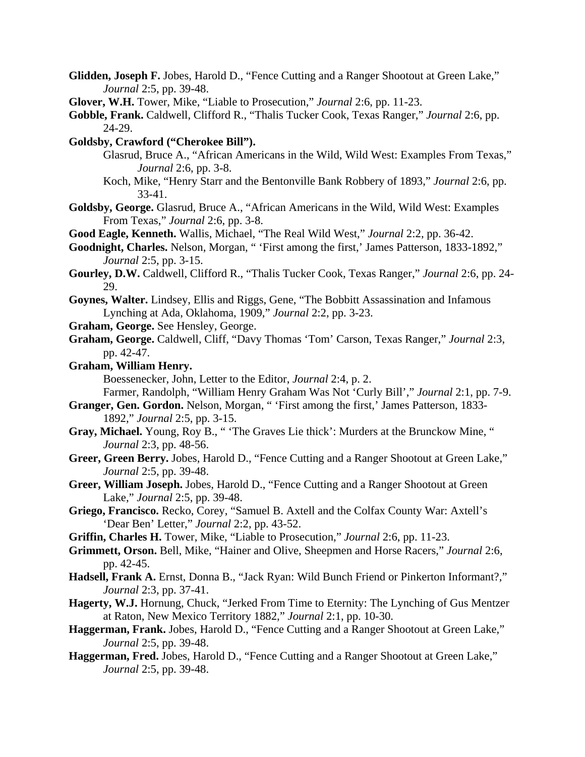**Glidden, Joseph F.** Jobes, Harold D., "Fence Cutting and a Ranger Shootout at Green Lake," *Journal* 2:5, pp. 39-48.

**Glover, W.H.** Tower, Mike, "Liable to Prosecution," *Journal* 2:6, pp. 11-23.

**Gobble, Frank.** Caldwell, Clifford R., "Thalis Tucker Cook, Texas Ranger," *Journal* 2:6, pp. 24-29.

**Goldsby, Crawford ("Cherokee Bill").**

Glasrud, Bruce A., "African Americans in the Wild, Wild West: Examples From Texas," *Journal* 2:6, pp. 3-8.

Koch, Mike, "Henry Starr and the Bentonville Bank Robbery of 1893," *Journal* 2:6, pp. 33-41.

**Goldsby, George.** Glasrud, Bruce A., "African Americans in the Wild, Wild West: Examples From Texas," *Journal* 2:6, pp. 3-8.

**Good Eagle, Kenneth.** Wallis, Michael, "The Real Wild West," *Journal* 2:2, pp. 36-42.

**Goodnight, Charles.** Nelson, Morgan, " 'First among the first,' James Patterson, 1833-1892," *Journal* 2:5, pp. 3-15.

**Gourley, D.W.** Caldwell, Clifford R., "Thalis Tucker Cook, Texas Ranger," *Journal* 2:6, pp. 24-29.

**Goynes, Walter.** Lindsey, Ellis and Riggs, Gene, "The Bobbitt Assassination and Infamous Lynching at Ada, Oklahoma, 1909," *Journal* 2:2, pp. 3-23.

**Graham, George.** See Hensley, George.

**Graham, George.** Caldwell, Cliff, "Davy Thomas 'Tom' Carson, Texas Ranger," *Journal* 2:3, pp. 42-47.

**Graham, William Henry.**

Boessenecker, John, Letter to the Editor, *Journal* 2:4, p. 2.

Farmer, Randolph, "William Henry Graham Was Not 'Curly Bill'," *Journal* 2:1, pp. 7-9.

**Granger, Gen. Gordon.** Nelson, Morgan, " 'First among the first,' James Patterson, 1833-1892," *Journal* 2:5, pp. 3-15.

**Gray, Michael.** Young, Roy B., " 'The Graves Lie thick': Murders at the Brunckow Mine, " *Journal* 2:3, pp. 48-56.

**Greer, Green Berry.** Jobes, Harold D., "Fence Cutting and a Ranger Shootout at Green Lake," *Journal* 2:5, pp. 39-48.

**Greer, William Joseph.** Jobes, Harold D., "Fence Cutting and a Ranger Shootout at Green Lake," *Journal* 2:5, pp. 39-48.

**Griego, Francisco.** Recko, Corey, "Samuel B. Axtell and the Colfax County War: Axtell's 'Dear Ben' Letter," *Journal* 2:2, pp. 43-52.

**Griffin, Charles H.** Tower, Mike, "Liable to Prosecution," *Journal* 2:6, pp. 11-23.

**Grimmett, Orson.** Bell, Mike, "Hainer and Olive, Sheepmen and Horse Racers," *Journal* 2:6, pp. 42-45.

**Hadsell, Frank A.** Ernst, Donna B., "Jack Ryan: Wild Bunch Friend or Pinkerton Informant?," *Journal* 2:3, pp. 37-41.

**Hagerty, W.J.** Hornung, Chuck, "Jerked From Time to Eternity: The Lynching of Gus Mentzer at Raton, New Mexico Territory 1882," *Journal* 2:1, pp. 10-30.

**Haggerman, Frank.** Jobes, Harold D., "Fence Cutting and a Ranger Shootout at Green Lake," *Journal* 2:5, pp. 39-48.

**Haggerman, Fred.** Jobes, Harold D., "Fence Cutting and a Ranger Shootout at Green Lake," *Journal* 2:5, pp. 39-48.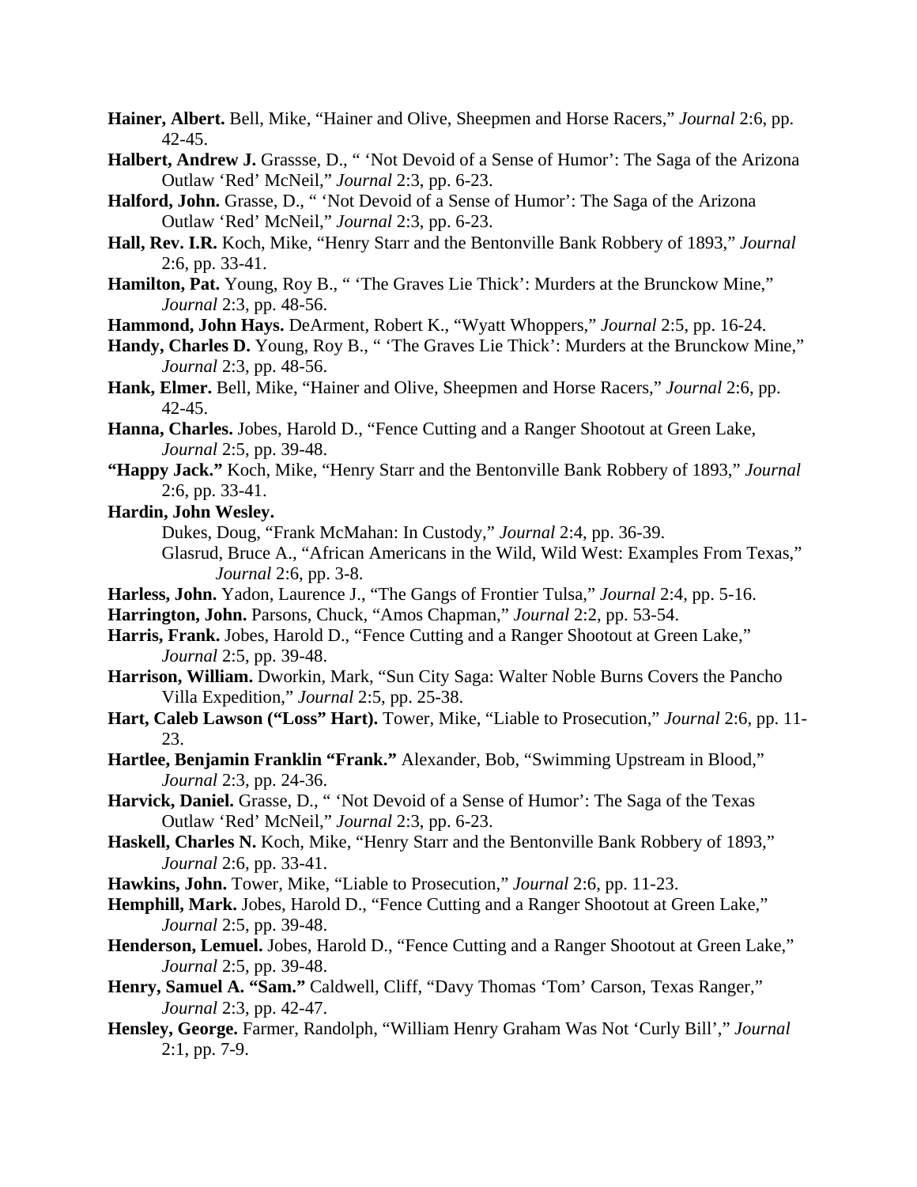**Hainer, Albert.** Bell, Mike, "Hainer and Olive, Sheepmen and Horse Racers," *Journal* 2:6, pp. 42-45.

**Halbert, Andrew J.** Grassse, D., " 'Not Devoid of a Sense of Humor': The Saga of the Arizona Outlaw 'Red' McNeil," *Journal* 2:3, pp. 6-23.

**Halford, John.** Grasse, D., " 'Not Devoid of a Sense of Humor': The Saga of the Arizona Outlaw 'Red' McNeil," *Journal* 2:3, pp. 6-23.

**Hall, Rev. I.R.** Koch, Mike, "Henry Starr and the Bentonville Bank Robbery of 1893," *Journal* 2:6, pp. 33-41.

**Hamilton, Pat.** Young, Roy B., " 'The Graves Lie Thick': Murders at the Brunckow Mine," *Journal* 2:3, pp. 48-56.

**Hammond, John Hays.** DeArment, Robert K., "Wyatt Whoppers," *Journal* 2:5, pp. 16-24.

**Handy, Charles D.** Young, Roy B., " 'The Graves Lie Thick': Murders at the Brunckow Mine," *Journal* 2:3, pp. 48-56.

**Hank, Elmer.** Bell, Mike, "Hainer and Olive, Sheepmen and Horse Racers," *Journal* 2:6, pp. 42-45.

**Hanna, Charles.** Jobes, Harold D., "Fence Cutting and a Ranger Shootout at Green Lake, *Journal* 2:5, pp. 39-48.

**"Happy Jack."** Koch, Mike, "Henry Starr and the Bentonville Bank Robbery of 1893," *Journal* 2:6, pp. 33-41.

**Hardin, John Wesley.**
Dukes, Doug, "Frank McMahan: In Custody," *Journal* 2:4, pp. 36-39.
Glasrud, Bruce A., "African Americans in the Wild, Wild West: Examples From Texas," *Journal* 2:6, pp. 3-8.

**Harless, John.** Yadon, Laurence J., "The Gangs of Frontier Tulsa," *Journal* 2:4, pp. 5-16.

**Harrington, John.** Parsons, Chuck, "Amos Chapman," *Journal* 2:2, pp. 53-54.

**Harris, Frank.** Jobes, Harold D., "Fence Cutting and a Ranger Shootout at Green Lake," *Journal* 2:5, pp. 39-48.

**Harrison, William.** Dworkin, Mark, "Sun City Saga: Walter Noble Burns Covers the Pancho Villa Expedition," *Journal* 2:5, pp. 25-38.

**Hart, Caleb Lawson ("Loss" Hart).** Tower, Mike, "Liable to Prosecution," *Journal* 2:6, pp. 11-23.

**Hartlee, Benjamin Franklin "Frank."** Alexander, Bob, "Swimming Upstream in Blood," *Journal* 2:3, pp. 24-36.

**Harvick, Daniel.** Grasse, D., " 'Not Devoid of a Sense of Humor': The Saga of the Texas Outlaw 'Red' McNeil," *Journal* 2:3, pp. 6-23.

**Haskell, Charles N.** Koch, Mike, "Henry Starr and the Bentonville Bank Robbery of 1893," *Journal* 2:6, pp. 33-41.

**Hawkins, John.** Tower, Mike, "Liable to Prosecution," *Journal* 2:6, pp. 11-23.

**Hemphill, Mark.** Jobes, Harold D., "Fence Cutting and a Ranger Shootout at Green Lake," *Journal* 2:5, pp. 39-48.

**Henderson, Lemuel.** Jobes, Harold D., "Fence Cutting and a Ranger Shootout at Green Lake," *Journal* 2:5, pp. 39-48.

**Henry, Samuel A. "Sam."** Caldwell, Cliff, "Davy Thomas 'Tom' Carson, Texas Ranger," *Journal* 2:3, pp. 42-47.

**Hensley, George.** Farmer, Randolph, "William Henry Graham Was Not 'Curly Bill'," *Journal* 2:1, pp. 7-9.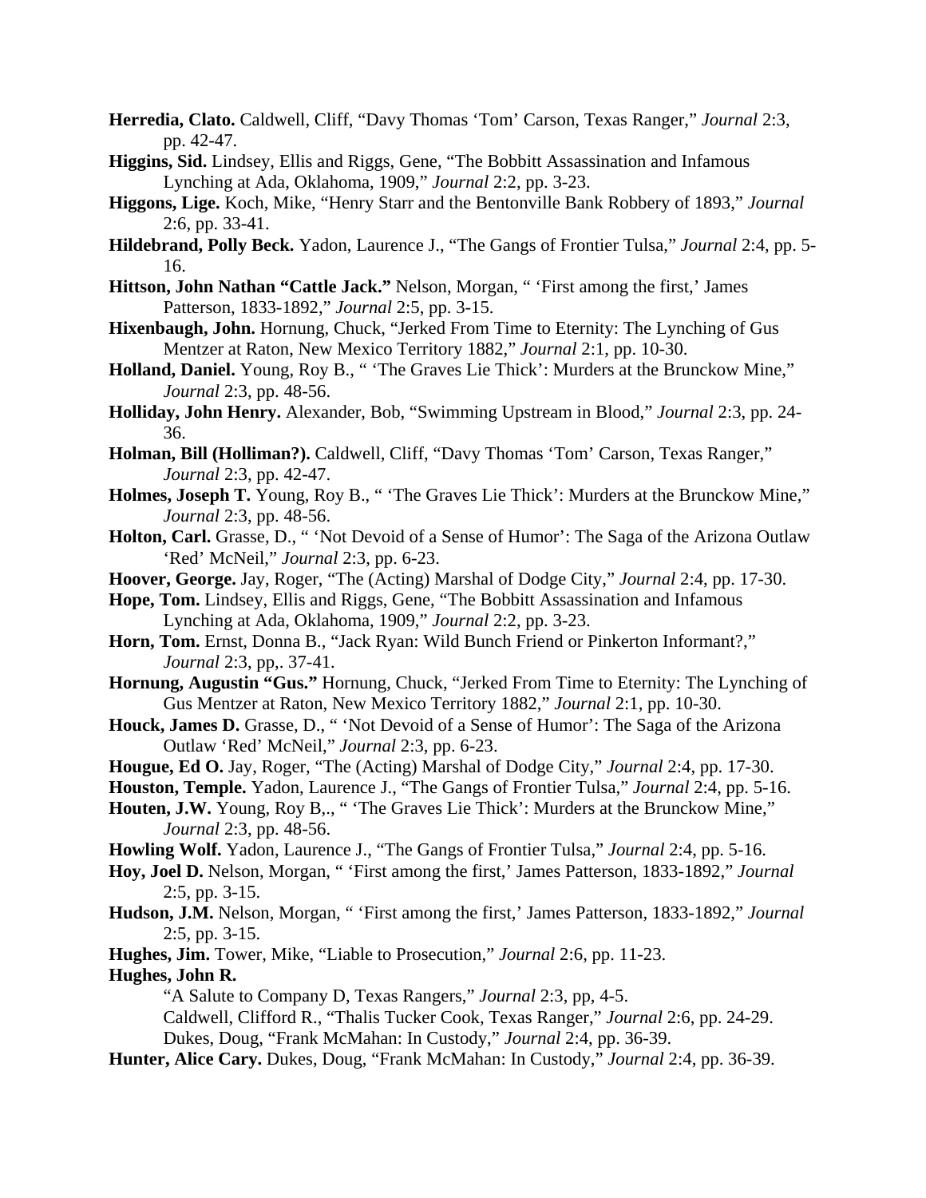**Herredia, Clato.** Caldwell, Cliff, "Davy Thomas 'Tom' Carson, Texas Ranger," *Journal* 2:3, pp. 42-47.

**Higgins, Sid.** Lindsey, Ellis and Riggs, Gene, "The Bobbitt Assassination and Infamous Lynching at Ada, Oklahoma, 1909," *Journal* 2:2, pp. 3-23.

**Higgons, Lige.** Koch, Mike, "Henry Starr and the Bentonville Bank Robbery of 1893," *Journal* 2:6, pp. 33-41.

**Hildebrand, Polly Beck.** Yadon, Laurence J., "The Gangs of Frontier Tulsa," *Journal* 2:4, pp. 5-16.

**Hittson, John Nathan "Cattle Jack."** Nelson, Morgan, " 'First among the first,' James Patterson, 1833-1892," *Journal* 2:5, pp. 3-15.

**Hixenbaugh, John.** Hornung, Chuck, "Jerked From Time to Eternity: The Lynching of Gus Mentzer at Raton, New Mexico Territory 1882," *Journal* 2:1, pp. 10-30.

**Holland, Daniel.** Young, Roy B., " 'The Graves Lie Thick': Murders at the Brunckow Mine," *Journal* 2:3, pp. 48-56.

**Holliday, John Henry.** Alexander, Bob, "Swimming Upstream in Blood," *Journal* 2:3, pp. 24-36.

**Holman, Bill (Holliman?).** Caldwell, Cliff, "Davy Thomas 'Tom' Carson, Texas Ranger," *Journal* 2:3, pp. 42-47.

**Holmes, Joseph T.** Young, Roy B., " 'The Graves Lie Thick': Murders at the Brunckow Mine," *Journal* 2:3, pp. 48-56.

**Holton, Carl.** Grasse, D., " 'Not Devoid of a Sense of Humor': The Saga of the Arizona Outlaw 'Red' McNeil," *Journal* 2:3, pp. 6-23.

**Hoover, George.** Jay, Roger, "The (Acting) Marshal of Dodge City," *Journal* 2:4, pp. 17-30.

**Hope, Tom.** Lindsey, Ellis and Riggs, Gene, "The Bobbitt Assassination and Infamous Lynching at Ada, Oklahoma, 1909," *Journal* 2:2, pp. 3-23.

**Horn, Tom.** Ernst, Donna B., "Jack Ryan: Wild Bunch Friend or Pinkerton Informant?," *Journal* 2:3, pp,. 37-41.

**Hornung, Augustin "Gus."** Hornung, Chuck, "Jerked From Time to Eternity: The Lynching of Gus Mentzer at Raton, New Mexico Territory 1882," *Journal* 2:1, pp. 10-30.

**Houck, James D.** Grasse, D., " 'Not Devoid of a Sense of Humor': The Saga of the Arizona Outlaw 'Red' McNeil," *Journal* 2:3, pp. 6-23.

**Hougue, Ed O.** Jay, Roger, "The (Acting) Marshal of Dodge City," *Journal* 2:4, pp. 17-30.

**Houston, Temple.** Yadon, Laurence J., "The Gangs of Frontier Tulsa," *Journal* 2:4, pp. 5-16.

**Houten, J.W.** Young, Roy B,., " 'The Graves Lie Thick': Murders at the Brunckow Mine," *Journal* 2:3, pp. 48-56.

**Howling Wolf.** Yadon, Laurence J., "The Gangs of Frontier Tulsa," *Journal* 2:4, pp. 5-16.

**Hoy, Joel D.** Nelson, Morgan, " 'First among the first,' James Patterson, 1833-1892," *Journal* 2:5, pp. 3-15.

**Hudson, J.M.** Nelson, Morgan, " 'First among the first,' James Patterson, 1833-1892," *Journal* 2:5, pp. 3-15.

**Hughes, Jim.** Tower, Mike, "Liable to Prosecution," *Journal* 2:6, pp. 11-23.

**Hughes, John R.**

"A Salute to Company D, Texas Rangers," *Journal* 2:3, pp, 4-5.

Caldwell, Clifford R., "Thalis Tucker Cook, Texas Ranger," *Journal* 2:6, pp. 24-29.

Dukes, Doug, "Frank McMahan: In Custody," *Journal* 2:4, pp. 36-39.

**Hunter, Alice Cary.** Dukes, Doug, "Frank McMahan: In Custody," *Journal* 2:4, pp. 36-39.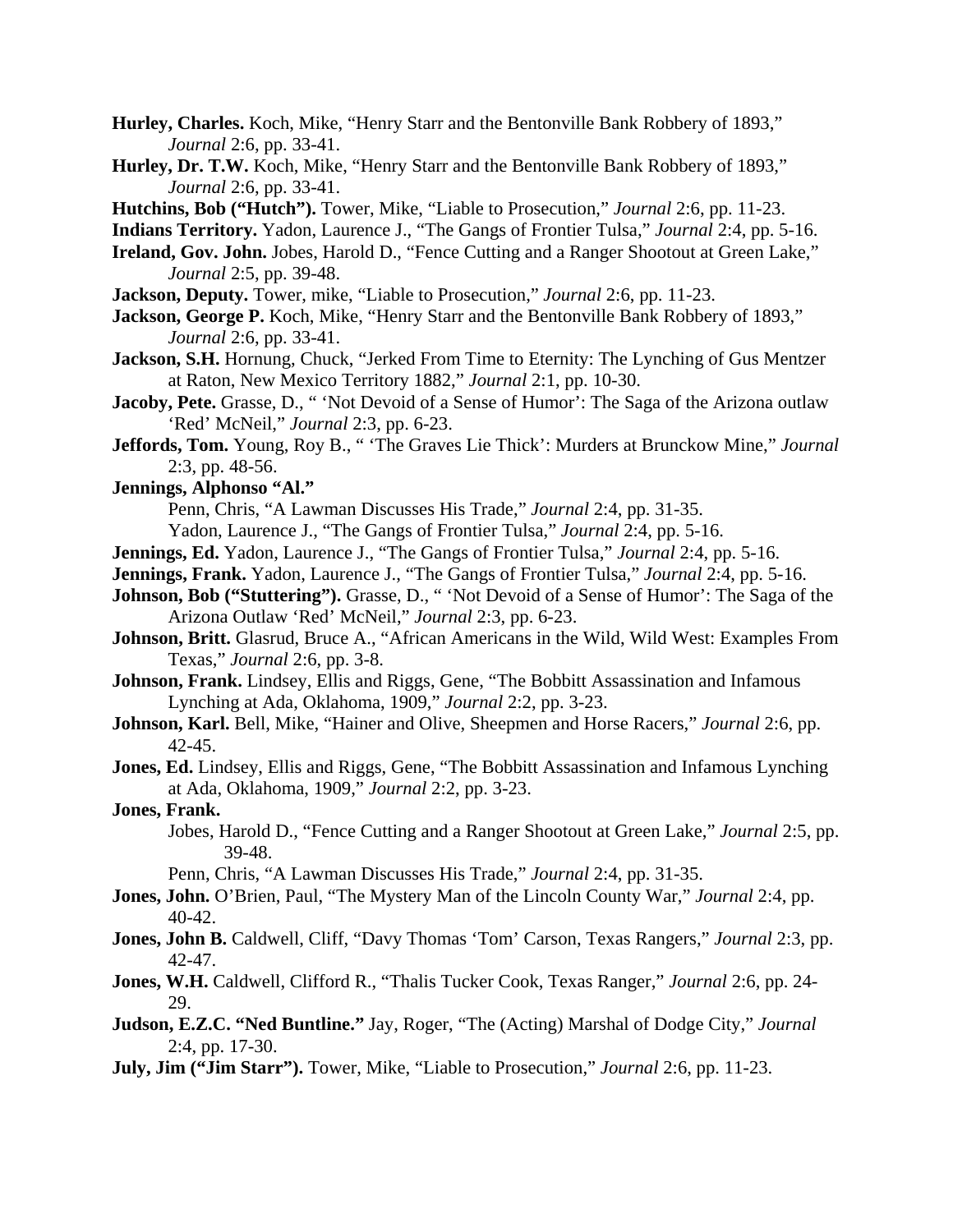**Hurley, Charles.** Koch, Mike, "Henry Starr and the Bentonville Bank Robbery of 1893," *Journal* 2:6, pp. 33-41.

**Hurley, Dr. T.W.** Koch, Mike, "Henry Starr and the Bentonville Bank Robbery of 1893," *Journal* 2:6, pp. 33-41.

**Hutchins, Bob ("Hutch").** Tower, Mike, "Liable to Prosecution," *Journal* 2:6, pp. 11-23.

**Indians Territory.** Yadon, Laurence J., "The Gangs of Frontier Tulsa," *Journal* 2:4, pp. 5-16.

**Ireland, Gov. John.** Jobes, Harold D., "Fence Cutting and a Ranger Shootout at Green Lake," *Journal* 2:5, pp. 39-48.

**Jackson, Deputy.** Tower, mike, "Liable to Prosecution," *Journal* 2:6, pp. 11-23.

**Jackson, George P.** Koch, Mike, "Henry Starr and the Bentonville Bank Robbery of 1893," *Journal* 2:6, pp. 33-41.

**Jackson, S.H.** Hornung, Chuck, "Jerked From Time to Eternity: The Lynching of Gus Mentzer at Raton, New Mexico Territory 1882," *Journal* 2:1, pp. 10-30.

**Jacoby, Pete.** Grasse, D., " 'Not Devoid of a Sense of Humor': The Saga of the Arizona outlaw 'Red' McNeil," *Journal* 2:3, pp. 6-23.

**Jeffords, Tom.** Young, Roy B., " 'The Graves Lie Thick': Murders at Brunckow Mine," *Journal* 2:3, pp. 48-56.

**Jennings, Alphonso "Al."**
- Penn, Chris, "A Lawman Discusses His Trade," *Journal* 2:4, pp. 31-35.
- Yadon, Laurence J., "The Gangs of Frontier Tulsa," *Journal* 2:4, pp. 5-16.

**Jennings, Ed.** Yadon, Laurence J., "The Gangs of Frontier Tulsa," *Journal* 2:4, pp. 5-16.

**Jennings, Frank.** Yadon, Laurence J., "The Gangs of Frontier Tulsa," *Journal* 2:4, pp. 5-16.

**Johnson, Bob ("Stuttering").** Grasse, D., " 'Not Devoid of a Sense of Humor': The Saga of the Arizona Outlaw 'Red' McNeil," *Journal* 2:3, pp. 6-23.

**Johnson, Britt.** Glasrud, Bruce A., "African Americans in the Wild, Wild West: Examples From Texas," *Journal* 2:6, pp. 3-8.

**Johnson, Frank.** Lindsey, Ellis and Riggs, Gene, "The Bobbitt Assassination and Infamous Lynching at Ada, Oklahoma, 1909," *Journal* 2:2, pp. 3-23.

**Johnson, Karl.** Bell, Mike, "Hainer and Olive, Sheepmen and Horse Racers," *Journal* 2:6, pp. 42-45.

**Jones, Ed.** Lindsey, Ellis and Riggs, Gene, "The Bobbitt Assassination and Infamous Lynching at Ada, Oklahoma, 1909," *Journal* 2:2, pp. 3-23.

**Jones, Frank.**
- Jobes, Harold D., "Fence Cutting and a Ranger Shootout at Green Lake," *Journal* 2:5, pp. 39-48.
- Penn, Chris, "A Lawman Discusses His Trade," *Journal* 2:4, pp. 31-35.

**Jones, John.** O'Brien, Paul, "The Mystery Man of the Lincoln County War," *Journal* 2:4, pp. 40-42.

**Jones, John B.** Caldwell, Cliff, "Davy Thomas 'Tom' Carson, Texas Rangers," *Journal* 2:3, pp. 42-47.

**Jones, W.H.** Caldwell, Clifford R., "Thalis Tucker Cook, Texas Ranger," *Journal* 2:6, pp. 24-29.

**Judson, E.Z.C. "Ned Buntline."** Jay, Roger, "The (Acting) Marshal of Dodge City," *Journal* 2:4, pp. 17-30.

**July, Jim ("Jim Starr").** Tower, Mike, "Liable to Prosecution," *Journal* 2:6, pp. 11-23.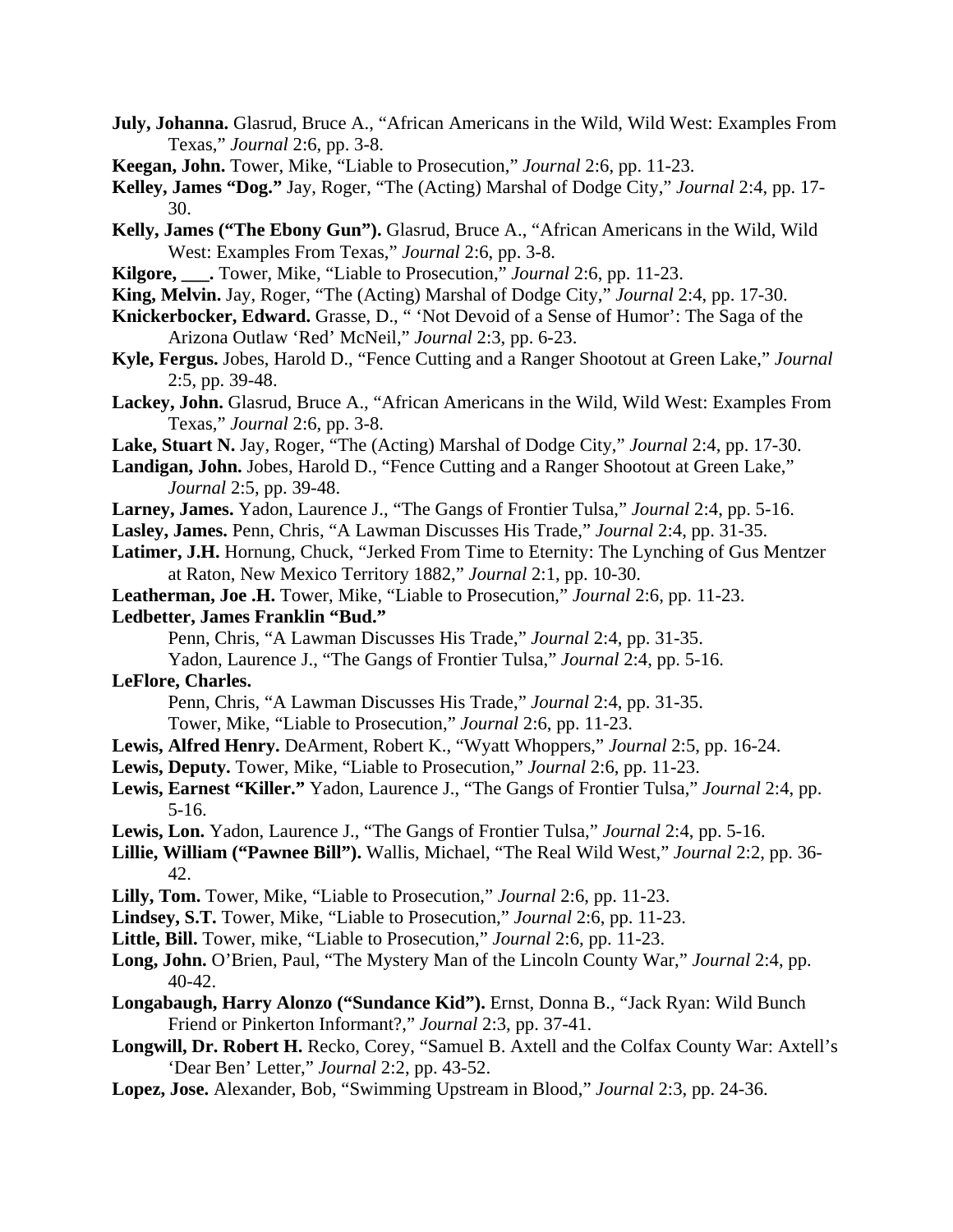**July, Johanna.** Glasrud, Bruce A., "African Americans in the Wild, Wild West: Examples From Texas," *Journal* 2:6, pp. 3-8.

**Keegan, John.** Tower, Mike, "Liable to Prosecution," *Journal* 2:6, pp. 11-23.

**Kelley, James "Dog."** Jay, Roger, "The (Acting) Marshal of Dodge City," *Journal* 2:4, pp. 17-30.

**Kelly, James ("The Ebony Gun").** Glasrud, Bruce A., "African Americans in the Wild, Wild West: Examples From Texas," *Journal* 2:6, pp. 3-8.

**Kilgore, ___.** Tower, Mike, "Liable to Prosecution," *Journal* 2:6, pp. 11-23.

**King, Melvin.** Jay, Roger, "The (Acting) Marshal of Dodge City," *Journal* 2:4, pp. 17-30.

**Knickerbocker, Edward.** Grasse, D., " 'Not Devoid of a Sense of Humor': The Saga of the Arizona Outlaw 'Red' McNeil," *Journal* 2:3, pp. 6-23.

**Kyle, Fergus.** Jobes, Harold D., "Fence Cutting and a Ranger Shootout at Green Lake," *Journal* 2:5, pp. 39-48.

**Lackey, John.** Glasrud, Bruce A., "African Americans in the Wild, Wild West: Examples From Texas," *Journal* 2:6, pp. 3-8.

**Lake, Stuart N.** Jay, Roger, "The (Acting) Marshal of Dodge City," *Journal* 2:4, pp. 17-30.

**Landigan, John.** Jobes, Harold D., "Fence Cutting and a Ranger Shootout at Green Lake," *Journal* 2:5, pp. 39-48.

**Larney, James.** Yadon, Laurence J., "The Gangs of Frontier Tulsa," *Journal* 2:4, pp. 5-16.

**Lasley, James.** Penn, Chris, "A Lawman Discusses His Trade," *Journal* 2:4, pp. 31-35.

**Latimer, J.H.** Hornung, Chuck, "Jerked From Time to Eternity: The Lynching of Gus Mentzer at Raton, New Mexico Territory 1882," *Journal* 2:1, pp. 10-30.

**Leatherman, Joe .H.** Tower, Mike, "Liable to Prosecution," *Journal* 2:6, pp. 11-23.

**Ledbetter, James Franklin "Bud."**
Penn, Chris, "A Lawman Discusses His Trade," *Journal* 2:4, pp. 31-35.
Yadon, Laurence J., "The Gangs of Frontier Tulsa," *Journal* 2:4, pp. 5-16.

**LeFlore, Charles.**
Penn, Chris, "A Lawman Discusses His Trade," *Journal* 2:4, pp. 31-35.
Tower, Mike, "Liable to Prosecution," *Journal* 2:6, pp. 11-23.

**Lewis, Alfred Henry.** DeArment, Robert K., "Wyatt Whoppers," *Journal* 2:5, pp. 16-24.

**Lewis, Deputy.** Tower, Mike, "Liable to Prosecution," *Journal* 2:6, pp. 11-23.

**Lewis, Earnest "Killer."** Yadon, Laurence J., "The Gangs of Frontier Tulsa," *Journal* 2:4, pp. 5-16.

**Lewis, Lon.** Yadon, Laurence J., "The Gangs of Frontier Tulsa," *Journal* 2:4, pp. 5-16.

**Lillie, William ("Pawnee Bill").** Wallis, Michael, "The Real Wild West," *Journal* 2:2, pp. 36-42.

**Lilly, Tom.** Tower, Mike, "Liable to Prosecution," *Journal* 2:6, pp. 11-23.

**Lindsey, S.T.** Tower, Mike, "Liable to Prosecution," *Journal* 2:6, pp. 11-23.

**Little, Bill.** Tower, mike, "Liable to Prosecution," *Journal* 2:6, pp. 11-23.

**Long, John.** O'Brien, Paul, "The Mystery Man of the Lincoln County War," *Journal* 2:4, pp. 40-42.

**Longabaugh, Harry Alonzo ("Sundance Kid").** Ernst, Donna B., "Jack Ryan: Wild Bunch Friend or Pinkerton Informant?," *Journal* 2:3, pp. 37-41.

**Longwill, Dr. Robert H.** Recko, Corey, "Samuel B. Axtell and the Colfax County War: Axtell's 'Dear Ben' Letter," *Journal* 2:2, pp. 43-52.

**Lopez, Jose.** Alexander, Bob, "Swimming Upstream in Blood," *Journal* 2:3, pp. 24-36.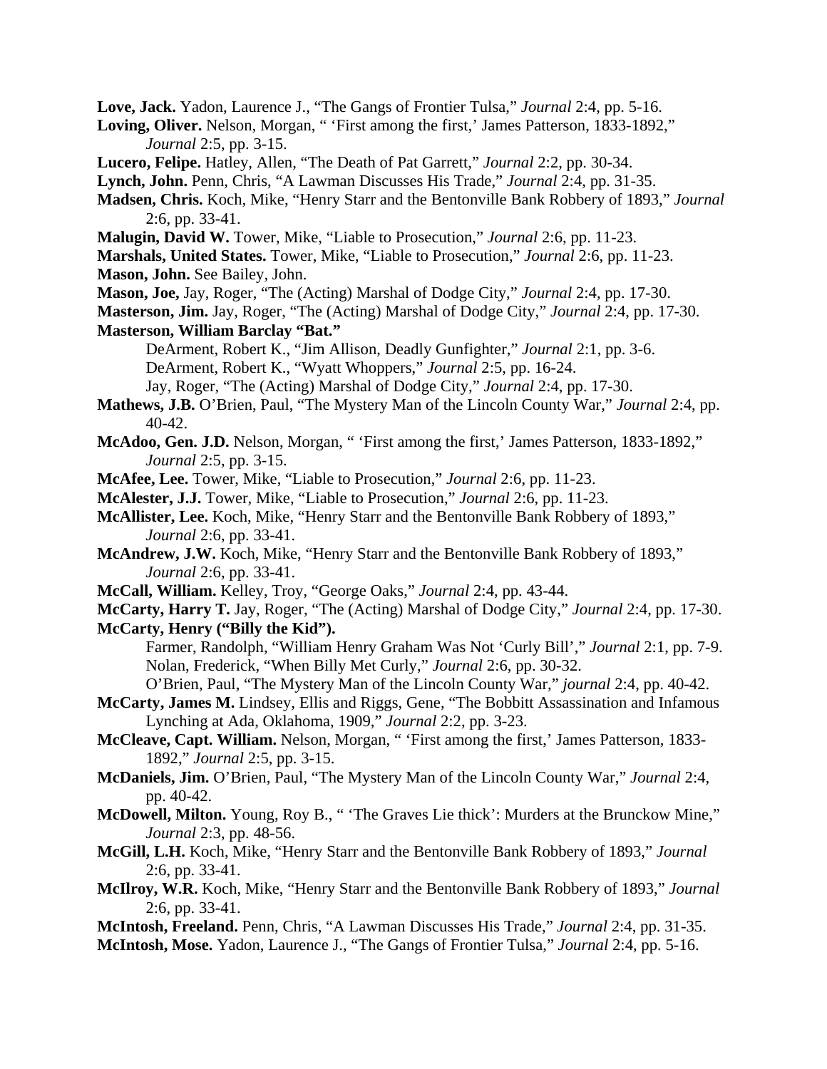**Love, Jack.** Yadon, Laurence J., "The Gangs of Frontier Tulsa," *Journal* 2:4, pp. 5-16.

**Loving, Oliver.** Nelson, Morgan, " 'First among the first,' James Patterson, 1833-1892," *Journal* 2:5, pp. 3-15.

**Lucero, Felipe.** Hatley, Allen, "The Death of Pat Garrett," *Journal* 2:2, pp. 30-34.

**Lynch, John.** Penn, Chris, "A Lawman Discusses His Trade," *Journal* 2:4, pp. 31-35.

**Madsen, Chris.** Koch, Mike, "Henry Starr and the Bentonville Bank Robbery of 1893," *Journal* 2:6, pp. 33-41.

**Malugin, David W.** Tower, Mike, "Liable to Prosecution," *Journal* 2:6, pp. 11-23.

**Marshals, United States.** Tower, Mike, "Liable to Prosecution," *Journal* 2:6, pp. 11-23.

**Mason, John.** See Bailey, John.

**Mason, Joe,** Jay, Roger, "The (Acting) Marshal of Dodge City," *Journal* 2:4, pp. 17-30.

**Masterson, Jim.** Jay, Roger, "The (Acting) Marshal of Dodge City," *Journal* 2:4, pp. 17-30.

**Masterson, William Barclay "Bat."**

DeArment, Robert K., "Jim Allison, Deadly Gunfighter," *Journal* 2:1, pp. 3-6.

DeArment, Robert K., "Wyatt Whoppers," *Journal* 2:5, pp. 16-24.

Jay, Roger, "The (Acting) Marshal of Dodge City," *Journal* 2:4, pp. 17-30.

**Mathews, J.B.** O'Brien, Paul, "The Mystery Man of the Lincoln County War," *Journal* 2:4, pp. 40-42.

**McAdoo, Gen. J.D.** Nelson, Morgan, " 'First among the first,' James Patterson, 1833-1892," *Journal* 2:5, pp. 3-15.

**McAfee, Lee.** Tower, Mike, "Liable to Prosecution," *Journal* 2:6, pp. 11-23.

**McAlester, J.J.** Tower, Mike, "Liable to Prosecution," *Journal* 2:6, pp. 11-23.

**McAllister, Lee.** Koch, Mike, "Henry Starr and the Bentonville Bank Robbery of 1893," *Journal* 2:6, pp. 33-41.

**McAndrew, J.W.** Koch, Mike, "Henry Starr and the Bentonville Bank Robbery of 1893," *Journal* 2:6, pp. 33-41.

**McCall, William.** Kelley, Troy, "George Oaks," *Journal* 2:4, pp. 43-44.

**McCarty, Harry T.** Jay, Roger, "The (Acting) Marshal of Dodge City," *Journal* 2:4, pp. 17-30.

**McCarty, Henry ("Billy the Kid").**

Farmer, Randolph, "William Henry Graham Was Not 'Curly Bill'," *Journal* 2:1, pp. 7-9.

Nolan, Frederick, "When Billy Met Curly," *Journal* 2:6, pp. 30-32.

O'Brien, Paul, "The Mystery Man of the Lincoln County War," *journal* 2:4, pp. 40-42.

**McCarty, James M.** Lindsey, Ellis and Riggs, Gene, "The Bobbitt Assassination and Infamous Lynching at Ada, Oklahoma, 1909," *Journal* 2:2, pp. 3-23.

**McCleave, Capt. William.** Nelson, Morgan, " 'First among the first,' James Patterson, 1833-1892," *Journal* 2:5, pp. 3-15.

**McDaniels, Jim.** O'Brien, Paul, "The Mystery Man of the Lincoln County War," *Journal* 2:4, pp. 40-42.

**McDowell, Milton.** Young, Roy B., " 'The Graves Lie thick': Murders at the Brunckow Mine," *Journal* 2:3, pp. 48-56.

**McGill, L.H.** Koch, Mike, "Henry Starr and the Bentonville Bank Robbery of 1893," *Journal* 2:6, pp. 33-41.

**McIlroy, W.R.** Koch, Mike, "Henry Starr and the Bentonville Bank Robbery of 1893," *Journal* 2:6, pp. 33-41.

**McIntosh, Freeland.** Penn, Chris, "A Lawman Discusses His Trade," *Journal* 2:4, pp. 31-35.

**McIntosh, Mose.** Yadon, Laurence J., "The Gangs of Frontier Tulsa," *Journal* 2:4, pp. 5-16.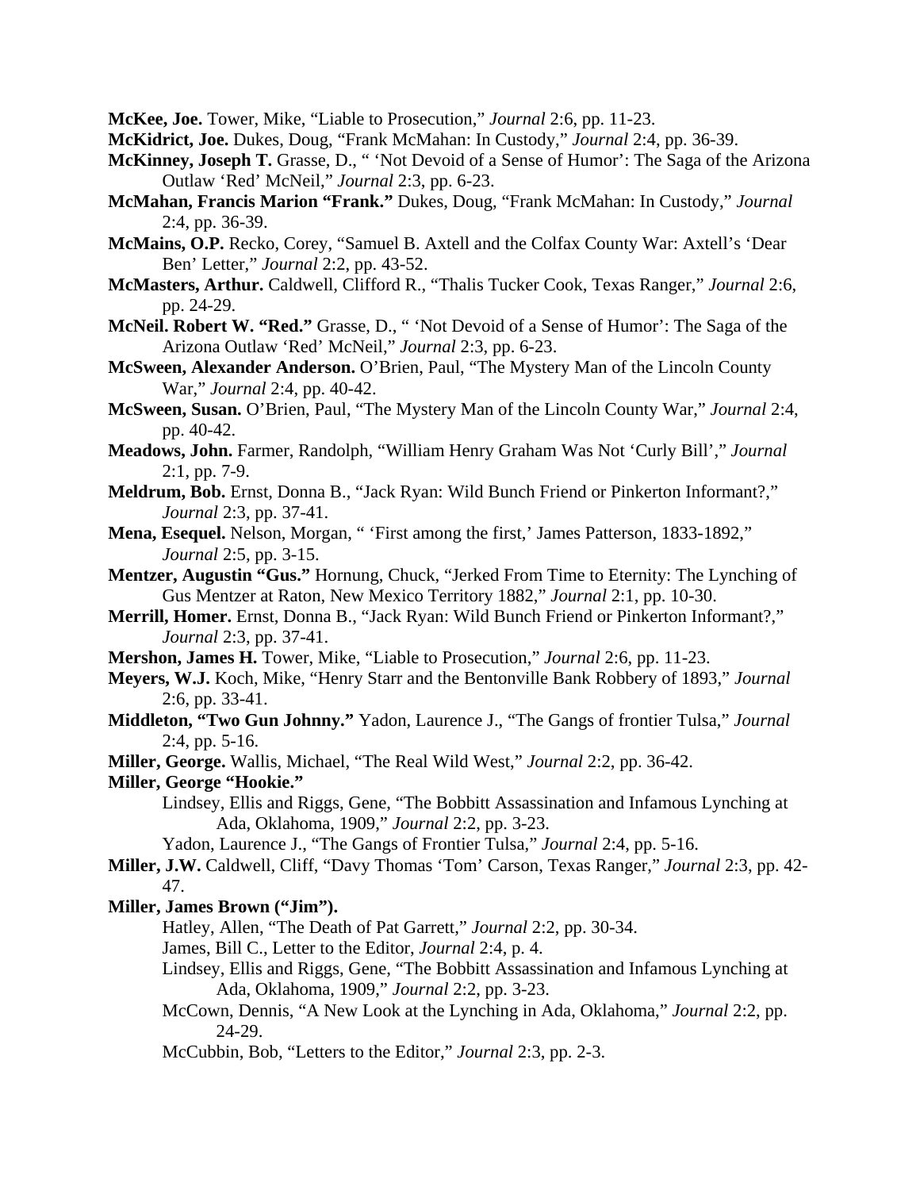**McKee, Joe.** Tower, Mike, "Liable to Prosecution," *Journal* 2:6, pp. 11-23.

**McKidrict, Joe.** Dukes, Doug, "Frank McMahan: In Custody," *Journal* 2:4, pp. 36-39.

**McKinney, Joseph T.** Grasse, D., " 'Not Devoid of a Sense of Humor': The Saga of the Arizona Outlaw 'Red' McNeil," *Journal* 2:3, pp. 6-23.

**McMahan, Francis Marion "Frank."** Dukes, Doug, "Frank McMahan: In Custody," *Journal* 2:4, pp. 36-39.

**McMains, O.P.** Recko, Corey, "Samuel B. Axtell and the Colfax County War: Axtell's 'Dear Ben' Letter," *Journal* 2:2, pp. 43-52.

**McMasters, Arthur.** Caldwell, Clifford R., "Thalis Tucker Cook, Texas Ranger," *Journal* 2:6, pp. 24-29.

**McNeil. Robert W. "Red."** Grasse, D., " 'Not Devoid of a Sense of Humor': The Saga of the Arizona Outlaw 'Red' McNeil," *Journal* 2:3, pp. 6-23.

**McSween, Alexander Anderson.** O'Brien, Paul, "The Mystery Man of the Lincoln County War," *Journal* 2:4, pp. 40-42.

**McSween, Susan.** O'Brien, Paul, "The Mystery Man of the Lincoln County War," *Journal* 2:4, pp. 40-42.

**Meadows, John.** Farmer, Randolph, "William Henry Graham Was Not 'Curly Bill'," *Journal* 2:1, pp. 7-9.

**Meldrum, Bob.** Ernst, Donna B., "Jack Ryan: Wild Bunch Friend or Pinkerton Informant?," *Journal* 2:3, pp. 37-41.

**Mena, Esequel.** Nelson, Morgan, " 'First among the first,' James Patterson, 1833-1892," *Journal* 2:5, pp. 3-15.

**Mentzer, Augustin "Gus."** Hornung, Chuck, "Jerked From Time to Eternity: The Lynching of Gus Mentzer at Raton, New Mexico Territory 1882," *Journal* 2:1, pp. 10-30.

**Merrill, Homer.** Ernst, Donna B., "Jack Ryan: Wild Bunch Friend or Pinkerton Informant?," *Journal* 2:3, pp. 37-41.

**Mershon, James H.** Tower, Mike, "Liable to Prosecution," *Journal* 2:6, pp. 11-23.

**Meyers, W.J.** Koch, Mike, "Henry Starr and the Bentonville Bank Robbery of 1893," *Journal* 2:6, pp. 33-41.

**Middleton, "Two Gun Johnny."** Yadon, Laurence J., "The Gangs of frontier Tulsa," *Journal* 2:4, pp. 5-16.

**Miller, George.** Wallis, Michael, "The Real Wild West," *Journal* 2:2, pp. 36-42.

**Miller, George "Hookie."**

Lindsey, Ellis and Riggs, Gene, "The Bobbitt Assassination and Infamous Lynching at Ada, Oklahoma, 1909," *Journal* 2:2, pp. 3-23.

Yadon, Laurence J., "The Gangs of Frontier Tulsa," *Journal* 2:4, pp. 5-16.

**Miller, J.W.** Caldwell, Cliff, "Davy Thomas 'Tom' Carson, Texas Ranger," *Journal* 2:3, pp. 42-47.

**Miller, James Brown ("Jim").**

Hatley, Allen, "The Death of Pat Garrett," *Journal* 2:2, pp. 30-34.

James, Bill C., Letter to the Editor, *Journal* 2:4, p. 4.

Lindsey, Ellis and Riggs, Gene, "The Bobbitt Assassination and Infamous Lynching at Ada, Oklahoma, 1909," *Journal* 2:2, pp. 3-23.

McCown, Dennis, "A New Look at the Lynching in Ada, Oklahoma," *Journal* 2:2, pp. 24-29.

McCubbin, Bob, "Letters to the Editor," *Journal* 2:3, pp. 2-3.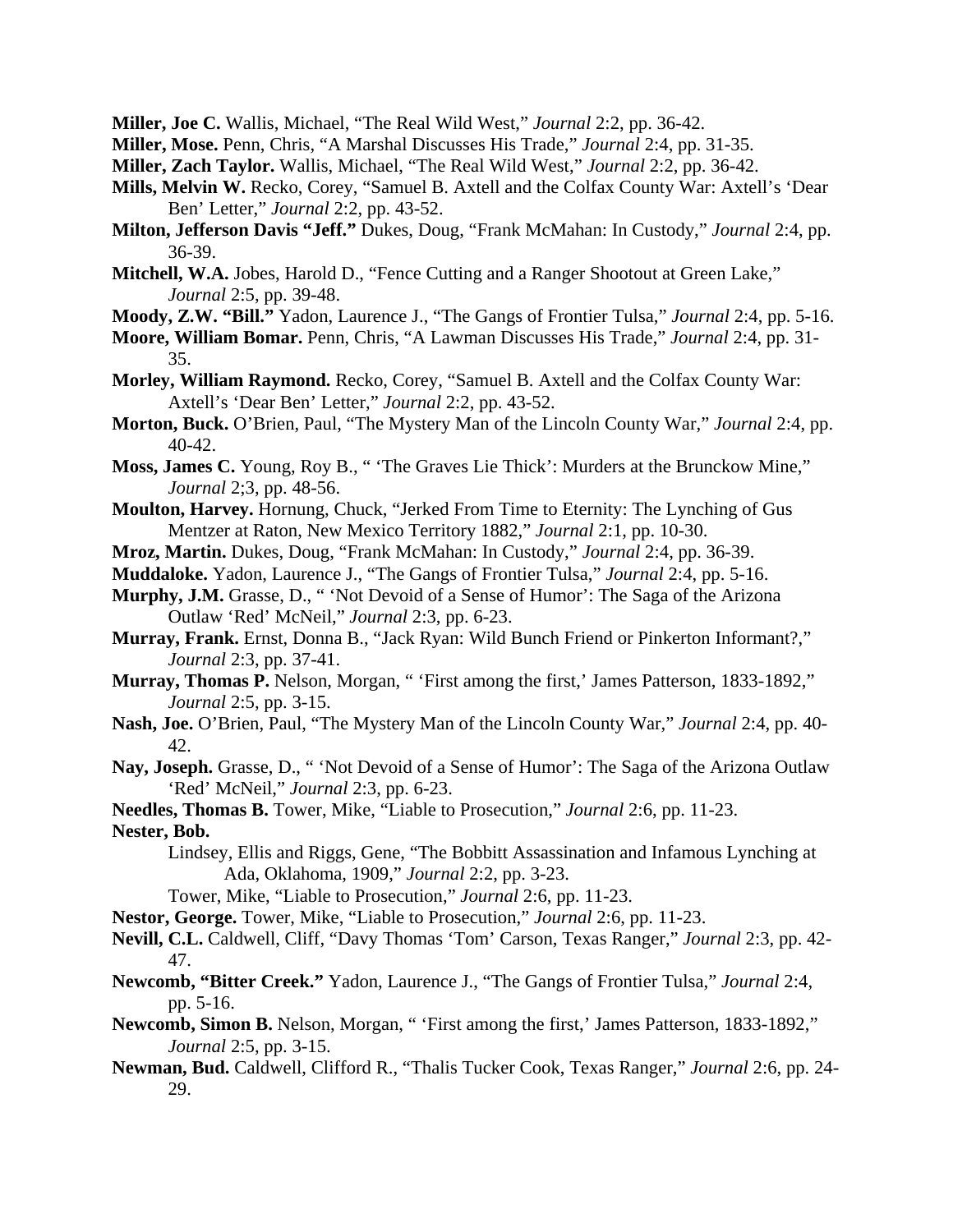**Miller, Joe C.** Wallis, Michael, "The Real Wild West," *Journal* 2:2, pp. 36-42.

**Miller, Mose.** Penn, Chris, "A Marshal Discusses His Trade," *Journal* 2:4, pp. 31-35.

**Miller, Zach Taylor.** Wallis, Michael, "The Real Wild West," *Journal* 2:2, pp. 36-42.

**Mills, Melvin W.** Recko, Corey, "Samuel B. Axtell and the Colfax County War: Axtell's 'Dear Ben' Letter," *Journal* 2:2, pp. 43-52.

**Milton, Jefferson Davis "Jeff."** Dukes, Doug, "Frank McMahan: In Custody," *Journal* 2:4, pp. 36-39.

**Mitchell, W.A.** Jobes, Harold D., "Fence Cutting and a Ranger Shootout at Green Lake," *Journal* 2:5, pp. 39-48.

**Moody, Z.W. "Bill."** Yadon, Laurence J., "The Gangs of Frontier Tulsa," *Journal* 2:4, pp. 5-16.

**Moore, William Bomar.** Penn, Chris, "A Lawman Discusses His Trade," *Journal* 2:4, pp. 31-35.

**Morley, William Raymond.** Recko, Corey, "Samuel B. Axtell and the Colfax County War: Axtell's 'Dear Ben' Letter," *Journal* 2:2, pp. 43-52.

**Morton, Buck.** O'Brien, Paul, "The Mystery Man of the Lincoln County War," *Journal* 2:4, pp. 40-42.

**Moss, James C.** Young, Roy B., " 'The Graves Lie Thick': Murders at the Brunckow Mine," *Journal* 2;3, pp. 48-56.

**Moulton, Harvey.** Hornung, Chuck, "Jerked From Time to Eternity: The Lynching of Gus Mentzer at Raton, New Mexico Territory 1882," *Journal* 2:1, pp. 10-30.

**Mroz, Martin.** Dukes, Doug, "Frank McMahan: In Custody," *Journal* 2:4, pp. 36-39.

**Muddaloke.** Yadon, Laurence J., "The Gangs of Frontier Tulsa," *Journal* 2:4, pp. 5-16.

**Murphy, J.M.** Grasse, D., " 'Not Devoid of a Sense of Humor': The Saga of the Arizona Outlaw 'Red' McNeil," *Journal* 2:3, pp. 6-23.

**Murray, Frank.** Ernst, Donna B., "Jack Ryan: Wild Bunch Friend or Pinkerton Informant?," *Journal* 2:3, pp. 37-41.

**Murray, Thomas P.** Nelson, Morgan, " 'First among the first,' James Patterson, 1833-1892," *Journal* 2:5, pp. 3-15.

**Nash, Joe.** O'Brien, Paul, "The Mystery Man of the Lincoln County War," *Journal* 2:4, pp. 40-42.

**Nay, Joseph.** Grasse, D., " 'Not Devoid of a Sense of Humor': The Saga of the Arizona Outlaw 'Red' McNeil," *Journal* 2:3, pp. 6-23.

**Needles, Thomas B.** Tower, Mike, "Liable to Prosecution," *Journal* 2:6, pp. 11-23.

**Nester, Bob.**

Lindsey, Ellis and Riggs, Gene, "The Bobbitt Assassination and Infamous Lynching at Ada, Oklahoma, 1909," *Journal* 2:2, pp. 3-23.

Tower, Mike, "Liable to Prosecution," *Journal* 2:6, pp. 11-23.

**Nestor, George.** Tower, Mike, "Liable to Prosecution," *Journal* 2:6, pp. 11-23.

**Nevill, C.L.** Caldwell, Cliff, "Davy Thomas 'Tom' Carson, Texas Ranger," *Journal* 2:3, pp. 42-47.

**Newcomb, "Bitter Creek."** Yadon, Laurence J., "The Gangs of Frontier Tulsa," *Journal* 2:4, pp. 5-16.

**Newcomb, Simon B.** Nelson, Morgan, " 'First among the first,' James Patterson, 1833-1892," *Journal* 2:5, pp. 3-15.

**Newman, Bud.** Caldwell, Clifford R., "Thalis Tucker Cook, Texas Ranger," *Journal* 2:6, pp. 24-29.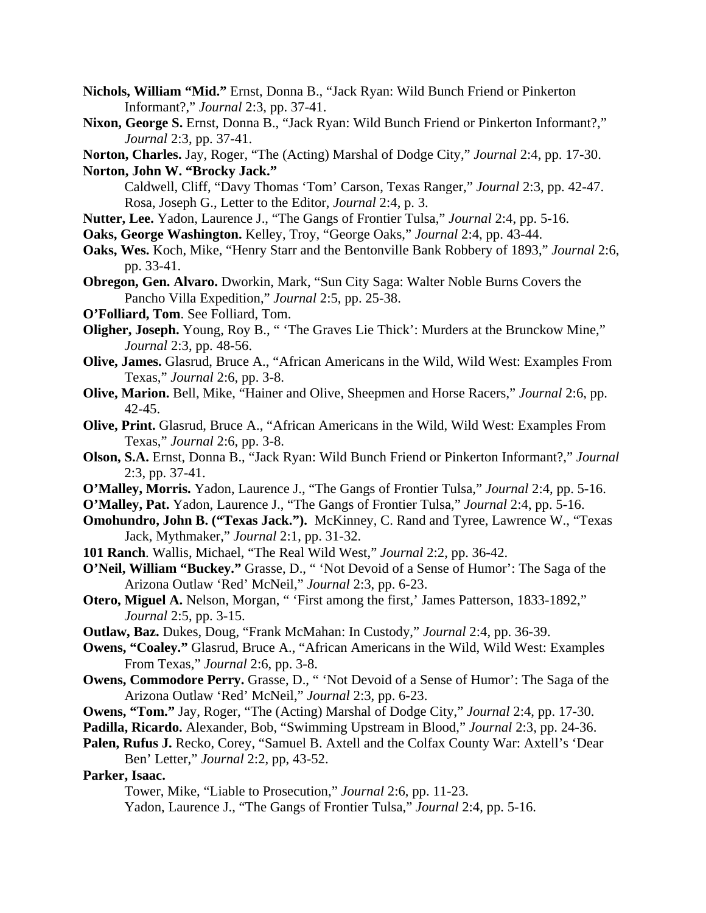**Nichols, William "Mid."** Ernst, Donna B., "Jack Ryan: Wild Bunch Friend or Pinkerton Informant?," *Journal* 2:3, pp. 37-41.

**Nixon, George S.** Ernst, Donna B., "Jack Ryan: Wild Bunch Friend or Pinkerton Informant?," *Journal* 2:3, pp. 37-41.

**Norton, Charles.** Jay, Roger, "The (Acting) Marshal of Dodge City," *Journal* 2:4, pp. 17-30.

**Norton, John W. "Brocky Jack."**
Caldwell, Cliff, "Davy Thomas 'Tom' Carson, Texas Ranger," *Journal* 2:3, pp. 42-47.
Rosa, Joseph G., Letter to the Editor, *Journal* 2:4, p. 3.

**Nutter, Lee.** Yadon, Laurence J., "The Gangs of Frontier Tulsa," *Journal* 2:4, pp. 5-16.

**Oaks, George Washington.** Kelley, Troy, "George Oaks," *Journal* 2:4, pp. 43-44.

**Oaks, Wes.** Koch, Mike, "Henry Starr and the Bentonville Bank Robbery of 1893," *Journal* 2:6, pp. 33-41.

**Obregon, Gen. Alvaro.** Dworkin, Mark, "Sun City Saga: Walter Noble Burns Covers the Pancho Villa Expedition," *Journal* 2:5, pp. 25-38.

**O'Folliard, Tom**. See Folliard, Tom.

**Oligher, Joseph.** Young, Roy B., " 'The Graves Lie Thick': Murders at the Brunckow Mine," *Journal* 2:3, pp. 48-56.

**Olive, James.** Glasrud, Bruce A., "African Americans in the Wild, Wild West: Examples From Texas," *Journal* 2:6, pp. 3-8.

**Olive, Marion.** Bell, Mike, "Hainer and Olive, Sheepmen and Horse Racers," *Journal* 2:6, pp. 42-45.

**Olive, Print.** Glasrud, Bruce A., "African Americans in the Wild, Wild West: Examples From Texas," *Journal* 2:6, pp. 3-8.

**Olson, S.A.** Ernst, Donna B., "Jack Ryan: Wild Bunch Friend or Pinkerton Informant?," *Journal* 2:3, pp. 37-41.

**O'Malley, Morris.** Yadon, Laurence J., "The Gangs of Frontier Tulsa," *Journal* 2:4, pp. 5-16.

**O'Malley, Pat.** Yadon, Laurence J., "The Gangs of Frontier Tulsa," *Journal* 2:4, pp. 5-16.

**Omohundro, John B. ("Texas Jack.").** McKinney, C. Rand and Tyree, Lawrence W., "Texas Jack, Mythmaker," *Journal* 2:1, pp. 31-32.

**101 Ranch**. Wallis, Michael, "The Real Wild West," *Journal* 2:2, pp. 36-42.

**O'Neil, William "Buckey."** Grasse, D., " 'Not Devoid of a Sense of Humor': The Saga of the Arizona Outlaw 'Red' McNeil," *Journal* 2:3, pp. 6-23.

**Otero, Miguel A.** Nelson, Morgan, " 'First among the first,' James Patterson, 1833-1892," *Journal* 2:5, pp. 3-15.

**Outlaw, Baz.** Dukes, Doug, "Frank McMahan: In Custody," *Journal* 2:4, pp. 36-39.

**Owens, "Coaley."** Glasrud, Bruce A., "African Americans in the Wild, Wild West: Examples From Texas," *Journal* 2:6, pp. 3-8.

**Owens, Commodore Perry.** Grasse, D., " 'Not Devoid of a Sense of Humor': The Saga of the Arizona Outlaw 'Red' McNeil," *Journal* 2:3, pp. 6-23.

**Owens, "Tom."** Jay, Roger, "The (Acting) Marshal of Dodge City," *Journal* 2:4, pp. 17-30.

**Padilla, Ricardo.** Alexander, Bob, "Swimming Upstream in Blood," *Journal* 2:3, pp. 24-36.

**Palen, Rufus J.** Recko, Corey, "Samuel B. Axtell and the Colfax County War: Axtell's 'Dear Ben' Letter," *Journal* 2:2, pp, 43-52.

**Parker, Isaac.**
Tower, Mike, "Liable to Prosecution," *Journal* 2:6, pp. 11-23.
Yadon, Laurence J., "The Gangs of Frontier Tulsa," *Journal* 2:4, pp. 5-16.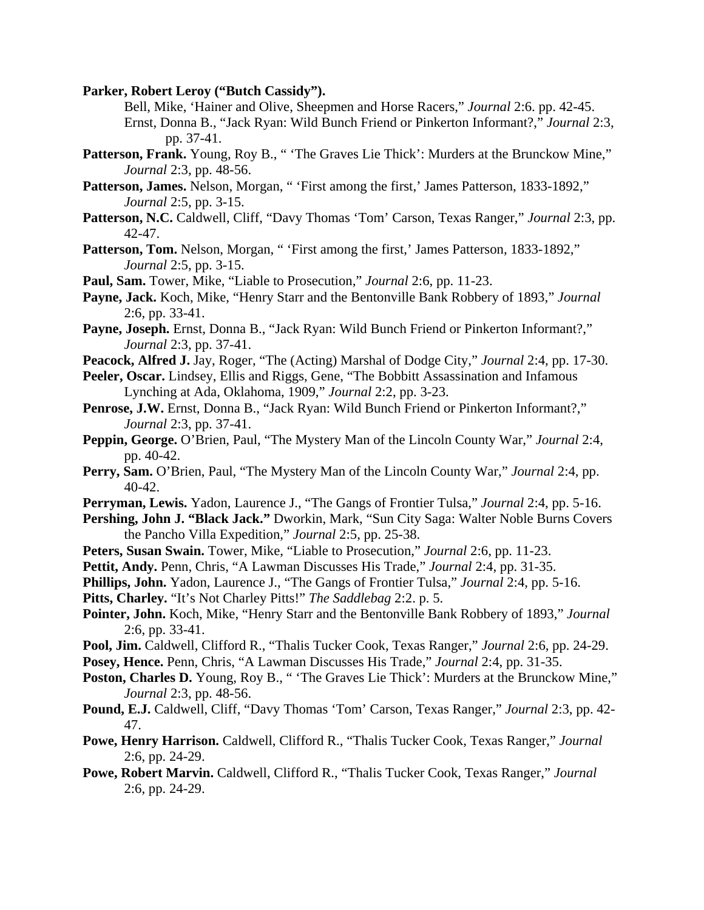**Parker, Robert Leroy ("Butch Cassidy").**

Bell, Mike, 'Hainer and Olive, Sheepmen and Horse Racers," *Journal* 2:6. pp. 42-45.

Ernst, Donna B., "Jack Ryan: Wild Bunch Friend or Pinkerton Informant?," *Journal* 2:3, pp. 37-41.

**Patterson, Frank.** Young, Roy B., " 'The Graves Lie Thick': Murders at the Brunckow Mine," *Journal* 2:3, pp. 48-56.

**Patterson, James.** Nelson, Morgan, " 'First among the first,' James Patterson, 1833-1892," *Journal* 2:5, pp. 3-15.

**Patterson, N.C.** Caldwell, Cliff, "Davy Thomas 'Tom' Carson, Texas Ranger," *Journal* 2:3, pp. 42-47.

**Patterson, Tom.** Nelson, Morgan, " 'First among the first,' James Patterson, 1833-1892," *Journal* 2:5, pp. 3-15.

**Paul, Sam.** Tower, Mike, "Liable to Prosecution," *Journal* 2:6, pp. 11-23.

**Payne, Jack.** Koch, Mike, "Henry Starr and the Bentonville Bank Robbery of 1893," *Journal* 2:6, pp. 33-41.

**Payne, Joseph.** Ernst, Donna B., "Jack Ryan: Wild Bunch Friend or Pinkerton Informant?," *Journal* 2:3, pp. 37-41.

**Peacock, Alfred J.** Jay, Roger, "The (Acting) Marshal of Dodge City," *Journal* 2:4, pp. 17-30.

**Peeler, Oscar.** Lindsey, Ellis and Riggs, Gene, "The Bobbitt Assassination and Infamous Lynching at Ada, Oklahoma, 1909," *Journal* 2:2, pp. 3-23.

**Penrose, J.W.** Ernst, Donna B., "Jack Ryan: Wild Bunch Friend or Pinkerton Informant?," *Journal* 2:3, pp. 37-41.

**Peppin, George.** O'Brien, Paul, "The Mystery Man of the Lincoln County War," *Journal* 2:4, pp. 40-42.

**Perry, Sam.** O'Brien, Paul, "The Mystery Man of the Lincoln County War," *Journal* 2:4, pp. 40-42.

**Perryman, Lewis.** Yadon, Laurence J., "The Gangs of Frontier Tulsa," *Journal* 2:4, pp. 5-16.

**Pershing, John J. "Black Jack."** Dworkin, Mark, "Sun City Saga: Walter Noble Burns Covers the Pancho Villa Expedition," *Journal* 2:5, pp. 25-38.

**Peters, Susan Swain.** Tower, Mike, "Liable to Prosecution," *Journal* 2:6, pp. 11-23.

**Pettit, Andy.** Penn, Chris, "A Lawman Discusses His Trade," *Journal* 2:4, pp. 31-35.

**Phillips, John.** Yadon, Laurence J., "The Gangs of Frontier Tulsa," *Journal* 2:4, pp. 5-16.

**Pitts, Charley.** "It's Not Charley Pitts!" *The Saddlebag* 2:2. p. 5.

**Pointer, John.** Koch, Mike, "Henry Starr and the Bentonville Bank Robbery of 1893," *Journal* 2:6, pp. 33-41.

**Pool, Jim.** Caldwell, Clifford R., "Thalis Tucker Cook, Texas Ranger," *Journal* 2:6, pp. 24-29.

**Posey, Hence.** Penn, Chris, "A Lawman Discusses His Trade," *Journal* 2:4, pp. 31-35.

**Poston, Charles D.** Young, Roy B., " 'The Graves Lie Thick': Murders at the Brunckow Mine," *Journal* 2:3, pp. 48-56.

**Pound, E.J.** Caldwell, Cliff, "Davy Thomas 'Tom' Carson, Texas Ranger," *Journal* 2:3, pp. 42-47.

**Powe, Henry Harrison.** Caldwell, Clifford R., "Thalis Tucker Cook, Texas Ranger," *Journal* 2:6, pp. 24-29.

**Powe, Robert Marvin.** Caldwell, Clifford R., "Thalis Tucker Cook, Texas Ranger," *Journal* 2:6, pp. 24-29.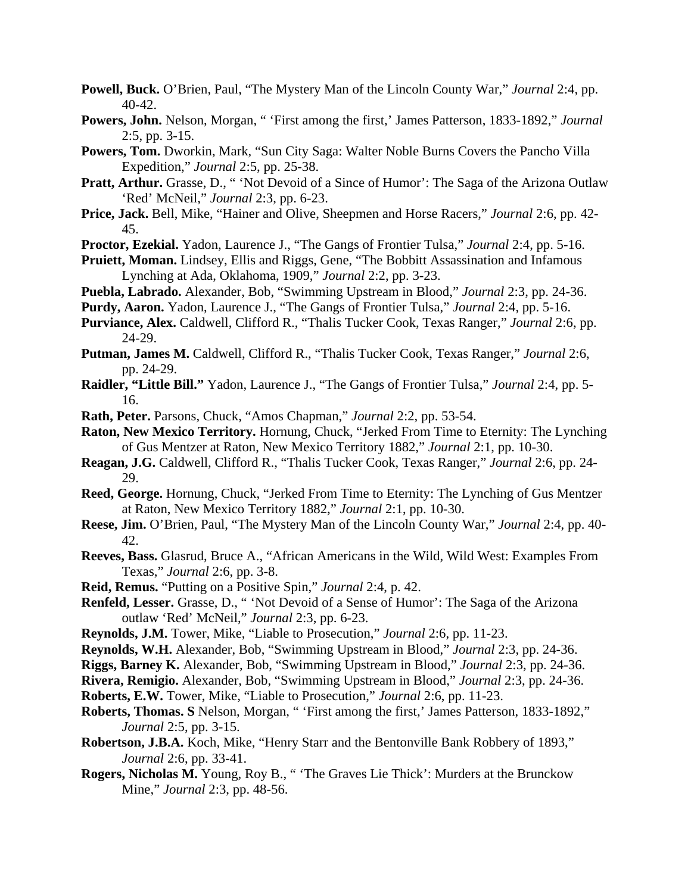**Powell, Buck.** O'Brien, Paul, "The Mystery Man of the Lincoln County War," *Journal* 2:4, pp. 40-42.

**Powers, John.** Nelson, Morgan, " 'First among the first,' James Patterson, 1833-1892," *Journal* 2:5, pp. 3-15.

**Powers, Tom.** Dworkin, Mark, "Sun City Saga: Walter Noble Burns Covers the Pancho Villa Expedition," *Journal* 2:5, pp. 25-38.

**Pratt, Arthur.** Grasse, D., " 'Not Devoid of a Since of Humor': The Saga of the Arizona Outlaw 'Red' McNeil," *Journal* 2:3, pp. 6-23.

**Price, Jack.** Bell, Mike, "Hainer and Olive, Sheepmen and Horse Racers," *Journal* 2:6, pp. 42-45.

**Proctor, Ezekial.** Yadon, Laurence J., "The Gangs of Frontier Tulsa," *Journal* 2:4, pp. 5-16.

**Pruiett, Moman.** Lindsey, Ellis and Riggs, Gene, "The Bobbitt Assassination and Infamous Lynching at Ada, Oklahoma, 1909," *Journal* 2:2, pp. 3-23.

**Puebla, Labrado.** Alexander, Bob, "Swimming Upstream in Blood," *Journal* 2:3, pp. 24-36.

**Purdy, Aaron.** Yadon, Laurence J., "The Gangs of Frontier Tulsa," *Journal* 2:4, pp. 5-16.

**Purviance, Alex.** Caldwell, Clifford R., "Thalis Tucker Cook, Texas Ranger," *Journal* 2:6, pp. 24-29.

**Putman, James M.** Caldwell, Clifford R., "Thalis Tucker Cook, Texas Ranger," *Journal* 2:6, pp. 24-29.

**Raidler, "Little Bill."** Yadon, Laurence J., "The Gangs of Frontier Tulsa," *Journal* 2:4, pp. 5-16.

**Rath, Peter.** Parsons, Chuck, "Amos Chapman," *Journal* 2:2, pp. 53-54.

**Raton, New Mexico Territory.** Hornung, Chuck, "Jerked From Time to Eternity: The Lynching of Gus Mentzer at Raton, New Mexico Territory 1882," *Journal* 2:1, pp. 10-30.

**Reagan, J.G.** Caldwell, Clifford R., "Thalis Tucker Cook, Texas Ranger," *Journal* 2:6, pp. 24-29.

**Reed, George.** Hornung, Chuck, "Jerked From Time to Eternity: The Lynching of Gus Mentzer at Raton, New Mexico Territory 1882," *Journal* 2:1, pp. 10-30.

**Reese, Jim.** O'Brien, Paul, "The Mystery Man of the Lincoln County War," *Journal* 2:4, pp. 40-42.

**Reeves, Bass.** Glasrud, Bruce A., "African Americans in the Wild, Wild West: Examples From Texas," *Journal* 2:6, pp. 3-8.

**Reid, Remus.** "Putting on a Positive Spin," *Journal* 2:4, p. 42.

**Renfeld, Lesser.** Grasse, D., " 'Not Devoid of a Sense of Humor': The Saga of the Arizona outlaw 'Red' McNeil," *Journal* 2:3, pp. 6-23.

**Reynolds, J.M.** Tower, Mike, "Liable to Prosecution," *Journal* 2:6, pp. 11-23.

**Reynolds, W.H.** Alexander, Bob, "Swimming Upstream in Blood," *Journal* 2:3, pp. 24-36.

**Riggs, Barney K.** Alexander, Bob, "Swimming Upstream in Blood," *Journal* 2:3, pp. 24-36.

**Rivera, Remigio.** Alexander, Bob, "Swimming Upstream in Blood," *Journal* 2:3, pp. 24-36.

**Roberts, E.W.** Tower, Mike, "Liable to Prosecution," *Journal* 2:6, pp. 11-23.

**Roberts, Thomas. S** Nelson, Morgan, " 'First among the first,' James Patterson, 1833-1892," *Journal* 2:5, pp. 3-15.

**Robertson, J.B.A.** Koch, Mike, "Henry Starr and the Bentonville Bank Robbery of 1893," *Journal* 2:6, pp. 33-41.

**Rogers, Nicholas M.** Young, Roy B., " 'The Graves Lie Thick': Murders at the Brunckow Mine," *Journal* 2:3, pp. 48-56.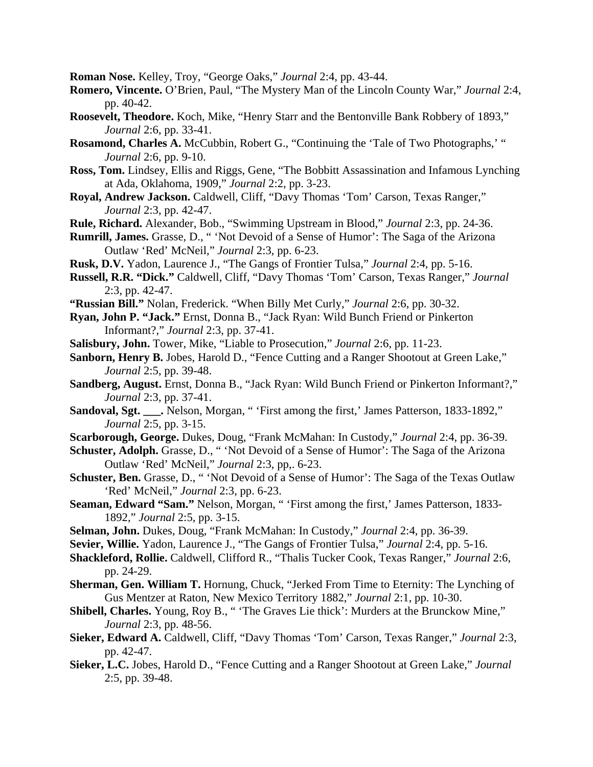**Roman Nose.** Kelley, Troy, "George Oaks," *Journal* 2:4, pp. 43-44.

**Romero, Vincente.** O'Brien, Paul, "The Mystery Man of the Lincoln County War," *Journal* 2:4, pp. 40-42.

**Roosevelt, Theodore.** Koch, Mike, "Henry Starr and the Bentonville Bank Robbery of 1893," *Journal* 2:6, pp. 33-41.

**Rosamond, Charles A.** McCubbin, Robert G., "Continuing the 'Tale of Two Photographs,' " *Journal* 2:6, pp. 9-10.

**Ross, Tom.** Lindsey, Ellis and Riggs, Gene, "The Bobbitt Assassination and Infamous Lynching at Ada, Oklahoma, 1909," *Journal* 2:2, pp. 3-23.

**Royal, Andrew Jackson.** Caldwell, Cliff, "Davy Thomas 'Tom' Carson, Texas Ranger," *Journal* 2:3, pp. 42-47.

**Rule, Richard.** Alexander, Bob., "Swimming Upstream in Blood," *Journal* 2:3, pp. 24-36.

**Rumrill, James.** Grasse, D., " 'Not Devoid of a Sense of Humor': The Saga of the Arizona Outlaw 'Red' McNeil," *Journal* 2:3, pp. 6-23.

**Rusk, D.V.** Yadon, Laurence J., "The Gangs of Frontier Tulsa," *Journal* 2:4, pp. 5-16.

**Russell, R.R. "Dick."** Caldwell, Cliff, "Davy Thomas 'Tom' Carson, Texas Ranger," *Journal* 2:3, pp. 42-47.

**"Russian Bill."** Nolan, Frederick. "When Billy Met Curly," *Journal* 2:6, pp. 30-32.

**Ryan, John P. "Jack."** Ernst, Donna B., "Jack Ryan: Wild Bunch Friend or Pinkerton Informant?," *Journal* 2:3, pp. 37-41.

**Salisbury, John.** Tower, Mike, "Liable to Prosecution," *Journal* 2:6, pp. 11-23.

**Sanborn, Henry B.** Jobes, Harold D., "Fence Cutting and a Ranger Shootout at Green Lake," *Journal* 2:5, pp. 39-48.

**Sandberg, August.** Ernst, Donna B., "Jack Ryan: Wild Bunch Friend or Pinkerton Informant?," *Journal* 2:3, pp. 37-41.

**Sandoval, Sgt. ___.** Nelson, Morgan, " 'First among the first,' James Patterson, 1833-1892," *Journal* 2:5, pp. 3-15.

**Scarborough, George.** Dukes, Doug, "Frank McMahan: In Custody," *Journal* 2:4, pp. 36-39.

**Schuster, Adolph.** Grasse, D., " 'Not Devoid of a Sense of Humor': The Saga of the Arizona Outlaw 'Red' McNeil," *Journal* 2:3, pp,. 6-23.

**Schuster, Ben.** Grasse, D., " 'Not Devoid of a Sense of Humor': The Saga of the Texas Outlaw 'Red' McNeil," *Journal* 2:3, pp. 6-23.

**Seaman, Edward "Sam."** Nelson, Morgan, " 'First among the first,' James Patterson, 1833-1892," *Journal* 2:5, pp. 3-15.

**Selman, John.** Dukes, Doug, "Frank McMahan: In Custody," *Journal* 2:4, pp. 36-39.

**Sevier, Willie.** Yadon, Laurence J., "The Gangs of Frontier Tulsa," *Journal* 2:4, pp. 5-16.

**Shackleford, Rollie.** Caldwell, Clifford R., "Thalis Tucker Cook, Texas Ranger," *Journal* 2:6, pp. 24-29.

**Sherman, Gen. William T.** Hornung, Chuck, "Jerked From Time to Eternity: The Lynching of Gus Mentzer at Raton, New Mexico Territory 1882," *Journal* 2:1, pp. 10-30.

**Shibell, Charles.** Young, Roy B., " 'The Graves Lie thick': Murders at the Brunckow Mine," *Journal* 2:3, pp. 48-56.

**Sieker, Edward A.** Caldwell, Cliff, "Davy Thomas 'Tom' Carson, Texas Ranger," *Journal* 2:3, pp. 42-47.

**Sieker, L.C.** Jobes, Harold D., "Fence Cutting and a Ranger Shootout at Green Lake," *Journal* 2:5, pp. 39-48.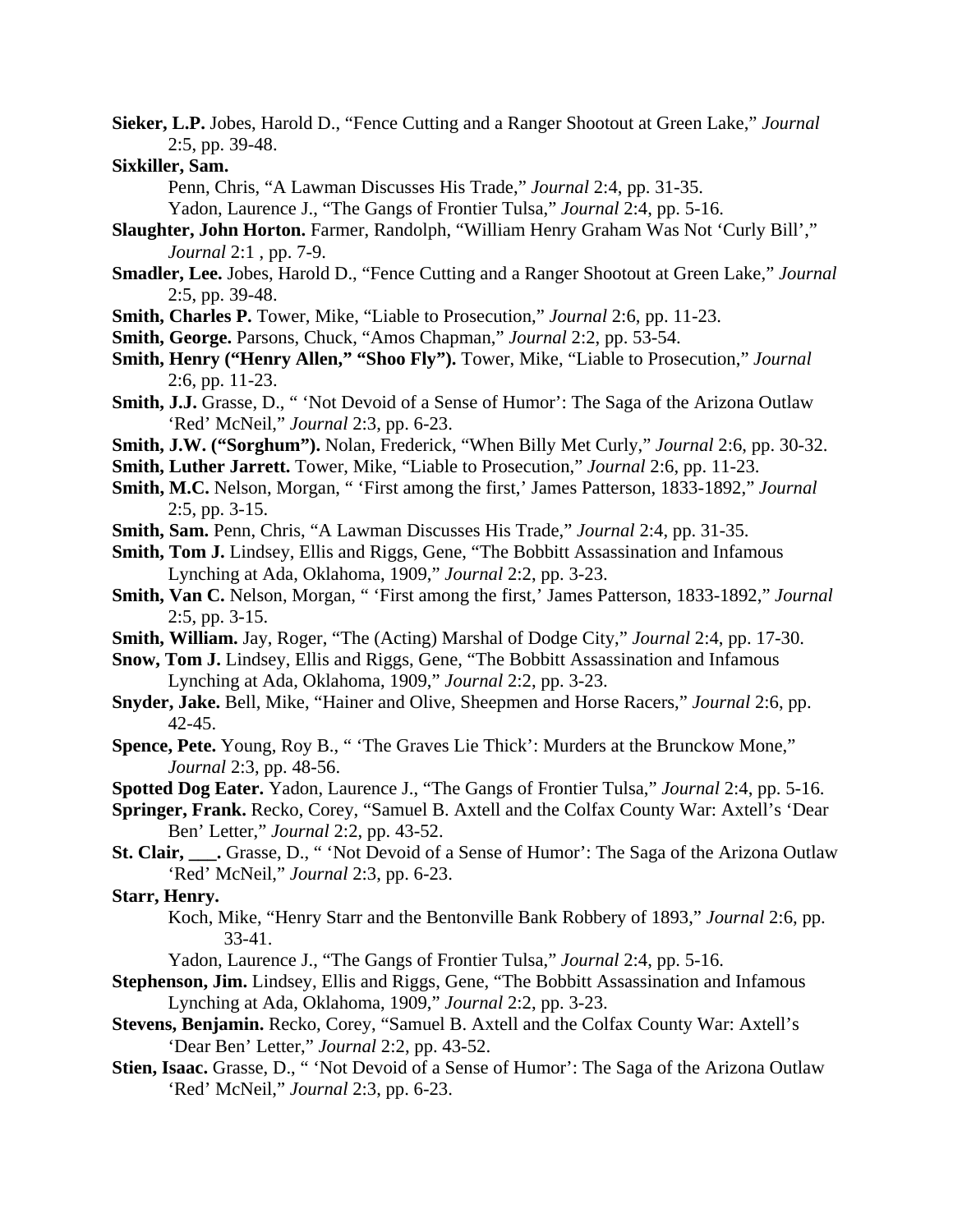**Sieker, L.P.** Jobes, Harold D., "Fence Cutting and a Ranger Shootout at Green Lake," *Journal* 2:5, pp. 39-48.

**Sixkiller, Sam.**

Penn, Chris, "A Lawman Discusses His Trade," *Journal* 2:4, pp. 31-35.

Yadon, Laurence J., "The Gangs of Frontier Tulsa," *Journal* 2:4, pp. 5-16.

**Slaughter, John Horton.** Farmer, Randolph, "William Henry Graham Was Not 'Curly Bill'," *Journal* 2:1 , pp. 7-9.

**Smadler, Lee.** Jobes, Harold D., "Fence Cutting and a Ranger Shootout at Green Lake," *Journal* 2:5, pp. 39-48.

**Smith, Charles P.** Tower, Mike, "Liable to Prosecution," *Journal* 2:6, pp. 11-23.

**Smith, George.** Parsons, Chuck, "Amos Chapman," *Journal* 2:2, pp. 53-54.

**Smith, Henry ("Henry Allen," "Shoo Fly").** Tower, Mike, "Liable to Prosecution," *Journal* 2:6, pp. 11-23.

**Smith, J.J.** Grasse, D., " 'Not Devoid of a Sense of Humor': The Saga of the Arizona Outlaw 'Red' McNeil," *Journal* 2:3, pp. 6-23.

**Smith, J.W. ("Sorghum").** Nolan, Frederick, "When Billy Met Curly," *Journal* 2:6, pp. 30-32.

**Smith, Luther Jarrett.** Tower, Mike, "Liable to Prosecution," *Journal* 2:6, pp. 11-23.

**Smith, M.C.** Nelson, Morgan, " 'First among the first,' James Patterson, 1833-1892," *Journal* 2:5, pp. 3-15.

**Smith, Sam.** Penn, Chris, "A Lawman Discusses His Trade," *Journal* 2:4, pp. 31-35.

**Smith, Tom J.** Lindsey, Ellis and Riggs, Gene, "The Bobbitt Assassination and Infamous Lynching at Ada, Oklahoma, 1909," *Journal* 2:2, pp. 3-23.

**Smith, Van C.** Nelson, Morgan, " 'First among the first,' James Patterson, 1833-1892," *Journal* 2:5, pp. 3-15.

**Smith, William.** Jay, Roger, "The (Acting) Marshal of Dodge City," *Journal* 2:4, pp. 17-30.

**Snow, Tom J.** Lindsey, Ellis and Riggs, Gene, "The Bobbitt Assassination and Infamous Lynching at Ada, Oklahoma, 1909," *Journal* 2:2, pp. 3-23.

**Snyder, Jake.** Bell, Mike, "Hainer and Olive, Sheepmen and Horse Racers," *Journal* 2:6, pp. 42-45.

**Spence, Pete.** Young, Roy B., " 'The Graves Lie Thick': Murders at the Brunckow Mone," *Journal* 2:3, pp. 48-56.

**Spotted Dog Eater.** Yadon, Laurence J., "The Gangs of Frontier Tulsa," *Journal* 2:4, pp. 5-16.

**Springer, Frank.** Recko, Corey, "Samuel B. Axtell and the Colfax County War: Axtell's 'Dear Ben' Letter," *Journal* 2:2, pp. 43-52.

**St. Clair, ___.** Grasse, D., " 'Not Devoid of a Sense of Humor': The Saga of the Arizona Outlaw 'Red' McNeil," *Journal* 2:3, pp. 6-23.

**Starr, Henry.**

Koch, Mike, "Henry Starr and the Bentonville Bank Robbery of 1893," *Journal* 2:6, pp. 33-41.

Yadon, Laurence J., "The Gangs of Frontier Tulsa," *Journal* 2:4, pp. 5-16.

**Stephenson, Jim.** Lindsey, Ellis and Riggs, Gene, "The Bobbitt Assassination and Infamous Lynching at Ada, Oklahoma, 1909," *Journal* 2:2, pp. 3-23.

**Stevens, Benjamin.** Recko, Corey, "Samuel B. Axtell and the Colfax County War: Axtell's 'Dear Ben' Letter," *Journal* 2:2, pp. 43-52.

**Stien, Isaac.** Grasse, D., " 'Not Devoid of a Sense of Humor': The Saga of the Arizona Outlaw 'Red' McNeil," *Journal* 2:3, pp. 6-23.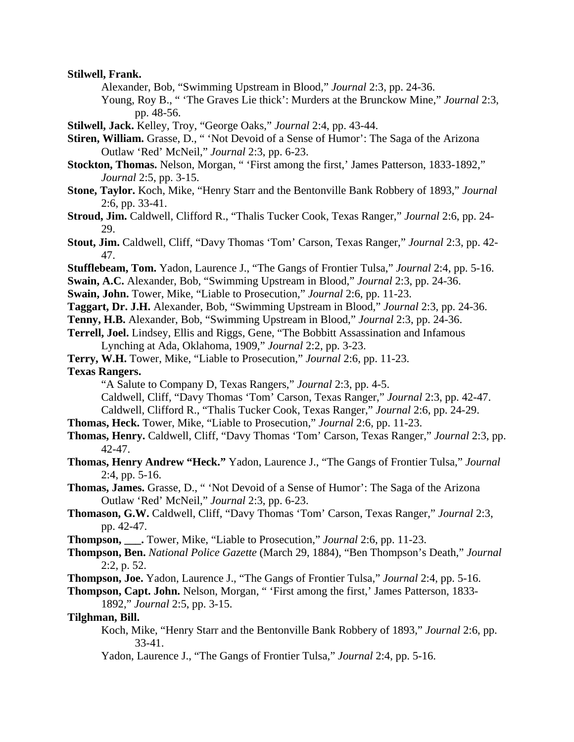**Stilwell, Frank.**

Alexander, Bob, "Swimming Upstream in Blood," *Journal* 2:3, pp. 24-36.

Young, Roy B., " 'The Graves Lie thick': Murders at the Brunckow Mine," *Journal* 2:3, pp. 48-56.

**Stilwell, Jack.** Kelley, Troy, "George Oaks," *Journal* 2:4, pp. 43-44.

**Stiren, William.** Grasse, D., " 'Not Devoid of a Sense of Humor': The Saga of the Arizona Outlaw 'Red' McNeil," *Journal* 2:3, pp. 6-23.

**Stockton, Thomas.** Nelson, Morgan, " 'First among the first,' James Patterson, 1833-1892," *Journal* 2:5, pp. 3-15.

**Stone, Taylor.** Koch, Mike, "Henry Starr and the Bentonville Bank Robbery of 1893," *Journal* 2:6, pp. 33-41.

**Stroud, Jim.** Caldwell, Clifford R., "Thalis Tucker Cook, Texas Ranger," *Journal* 2:6, pp. 24-29.

**Stout, Jim.** Caldwell, Cliff, "Davy Thomas 'Tom' Carson, Texas Ranger," *Journal* 2:3, pp. 42-47.

**Stufflebeam, Tom.** Yadon, Laurence J., "The Gangs of Frontier Tulsa," *Journal* 2:4, pp. 5-16.

**Swain, A.C.** Alexander, Bob, "Swimming Upstream in Blood," *Journal* 2:3, pp. 24-36.

**Swain, John.** Tower, Mike, "Liable to Prosecution," *Journal* 2:6, pp. 11-23.

**Taggart, Dr. J.H.** Alexander, Bob, "Swimming Upstream in Blood," *Journal* 2:3, pp. 24-36.

**Tenny, H.B.** Alexander, Bob, "Swimming Upstream in Blood," *Journal* 2:3, pp. 24-36.

**Terrell, Joel.** Lindsey, Ellis and Riggs, Gene, "The Bobbitt Assassination and Infamous Lynching at Ada, Oklahoma, 1909," *Journal* 2:2, pp. 3-23.

**Terry, W.H.** Tower, Mike, "Liable to Prosecution," *Journal* 2:6, pp. 11-23.

**Texas Rangers.**

"A Salute to Company D, Texas Rangers," *Journal* 2:3, pp. 4-5.

Caldwell, Cliff, "Davy Thomas 'Tom' Carson, Texas Ranger," *Journal* 2:3, pp. 42-47.

Caldwell, Clifford R., "Thalis Tucker Cook, Texas Ranger," *Journal* 2:6, pp. 24-29.

**Thomas, Heck.** Tower, Mike, "Liable to Prosecution," *Journal* 2:6, pp. 11-23.

**Thomas, Henry.** Caldwell, Cliff, "Davy Thomas 'Tom' Carson, Texas Ranger," *Journal* 2:3, pp. 42-47.

**Thomas, Henry Andrew "Heck."** Yadon, Laurence J., "The Gangs of Frontier Tulsa," *Journal* 2:4, pp. 5-16.

**Thomas, James.** Grasse, D., " 'Not Devoid of a Sense of Humor': The Saga of the Arizona Outlaw 'Red' McNeil," *Journal* 2:3, pp. 6-23.

**Thomason, G.W.** Caldwell, Cliff, "Davy Thomas 'Tom' Carson, Texas Ranger," *Journal* 2:3, pp. 42-47.

**Thompson, \_\_\_.** Tower, Mike, "Liable to Prosecution," *Journal* 2:6, pp. 11-23.

**Thompson, Ben.** *National Police Gazette* (March 29, 1884), "Ben Thompson's Death," *Journal* 2:2, p. 52.

**Thompson, Joe.** Yadon, Laurence J., "The Gangs of Frontier Tulsa," *Journal* 2:4, pp. 5-16.

**Thompson, Capt. John.** Nelson, Morgan, " 'First among the first,' James Patterson, 1833-1892," *Journal* 2:5, pp. 3-15.

**Tilghman, Bill.**

Koch, Mike, "Henry Starr and the Bentonville Bank Robbery of 1893," *Journal* 2:6, pp. 33-41.

Yadon, Laurence J., "The Gangs of Frontier Tulsa," *Journal* 2:4, pp. 5-16.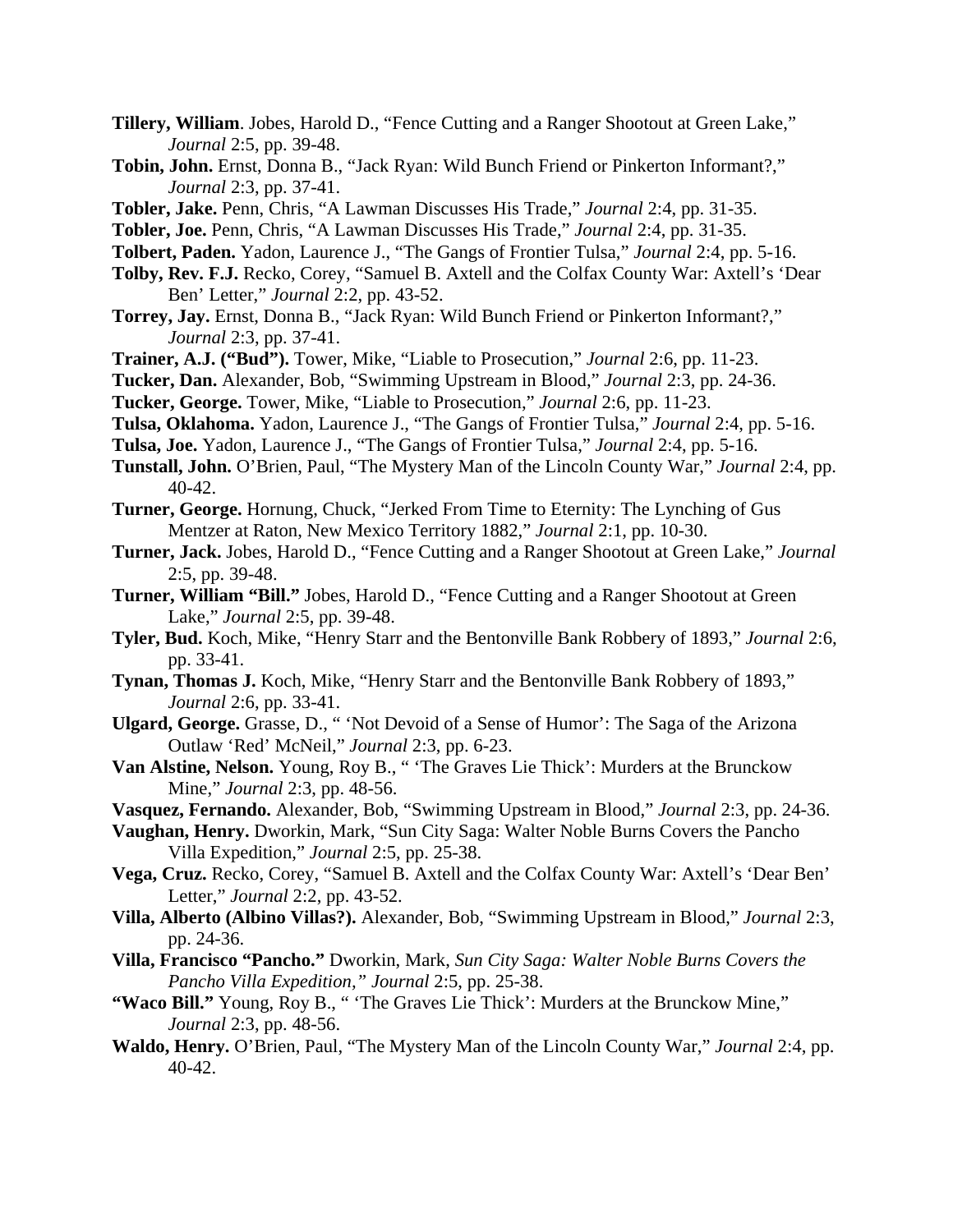**Tillery, William**. Jobes, Harold D., "Fence Cutting and a Ranger Shootout at Green Lake," *Journal* 2:5, pp. 39-48.

**Tobin, John.** Ernst, Donna B., "Jack Ryan: Wild Bunch Friend or Pinkerton Informant?," *Journal* 2:3, pp. 37-41.

**Tobler, Jake.** Penn, Chris, "A Lawman Discusses His Trade," *Journal* 2:4, pp. 31-35.

**Tobler, Joe.** Penn, Chris, "A Lawman Discusses His Trade," *Journal* 2:4, pp. 31-35.

**Tolbert, Paden.** Yadon, Laurence J., "The Gangs of Frontier Tulsa," *Journal* 2:4, pp. 5-16.

**Tolby, Rev. F.J.** Recko, Corey, "Samuel B. Axtell and the Colfax County War: Axtell's 'Dear Ben' Letter," *Journal* 2:2, pp. 43-52.

**Torrey, Jay.** Ernst, Donna B., "Jack Ryan: Wild Bunch Friend or Pinkerton Informant?," *Journal* 2:3, pp. 37-41.

**Trainer, A.J. ("Bud").** Tower, Mike, "Liable to Prosecution," *Journal* 2:6, pp. 11-23.

**Tucker, Dan.** Alexander, Bob, "Swimming Upstream in Blood," *Journal* 2:3, pp. 24-36.

**Tucker, George.** Tower, Mike, "Liable to Prosecution," *Journal* 2:6, pp. 11-23.

**Tulsa, Oklahoma.** Yadon, Laurence J., "The Gangs of Frontier Tulsa," *Journal* 2:4, pp. 5-16.

**Tulsa, Joe.** Yadon, Laurence J., "The Gangs of Frontier Tulsa," *Journal* 2:4, pp. 5-16.

**Tunstall, John.** O'Brien, Paul, "The Mystery Man of the Lincoln County War," *Journal* 2:4, pp. 40-42.

**Turner, George.** Hornung, Chuck, "Jerked From Time to Eternity: The Lynching of Gus Mentzer at Raton, New Mexico Territory 1882," *Journal* 2:1, pp. 10-30.

**Turner, Jack.** Jobes, Harold D., "Fence Cutting and a Ranger Shootout at Green Lake," *Journal* 2:5, pp. 39-48.

**Turner, William "Bill."** Jobes, Harold D., "Fence Cutting and a Ranger Shootout at Green Lake," *Journal* 2:5, pp. 39-48.

**Tyler, Bud.** Koch, Mike, "Henry Starr and the Bentonville Bank Robbery of 1893," *Journal* 2:6, pp. 33-41.

**Tynan, Thomas J.** Koch, Mike, "Henry Starr and the Bentonville Bank Robbery of 1893," *Journal* 2:6, pp. 33-41.

**Ulgard, George.** Grasse, D., " 'Not Devoid of a Sense of Humor': The Saga of the Arizona Outlaw 'Red' McNeil," *Journal* 2:3, pp. 6-23.

**Van Alstine, Nelson.** Young, Roy B., " 'The Graves Lie Thick': Murders at the Brunckow Mine," *Journal* 2:3, pp. 48-56.

**Vasquez, Fernando.** Alexander, Bob, "Swimming Upstream in Blood," *Journal* 2:3, pp. 24-36.

**Vaughan, Henry.** Dworkin, Mark, "Sun City Saga: Walter Noble Burns Covers the Pancho Villa Expedition," *Journal* 2:5, pp. 25-38.

**Vega, Cruz.** Recko, Corey, "Samuel B. Axtell and the Colfax County War: Axtell's 'Dear Ben' Letter," *Journal* 2:2, pp. 43-52.

**Villa, Alberto (Albino Villas?).** Alexander, Bob, "Swimming Upstream in Blood," *Journal* 2:3, pp. 24-36.

**Villa, Francisco "Pancho."** Dworkin, Mark, *Sun City Saga: Walter Noble Burns Covers the Pancho Villa Expedition," Journal* 2:5, pp. 25-38.

**"Waco Bill."** Young, Roy B., " 'The Graves Lie Thick': Murders at the Brunckow Mine," *Journal* 2:3, pp. 48-56.

**Waldo, Henry.** O'Brien, Paul, "The Mystery Man of the Lincoln County War," *Journal* 2:4, pp. 40-42.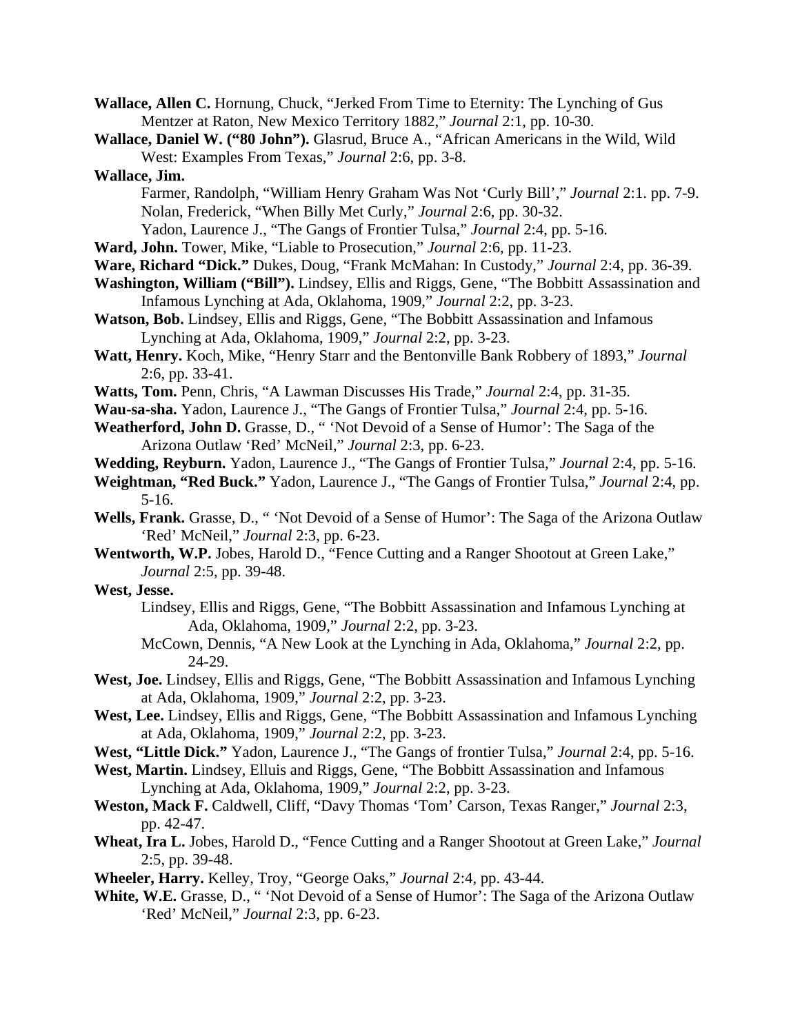**Wallace, Allen C.** Hornung, Chuck, "Jerked From Time to Eternity: The Lynching of Gus Mentzer at Raton, New Mexico Territory 1882," *Journal* 2:1, pp. 10-30.

**Wallace, Daniel W. ("80 John").** Glasrud, Bruce A., "African Americans in the Wild, Wild West: Examples From Texas," *Journal* 2:6, pp. 3-8.

**Wallace, Jim.**

Farmer, Randolph, "William Henry Graham Was Not 'Curly Bill'," *Journal* 2:1. pp. 7-9.

Nolan, Frederick, "When Billy Met Curly," *Journal* 2:6, pp. 30-32.

Yadon, Laurence J., "The Gangs of Frontier Tulsa," *Journal* 2:4, pp. 5-16.

**Ward, John.** Tower, Mike, "Liable to Prosecution," *Journal* 2:6, pp. 11-23.

**Ware, Richard "Dick."** Dukes, Doug, "Frank McMahan: In Custody," *Journal* 2:4, pp. 36-39.

**Washington, William ("Bill").** Lindsey, Ellis and Riggs, Gene, "The Bobbitt Assassination and Infamous Lynching at Ada, Oklahoma, 1909," *Journal* 2:2, pp. 3-23.

**Watson, Bob.** Lindsey, Ellis and Riggs, Gene, "The Bobbitt Assassination and Infamous Lynching at Ada, Oklahoma, 1909," *Journal* 2:2, pp. 3-23.

**Watt, Henry.** Koch, Mike, "Henry Starr and the Bentonville Bank Robbery of 1893," *Journal* 2:6, pp. 33-41.

**Watts, Tom.** Penn, Chris, "A Lawman Discusses His Trade," *Journal* 2:4, pp. 31-35.

**Wau-sa-sha.** Yadon, Laurence J., "The Gangs of Frontier Tulsa," *Journal* 2:4, pp. 5-16.

**Weatherford, John D.** Grasse, D., " 'Not Devoid of a Sense of Humor': The Saga of the Arizona Outlaw 'Red' McNeil," *Journal* 2:3, pp. 6-23.

**Wedding, Reyburn.** Yadon, Laurence J., "The Gangs of Frontier Tulsa," *Journal* 2:4, pp. 5-16.

**Weightman, "Red Buck."** Yadon, Laurence J., "The Gangs of Frontier Tulsa," *Journal* 2:4, pp. 5-16.

**Wells, Frank.** Grasse, D., " 'Not Devoid of a Sense of Humor': The Saga of the Arizona Outlaw 'Red' McNeil," *Journal* 2:3, pp. 6-23.

**Wentworth, W.P.** Jobes, Harold D., "Fence Cutting and a Ranger Shootout at Green Lake," *Journal* 2:5, pp. 39-48.

**West, Jesse.**

Lindsey, Ellis and Riggs, Gene, "The Bobbitt Assassination and Infamous Lynching at Ada, Oklahoma, 1909," *Journal* 2:2, pp. 3-23.

McCown, Dennis, "A New Look at the Lynching in Ada, Oklahoma," *Journal* 2:2, pp. 24-29.

**West, Joe.** Lindsey, Ellis and Riggs, Gene, "The Bobbitt Assassination and Infamous Lynching at Ada, Oklahoma, 1909," *Journal* 2:2, pp. 3-23.

**West, Lee.** Lindsey, Ellis and Riggs, Gene, "The Bobbitt Assassination and Infamous Lynching at Ada, Oklahoma, 1909," *Journal* 2:2, pp. 3-23.

**West, "Little Dick."** Yadon, Laurence J., "The Gangs of frontier Tulsa," *Journal* 2:4, pp. 5-16.

**West, Martin.** Lindsey, Elluis and Riggs, Gene, "The Bobbitt Assassination and Infamous Lynching at Ada, Oklahoma, 1909," *Journal* 2:2, pp. 3-23.

**Weston, Mack F.** Caldwell, Cliff, "Davy Thomas 'Tom' Carson, Texas Ranger," *Journal* 2:3, pp. 42-47.

**Wheat, Ira L.** Jobes, Harold D., "Fence Cutting and a Ranger Shootout at Green Lake," *Journal* 2:5, pp. 39-48.

**Wheeler, Harry.** Kelley, Troy, "George Oaks," *Journal* 2:4, pp. 43-44.

**White, W.E.** Grasse, D., " 'Not Devoid of a Sense of Humor': The Saga of the Arizona Outlaw 'Red' McNeil," *Journal* 2:3, pp. 6-23.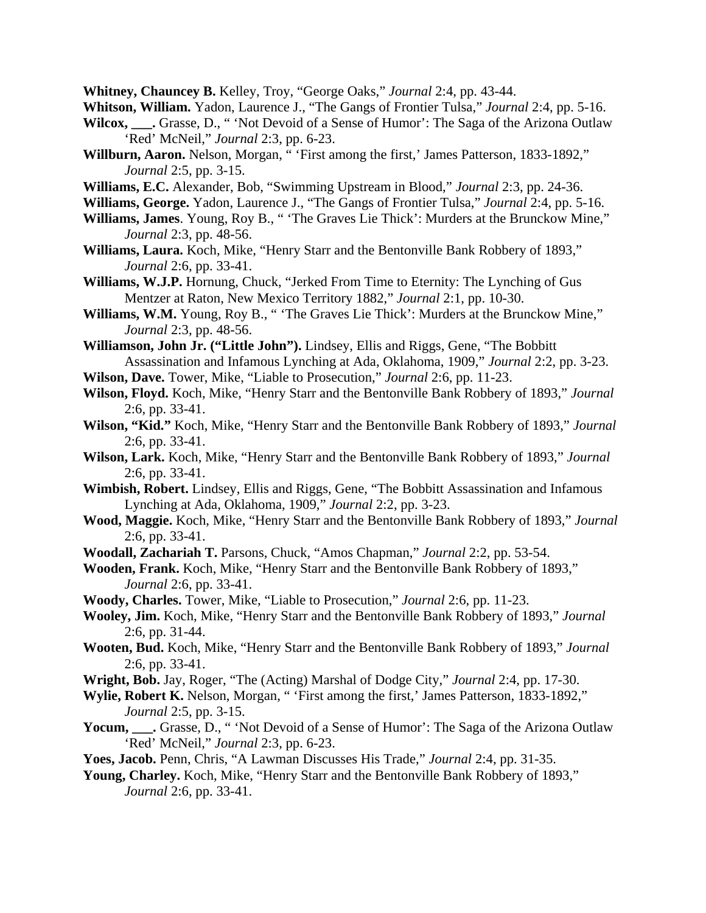**Whitney, Chauncey B.** Kelley, Troy, "George Oaks," *Journal* 2:4, pp. 43-44.

**Whitson, William.** Yadon, Laurence J., "The Gangs of Frontier Tulsa," *Journal* 2:4, pp. 5-16.

**Wilcox, ___.** Grasse, D., " 'Not Devoid of a Sense of Humor': The Saga of the Arizona Outlaw 'Red' McNeil," *Journal* 2:3, pp. 6-23.

**Willburn, Aaron.** Nelson, Morgan, " 'First among the first,' James Patterson, 1833-1892," *Journal* 2:5, pp. 3-15.

**Williams, E.C.** Alexander, Bob, "Swimming Upstream in Blood," *Journal* 2:3, pp. 24-36.

**Williams, George.** Yadon, Laurence J., "The Gangs of Frontier Tulsa," *Journal* 2:4, pp. 5-16.

**Williams, James**. Young, Roy B., " 'The Graves Lie Thick': Murders at the Brunckow Mine," *Journal* 2:3, pp. 48-56.

**Williams, Laura.** Koch, Mike, "Henry Starr and the Bentonville Bank Robbery of 1893," *Journal* 2:6, pp. 33-41.

**Williams, W.J.P.** Hornung, Chuck, "Jerked From Time to Eternity: The Lynching of Gus Mentzer at Raton, New Mexico Territory 1882," *Journal* 2:1, pp. 10-30.

**Williams, W.M.** Young, Roy B., " 'The Graves Lie Thick': Murders at the Brunckow Mine," *Journal* 2:3, pp. 48-56.

**Williamson, John Jr. ("Little John").** Lindsey, Ellis and Riggs, Gene, "The Bobbitt Assassination and Infamous Lynching at Ada, Oklahoma, 1909," *Journal* 2:2, pp. 3-23.

**Wilson, Dave.** Tower, Mike, "Liable to Prosecution," *Journal* 2:6, pp. 11-23.

**Wilson, Floyd.** Koch, Mike, "Henry Starr and the Bentonville Bank Robbery of 1893," *Journal* 2:6, pp. 33-41.

**Wilson, "Kid."** Koch, Mike, "Henry Starr and the Bentonville Bank Robbery of 1893," *Journal* 2:6, pp. 33-41.

**Wilson, Lark.** Koch, Mike, "Henry Starr and the Bentonville Bank Robbery of 1893," *Journal* 2:6, pp. 33-41.

**Wimbish, Robert.** Lindsey, Ellis and Riggs, Gene, "The Bobbitt Assassination and Infamous Lynching at Ada, Oklahoma, 1909," *Journal* 2:2, pp. 3-23.

**Wood, Maggie.** Koch, Mike, "Henry Starr and the Bentonville Bank Robbery of 1893," *Journal* 2:6, pp. 33-41.

**Woodall, Zachariah T.** Parsons, Chuck, "Amos Chapman," *Journal* 2:2, pp. 53-54.

**Wooden, Frank.** Koch, Mike, "Henry Starr and the Bentonville Bank Robbery of 1893," *Journal* 2:6, pp. 33-41.

**Woody, Charles.** Tower, Mike, "Liable to Prosecution," *Journal* 2:6, pp. 11-23.

**Wooley, Jim.** Koch, Mike, "Henry Starr and the Bentonville Bank Robbery of 1893," *Journal* 2:6, pp. 31-44.

**Wooten, Bud.** Koch, Mike, "Henry Starr and the Bentonville Bank Robbery of 1893," *Journal* 2:6, pp. 33-41.

**Wright, Bob.** Jay, Roger, "The (Acting) Marshal of Dodge City," *Journal* 2:4, pp. 17-30.

**Wylie, Robert K.** Nelson, Morgan, " 'First among the first,' James Patterson, 1833-1892," *Journal* 2:5, pp. 3-15.

**Yocum, ___.** Grasse, D., " 'Not Devoid of a Sense of Humor': The Saga of the Arizona Outlaw 'Red' McNeil," *Journal* 2:3, pp. 6-23.

**Yoes, Jacob.** Penn, Chris, "A Lawman Discusses His Trade," *Journal* 2:4, pp. 31-35.

**Young, Charley.** Koch, Mike, "Henry Starr and the Bentonville Bank Robbery of 1893," *Journal* 2:6, pp. 33-41.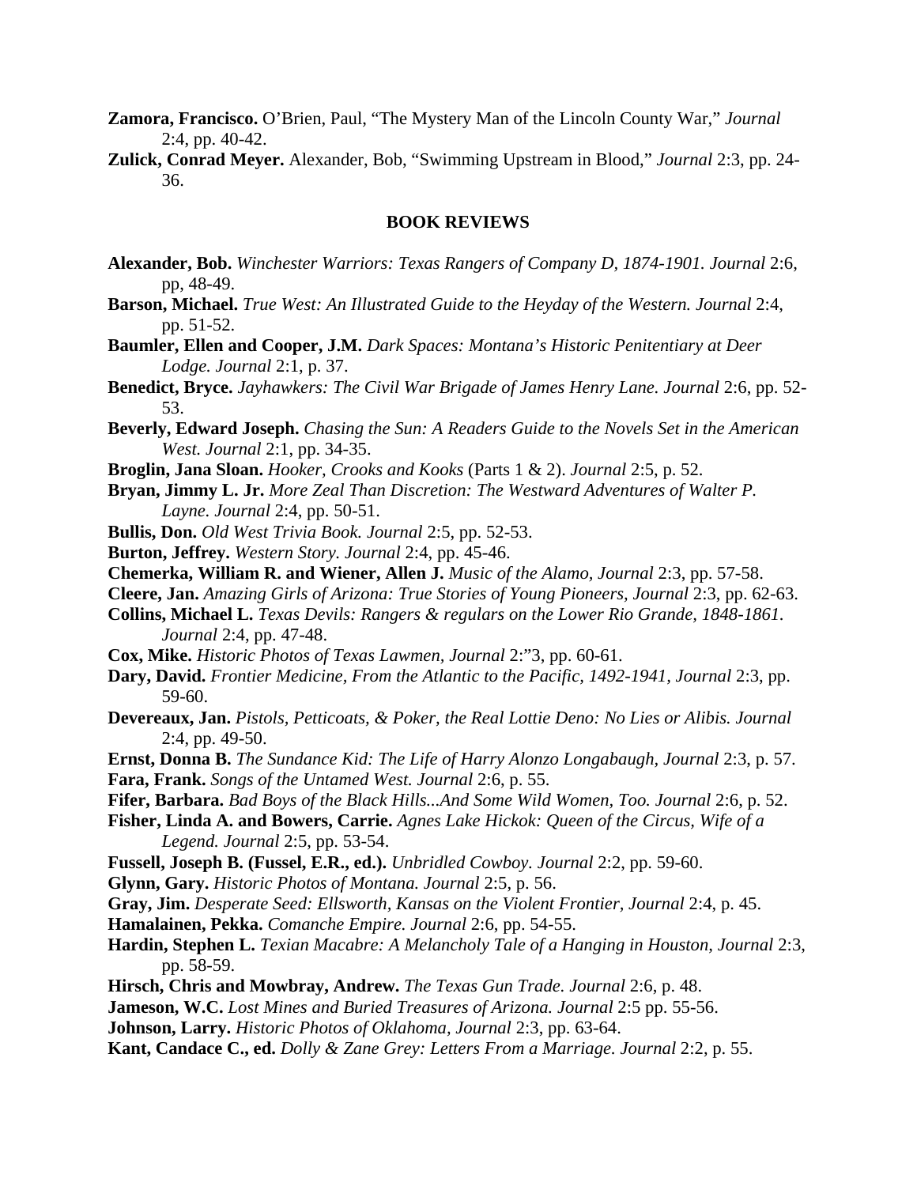**Zamora, Francisco.** O'Brien, Paul, "The Mystery Man of the Lincoln County War," *Journal* 2:4, pp. 40-42.

**Zulick, Conrad Meyer.** Alexander, Bob, "Swimming Upstream in Blood," *Journal* 2:3, pp. 24-36.

## BOOK REVIEWS

**Alexander, Bob.** *Winchester Warriors: Texas Rangers of Company D, 1874-1901. Journal* 2:6, pp, 48-49.

**Barson, Michael.** *True West: An Illustrated Guide to the Heyday of the Western. Journal* 2:4, pp. 51-52.

**Baumler, Ellen and Cooper, J.M.** *Dark Spaces: Montana's Historic Penitentiary at Deer Lodge. Journal* 2:1, p. 37.

**Benedict, Bryce.** *Jayhawkers: The Civil War Brigade of James Henry Lane. Journal* 2:6, pp. 52-53.

**Beverly, Edward Joseph.** *Chasing the Sun: A Readers Guide to the Novels Set in the American West. Journal* 2:1, pp. 34-35.

**Broglin, Jana Sloan.** *Hooker, Crooks and Kooks* (Parts 1 & 2). *Journal* 2:5, p. 52.

**Bryan, Jimmy L. Jr.** *More Zeal Than Discretion: The Westward Adventures of Walter P. Layne. Journal* 2:4, pp. 50-51.

**Bullis, Don.** *Old West Trivia Book. Journal* 2:5, pp. 52-53.

**Burton, Jeffrey.** *Western Story. Journal* 2:4, pp. 45-46.

**Chemerka, William R. and Wiener, Allen J.** *Music of the Alamo, Journal* 2:3, pp. 57-58.

**Cleere, Jan.** *Amazing Girls of Arizona: True Stories of Young Pioneers, Journal* 2:3, pp. 62-63.

**Collins, Michael L.** *Texas Devils: Rangers & regulars on the Lower Rio Grande, 1848-1861. Journal* 2:4, pp. 47-48.

**Cox, Mike.** *Historic Photos of Texas Lawmen, Journal* 2:"3, pp. 60-61.

**Dary, David.** *Frontier Medicine, From the Atlantic to the Pacific, 1492-1941, Journal* 2:3, pp. 59-60.

**Devereaux, Jan.** *Pistols, Petticoats, & Poker, the Real Lottie Deno: No Lies or Alibis. Journal* 2:4, pp. 49-50.

**Ernst, Donna B.** *The Sundance Kid: The Life of Harry Alonzo Longabaugh, Journal* 2:3, p. 57.

**Fara, Frank.** *Songs of the Untamed West. Journal* 2:6, p. 55.

**Fifer, Barbara.** *Bad Boys of the Black Hills...And Some Wild Women, Too. Journal* 2:6, p. 52.

**Fisher, Linda A. and Bowers, Carrie.** *Agnes Lake Hickok: Queen of the Circus, Wife of a Legend. Journal* 2:5, pp. 53-54.

**Fussell, Joseph B. (Fussel, E.R., ed.).** *Unbridled Cowboy. Journal* 2:2, pp. 59-60.

**Glynn, Gary.** *Historic Photos of Montana. Journal* 2:5, p. 56.

**Gray, Jim.** *Desperate Seed: Ellsworth, Kansas on the Violent Frontier, Journal* 2:4, p. 45.

**Hamalainen, Pekka.** *Comanche Empire. Journal* 2:6, pp. 54-55.

**Hardin, Stephen L.** *Texian Macabre: A Melancholy Tale of a Hanging in Houston, Journal* 2:3, pp. 58-59.

**Hirsch, Chris and Mowbray, Andrew.** *The Texas Gun Trade. Journal* 2:6, p. 48.

**Jameson, W.C.** *Lost Mines and Buried Treasures of Arizona. Journal* 2:5 pp. 55-56.

**Johnson, Larry.** *Historic Photos of Oklahoma, Journal* 2:3, pp. 63-64.

**Kant, Candace C., ed.** *Dolly & Zane Grey: Letters From a Marriage. Journal* 2:2, p. 55.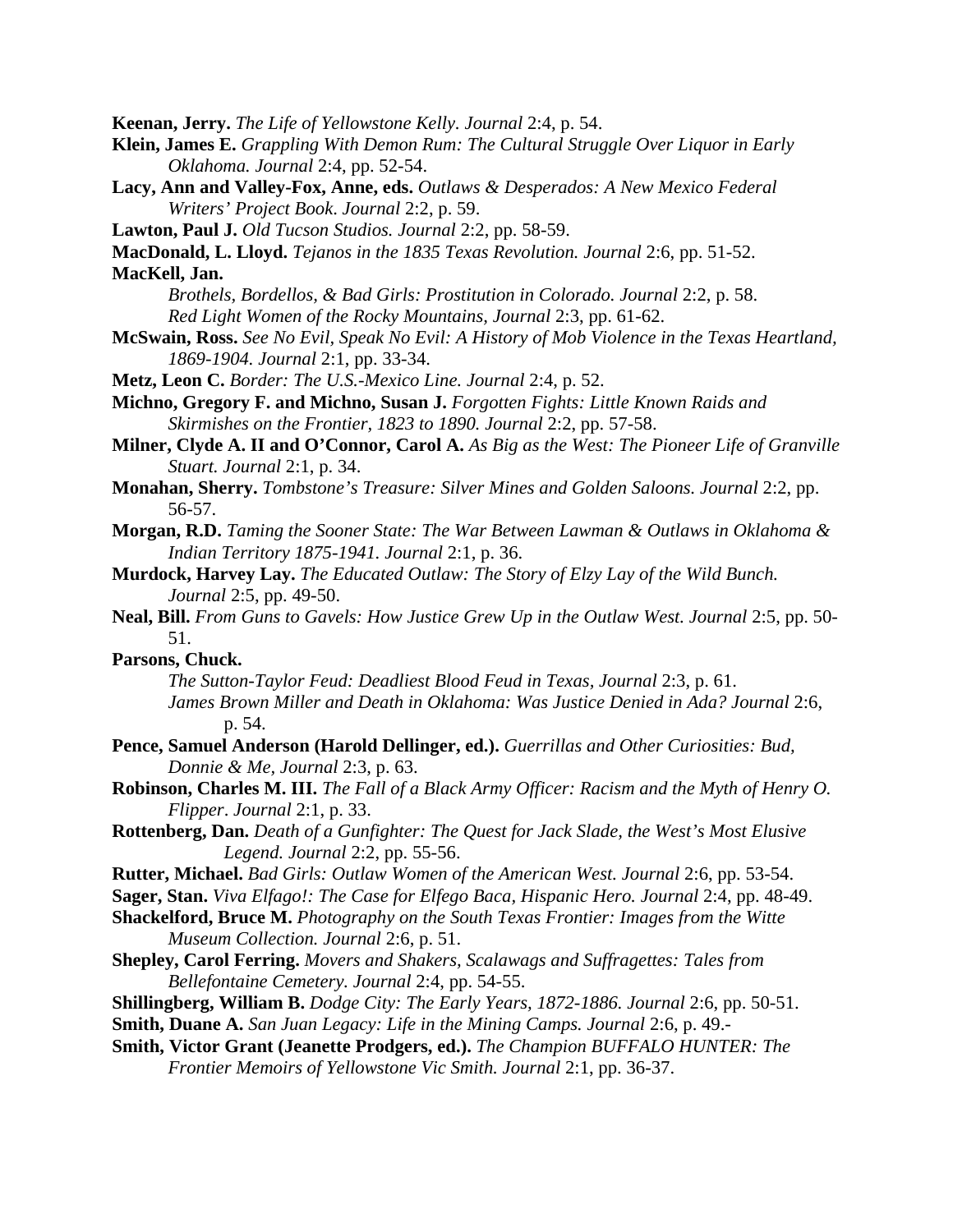**Keenan, Jerry.** *The Life of Yellowstone Kelly. Journal* 2:4, p. 54.

**Klein, James E.** *Grappling With Demon Rum: The Cultural Struggle Over Liquor in Early Oklahoma. Journal* 2:4, pp. 52-54.

**Lacy, Ann and Valley-Fox, Anne, eds.** *Outlaws & Desperados: A New Mexico Federal Writers' Project Book. Journal* 2:2, p. 59.

**Lawton, Paul J.** *Old Tucson Studios. Journal* 2:2, pp. 58-59.

**MacDonald, L. Lloyd.** *Tejanos in the 1835 Texas Revolution. Journal* 2:6, pp. 51-52.

**MacKell, Jan.**

*Brothels, Bordellos, & Bad Girls: Prostitution in Colorado. Journal* 2:2, p. 58.

*Red Light Women of the Rocky Mountains, Journal* 2:3, pp. 61-62.

**McSwain, Ross.** *See No Evil, Speak No Evil: A History of Mob Violence in the Texas Heartland, 1869-1904. Journal* 2:1, pp. 33-34.

**Metz, Leon C.** *Border: The U.S.-Mexico Line. Journal* 2:4, p. 52.

**Michno, Gregory F. and Michno, Susan J.** *Forgotten Fights: Little Known Raids and Skirmishes on the Frontier, 1823 to 1890. Journal* 2:2, pp. 57-58.

**Milner, Clyde A. II and O'Connor, Carol A.** *As Big as the West: The Pioneer Life of Granville Stuart. Journal* 2:1, p. 34.

**Monahan, Sherry.** *Tombstone's Treasure: Silver Mines and Golden Saloons. Journal* 2:2, pp. 56-57.

**Morgan, R.D.** *Taming the Sooner State: The War Between Lawman & Outlaws in Oklahoma & Indian Territory 1875-1941. Journal* 2:1, p. 36.

**Murdock, Harvey Lay.** *The Educated Outlaw: The Story of Elzy Lay of the Wild Bunch. Journal* 2:5, pp. 49-50.

**Neal, Bill.** *From Guns to Gavels: How Justice Grew Up in the Outlaw West. Journal* 2:5, pp. 50-51.

**Parsons, Chuck.**

*The Sutton-Taylor Feud: Deadliest Blood Feud in Texas, Journal* 2:3, p. 61.

*James Brown Miller and Death in Oklahoma: Was Justice Denied in Ada? Journal* 2:6, p. 54.

**Pence, Samuel Anderson (Harold Dellinger, ed.).** *Guerrillas and Other Curiosities: Bud, Donnie & Me, Journal* 2:3, p. 63.

**Robinson, Charles M. III.** *The Fall of a Black Army Officer: Racism and the Myth of Henry O. Flipper. Journal* 2:1, p. 33.

**Rottenberg, Dan.** *Death of a Gunfighter: The Quest for Jack Slade, the West's Most Elusive Legend. Journal* 2:2, pp. 55-56.

**Rutter, Michael.** *Bad Girls: Outlaw Women of the American West. Journal* 2:6, pp. 53-54.

**Sager, Stan.** *Viva Elfago!: The Case for Elfego Baca, Hispanic Hero. Journal* 2:4, pp. 48-49.

**Shackelford, Bruce M.** *Photography on the South Texas Frontier: Images from the Witte Museum Collection. Journal* 2:6, p. 51.

**Shepley, Carol Ferring.** *Movers and Shakers, Scalawags and Suffragettes: Tales from Bellefontaine Cemetery. Journal* 2:4, pp. 54-55.

**Shillingberg, William B.** *Dodge City: The Early Years, 1872-1886. Journal* 2:6, pp. 50-51.

**Smith, Duane A.** *San Juan Legacy: Life in the Mining Camps. Journal* 2:6, p. 49.-

**Smith, Victor Grant (Jeanette Prodgers, ed.).** *The Champion BUFFALO HUNTER: The Frontier Memoirs of Yellowstone Vic Smith. Journal* 2:1, pp. 36-37.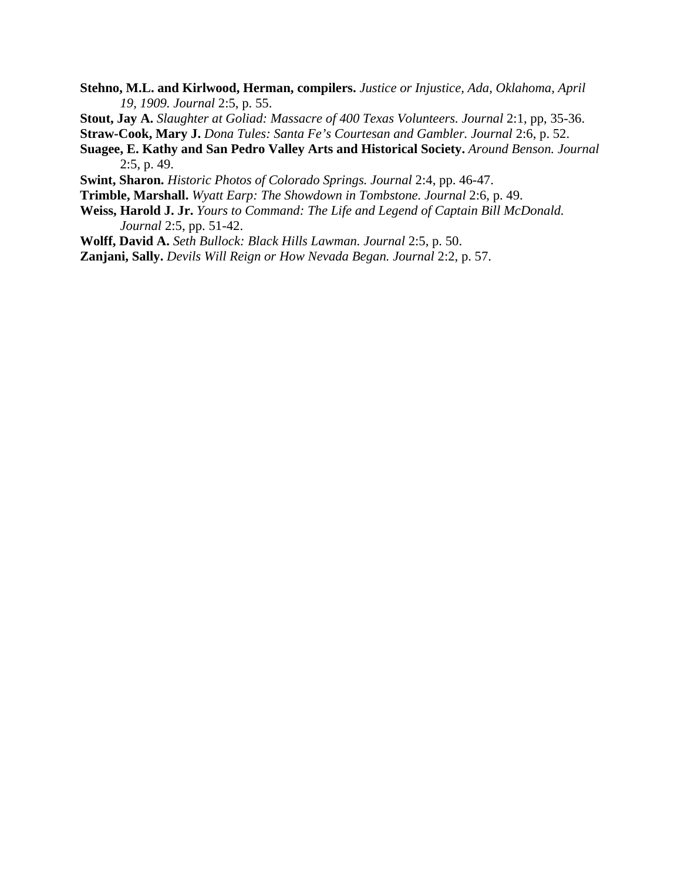**Stehno, M.L. and Kirlwood, Herman, compilers.** *Justice or Injustice, Ada, Oklahoma, April 19, 1909. Journal* 2:5, p. 55.

**Stout, Jay A.** *Slaughter at Goliad: Massacre of 400 Texas Volunteers. Journal* 2:1, pp, 35-36.

**Straw-Cook, Mary J.** *Dona Tules: Santa Fe's Courtesan and Gambler. Journal* 2:6, p. 52.

**Suagee, E. Kathy and San Pedro Valley Arts and Historical Society.** *Around Benson. Journal* 2:5, p. 49.

**Swint, Sharon.** *Historic Photos of Colorado Springs. Journal* 2:4, pp. 46-47.

**Trimble, Marshall.** *Wyatt Earp: The Showdown in Tombstone. Journal* 2:6, p. 49.

**Weiss, Harold J. Jr.** *Yours to Command: The Life and Legend of Captain Bill McDonald. Journal* 2:5, pp. 51-42.

**Wolff, David A.** *Seth Bullock: Black Hills Lawman. Journal* 2:5, p. 50.

**Zanjani, Sally.** *Devils Will Reign or How Nevada Began. Journal* 2:2, p. 57.